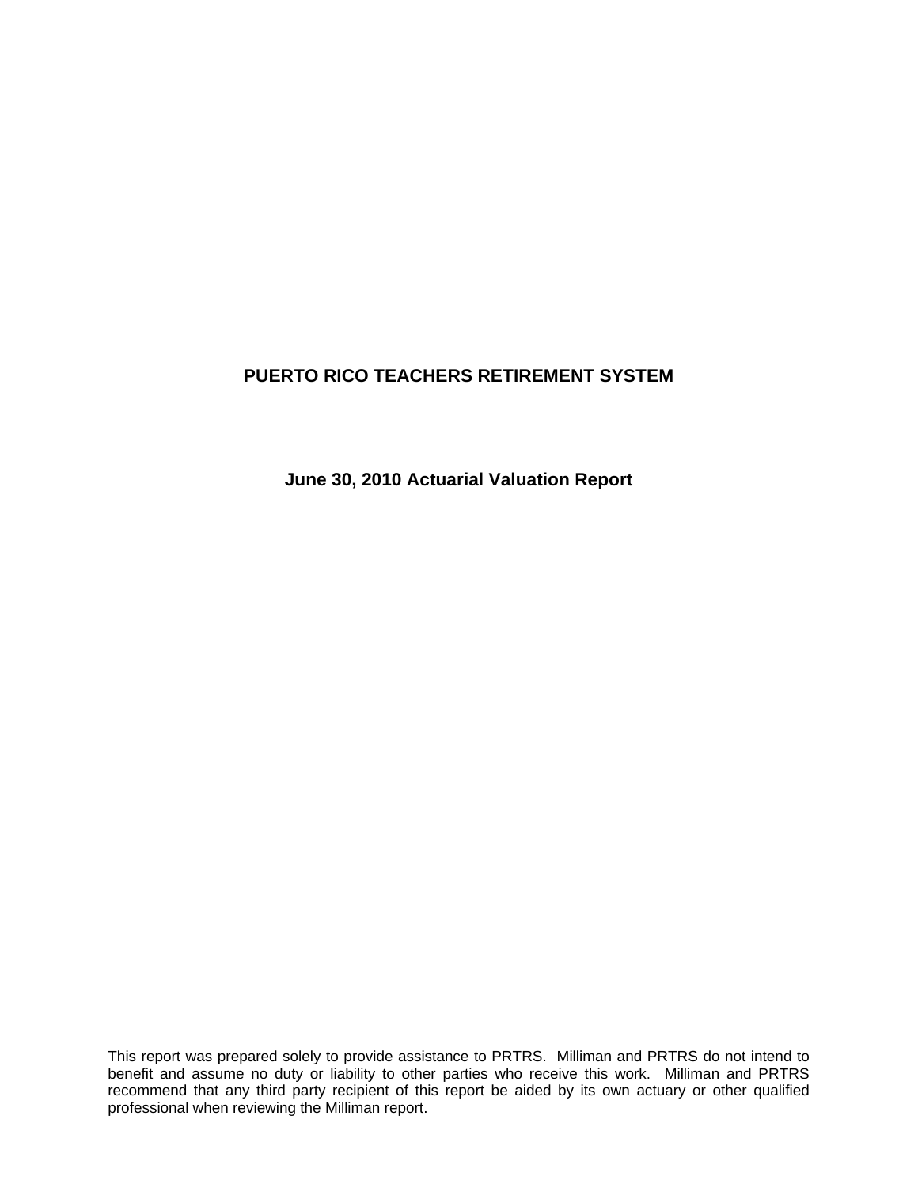# PUERTO RICO TEACHERS RETIREMENT SYSTEM

## June 30, 2010 Actuarial Valuation Report

This report was prepared solely to provide assistance to PRTRS. Milliman and PRTRS do not intend to benefit and assume no duty or liability to other parties who receive this work. Milliman and PRTRS recommend that any third party recipient of this report be aided by its own actuary or other qualified professional when reviewing the Milliman report.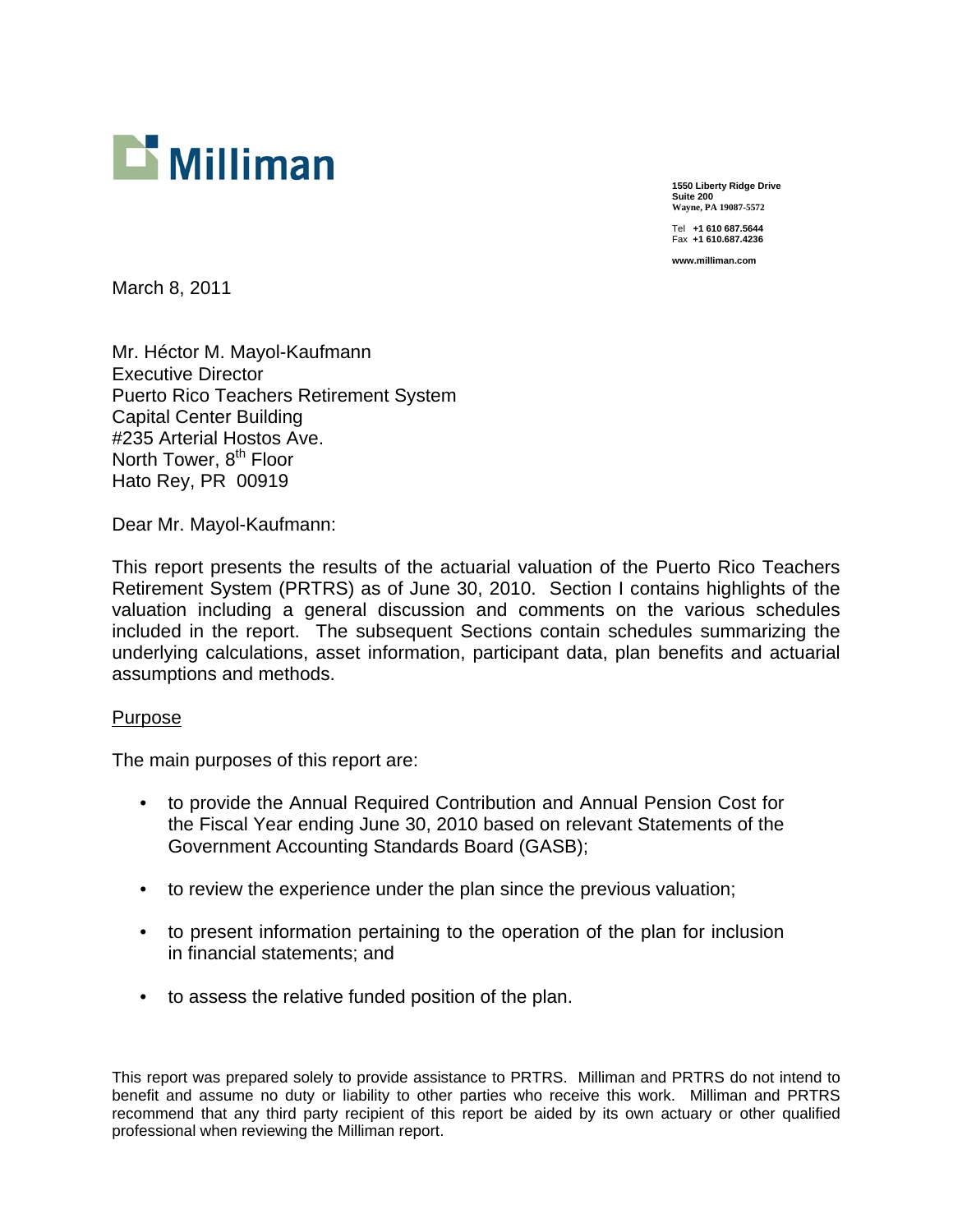Milliman

1550 Liberty Ridge Drive
Suite 200
Wayne, PA 19087-5572

Tel +1 610 687.5644
Fax +1 610.687.4236

www.milliman.com

March 8, 2011

Mr. Héctor M. Mayol-Kaufmann
Executive Director
Puerto Rico Teachers Retirement System
Capital Center Building
#235 Arterial Hostos Ave.
North Tower, 8th Floor
Hato Rey, PR 00919

Dear Mr. Mayol-Kaufmann:

This report presents the results of the actuarial valuation of the Puerto Rico Teachers Retirement System (PRTRS) as of June 30, 2010. Section I contains highlights of the valuation including a general discussion and comments on the various schedules included in the report. The subsequent Sections contain schedules summarizing the underlying calculations, asset information, participant data, plan benefits and actuarial assumptions and methods.

Purpose

The main purposes of this report are:

- to provide the Annual Required Contribution and Annual Pension Cost for the Fiscal Year ending June 30, 2010 based on relevant Statements of the Government Accounting Standards Board (GASB);
- to review the experience under the plan since the previous valuation;
- to present information pertaining to the operation of the plan for inclusion in financial statements; and
- to assess the relative funded position of the plan.

This report was prepared solely to provide assistance to PRTRS. Milliman and PRTRS do not intend to benefit and assume no duty or liability to other parties who receive this work. Milliman and PRTRS recommend that any third party recipient of this report be aided by its own actuary or other qualified professional when reviewing the Milliman report.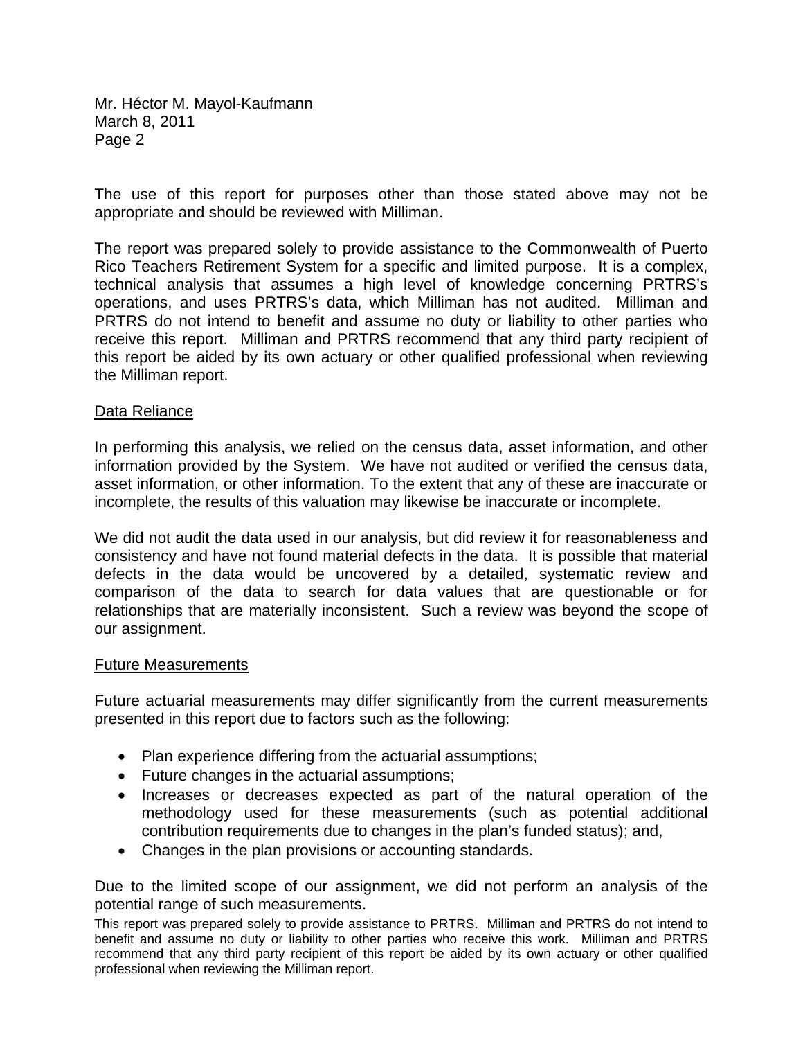The use of this report for purposes other than those stated above may not be appropriate and should be reviewed with Milliman.

The report was prepared solely to provide assistance to the Commonwealth of Puerto Rico Teachers Retirement System for a specific and limited purpose. It is a complex, technical analysis that assumes a high level of knowledge concerning PRTRS's operations, and uses PRTRS's data, which Milliman has not audited. Milliman and PRTRS do not intend to benefit and assume no duty or liability to other parties who receive this report. Milliman and PRTRS recommend that any third party recipient of this report be aided by its own actuary or other qualified professional when reviewing the Milliman report.

## Data Reliance

In performing this analysis, we relied on the census data, asset information, and other information provided by the System. We have not audited or verified the census data, asset information, or other information. To the extent that any of these are inaccurate or incomplete, the results of this valuation may likewise be inaccurate or incomplete.

We did not audit the data used in our analysis, but did review it for reasonableness and consistency and have not found material defects in the data. It is possible that material defects in the data would be uncovered by a detailed, systematic review and comparison of the data to search for data values that are questionable or for relationships that are materially inconsistent. Such a review was beyond the scope of our assignment.

## Future Measurements

Future actuarial measurements may differ significantly from the current measurements presented in this report due to factors such as the following:

- Plan experience differing from the actuarial assumptions;
- Future changes in the actuarial assumptions;
- Increases or decreases expected as part of the natural operation of the methodology used for these measurements (such as potential additional contribution requirements due to changes in the plan's funded status); and,
- Changes in the plan provisions or accounting standards.

Due to the limited scope of our assignment, we did not perform an analysis of the potential range of such measurements.

This report was prepared solely to provide assistance to PRTRS. Milliman and PRTRS do not intend to benefit and assume no duty or liability to other parties who receive this work. Milliman and PRTRS recommend that any third party recipient of this report be aided by its own actuary or other qualified professional when reviewing the Milliman report.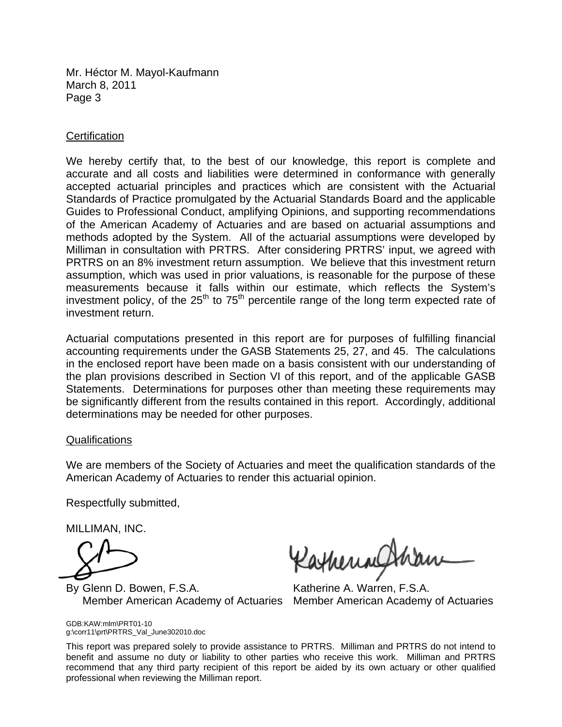Mr. Héctor M. Mayol-Kaufmann
March 8, 2011
Page 3

## Certification

We hereby certify that, to the best of our knowledge, this report is complete and accurate and all costs and liabilities were determined in conformance with generally accepted actuarial principles and practices which are consistent with the Actuarial Standards of Practice promulgated by the Actuarial Standards Board and the applicable Guides to Professional Conduct, amplifying Opinions, and supporting recommendations of the American Academy of Actuaries and are based on actuarial assumptions and methods adopted by the System. All of the actuarial assumptions were developed by Milliman in consultation with PRTRS. After considering PRTRS' input, we agreed with PRTRS on an 8% investment return assumption. We believe that this investment return assumption, which was used in prior valuations, is reasonable for the purpose of these measurements because it falls within our estimate, which reflects the System's investment policy, of the 25th to 75th percentile range of the long term expected rate of investment return.

Actuarial computations presented in this report are for purposes of fulfilling financial accounting requirements under the GASB Statements 25, 27, and 45. The calculations in the enclosed report have been made on a basis consistent with our understanding of the plan provisions described in Section VI of this report, and of the applicable GASB Statements. Determinations for purposes other than meeting these requirements may be significantly different from the results contained in this report. Accordingly, additional determinations may be needed for other purposes.

## Qualifications

We are members of the Society of Actuaries and meet the qualification standards of the American Academy of Actuaries to render this actuarial opinion.

Respectfully submitted,

MILLIMAN, INC.

By Glenn D. Bowen, F.S.A.
Member American Academy of Actuaries

Katherine A. Warren, F.S.A.
Member American Academy of Actuaries

GDB:KAW:mlm\PRT01-10
g:\corr11\prt\PRTRS_Val_June302010.doc

This report was prepared solely to provide assistance to PRTRS. Milliman and PRTRS do not intend to benefit and assume no duty or liability to other parties who receive this work. Milliman and PRTRS recommend that any third party recipient of this report be aided by its own actuary or other qualified professional when reviewing the Milliman report.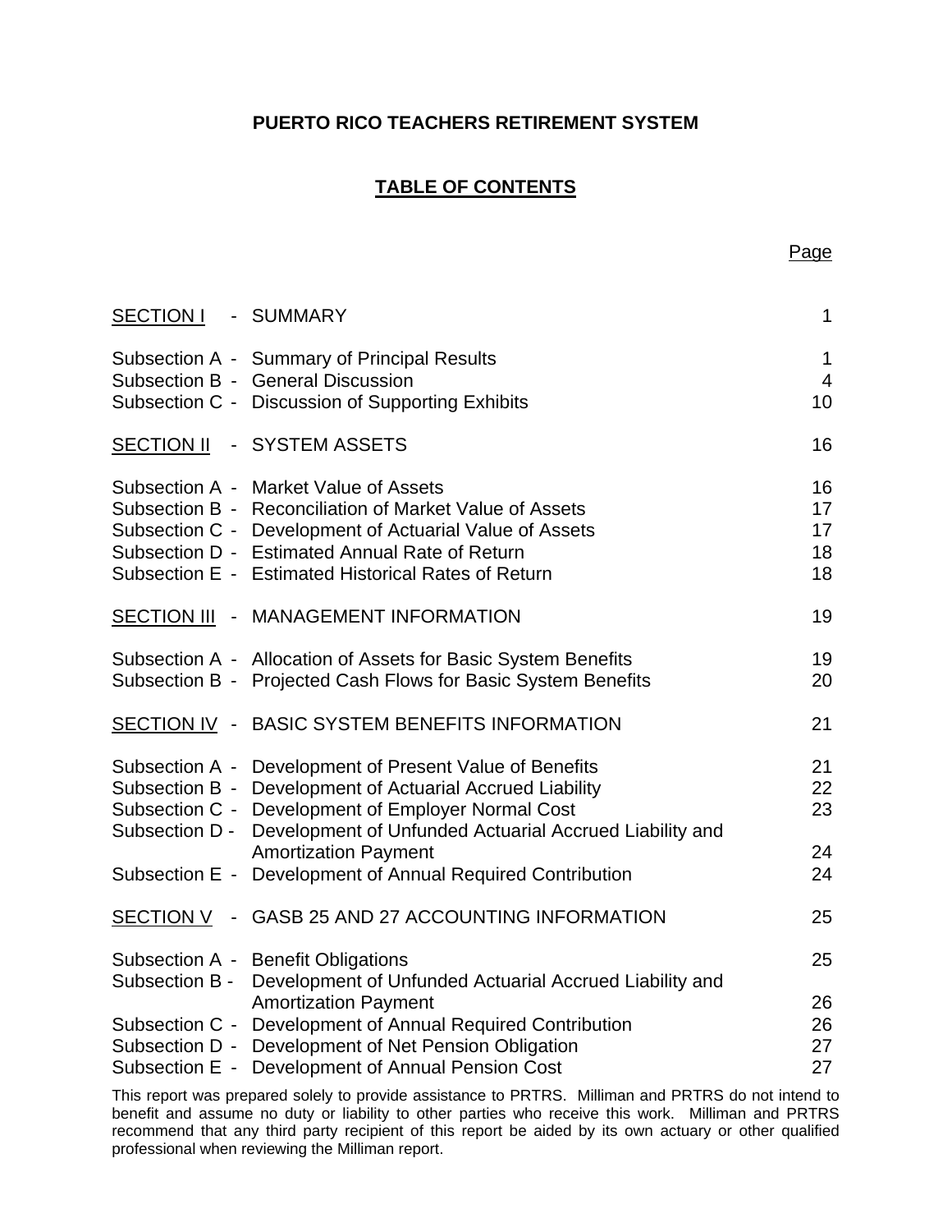**PUERTO RICO TEACHERS RETIREMENT SYSTEM**

**TABLE OF CONTENTS**

| | | Page |
|---|---|---|
| SECTION I | - SUMMARY | 1 |
| Subsection A - | Summary of Principal Results | 1 |
| Subsection B - | General Discussion | 4 |
| Subsection C - | Discussion of Supporting Exhibits | 10 |
| SECTION II | - SYSTEM ASSETS | 16 |
| Subsection A - | Market Value of Assets | 16 |
| Subsection B - | Reconciliation of Market Value of Assets | 17 |
| Subsection C - | Development of Actuarial Value of Assets | 17 |
| Subsection D - | Estimated Annual Rate of Return | 18 |
| Subsection E - | Estimated Historical Rates of Return | 18 |
| SECTION III | - MANAGEMENT INFORMATION | 19 |
| Subsection A - | Allocation of Assets for Basic System Benefits | 19 |
| Subsection B - | Projected Cash Flows for Basic System Benefits | 20 |
| SECTION IV | - BASIC SYSTEM BENEFITS INFORMATION | 21 |
| Subsection A - | Development of Present Value of Benefits | 21 |
| Subsection B - | Development of Actuarial Accrued Liability | 22 |
| Subsection C - | Development of Employer Normal Cost | 23 |
| Subsection D - | Development of Unfunded Actuarial Accrued Liability and Amortization Payment | 24 |
| Subsection E - | Development of Annual Required Contribution | 24 |
| SECTION V | - GASB 25 AND 27 ACCOUNTING INFORMATION | 25 |
| Subsection A - | Benefit Obligations | 25 |
| Subsection B - | Development of Unfunded Actuarial Accrued Liability and Amortization Payment | 26 |
| Subsection C - | Development of Annual Required Contribution | 26 |
| Subsection D - | Development of Net Pension Obligation | 27 |
| Subsection E - | Development of Annual Pension Cost | 27 |

This report was prepared solely to provide assistance to PRTRS. Milliman and PRTRS do not intend to benefit and assume no duty or liability to other parties who receive this work. Milliman and PRTRS recommend that any third party recipient of this report be aided by its own actuary or other qualified professional when reviewing the Milliman report.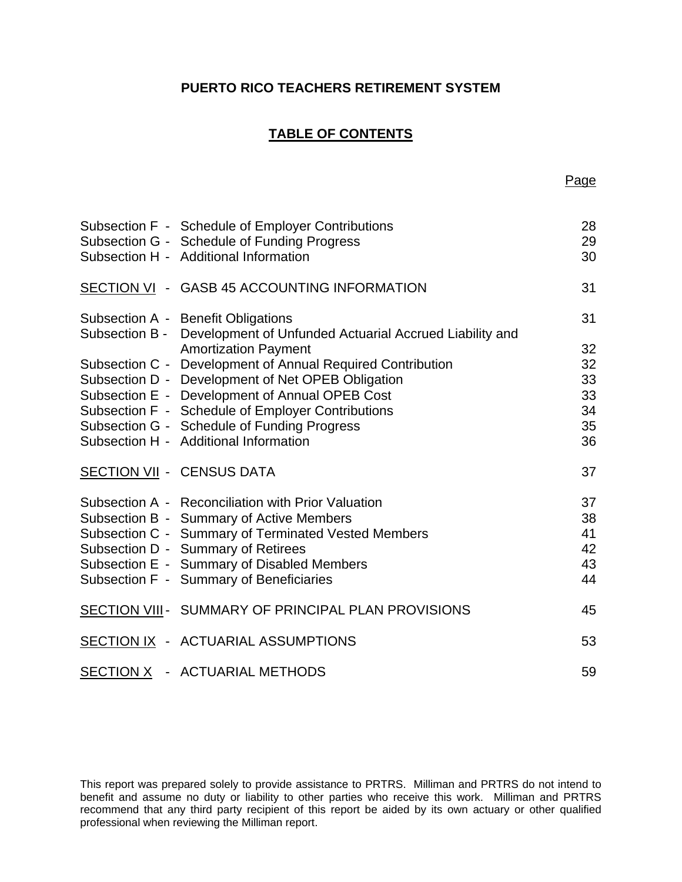**PUERTO RICO TEACHERS RETIREMENT SYSTEM**

**TABLE OF CONTENTS**

| | | Page |
|---|---|---|
| Subsection F - | Schedule of Employer Contributions | 28 |
| Subsection G - | Schedule of Funding Progress | 29 |
| Subsection H - | Additional Information | 30 |
| SECTION VI - | GASB 45 ACCOUNTING INFORMATION | 31 |
| Subsection A - | Benefit Obligations | 31 |
| Subsection B - | Development of Unfunded Actuarial Accrued Liability and Amortization Payment | 32 |
| Subsection C - | Development of Annual Required Contribution | 32 |
| Subsection D - | Development of Net OPEB Obligation | 33 |
| Subsection E - | Development of Annual OPEB Cost | 33 |
| Subsection F - | Schedule of Employer Contributions | 34 |
| Subsection G - | Schedule of Funding Progress | 35 |
| Subsection H - | Additional Information | 36 |
| SECTION VII - | CENSUS DATA | 37 |
| Subsection A - | Reconciliation with Prior Valuation | 37 |
| Subsection B - | Summary of Active Members | 38 |
| Subsection C - | Summary of Terminated Vested Members | 41 |
| Subsection D - | Summary of Retirees | 42 |
| Subsection E - | Summary of Disabled Members | 43 |
| Subsection F - | Summary of Beneficiaries | 44 |
| SECTION VIII - | SUMMARY OF PRINCIPAL PLAN PROVISIONS | 45 |
| SECTION IX - | ACTUARIAL ASSUMPTIONS | 53 |
| SECTION X - | ACTUARIAL METHODS | 59 |

This report was prepared solely to provide assistance to PRTRS. Milliman and PRTRS do not intend to benefit and assume no duty or liability to other parties who receive this work. Milliman and PRTRS recommend that any third party recipient of this report be aided by its own actuary or other qualified professional when reviewing the Milliman report.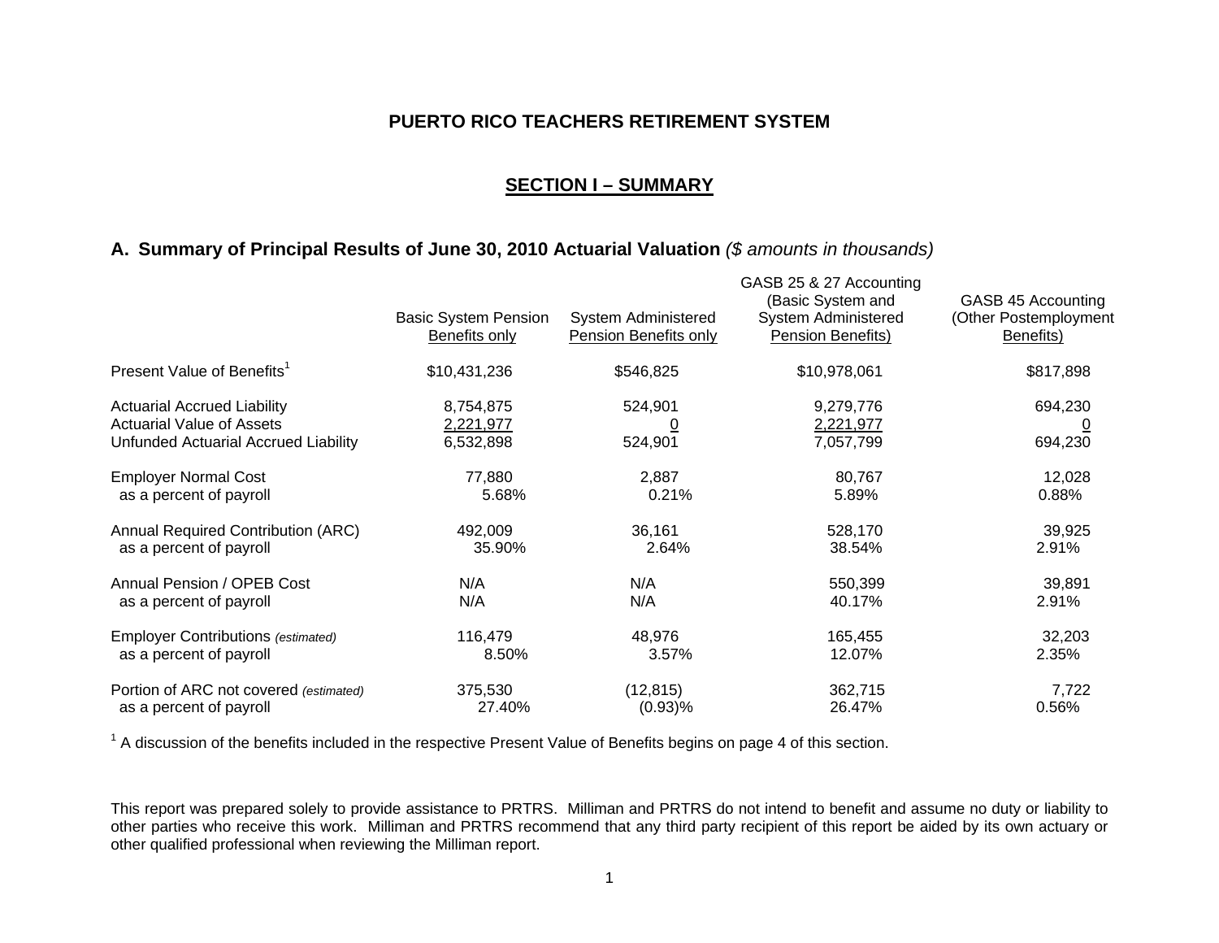# PUERTO RICO TEACHERS RETIREMENT SYSTEM

## SECTION I – SUMMARY

### A. Summary of Principal Results of June 30, 2010 Actuarial Valuation *($ amounts in thousands)*

| | Basic System Pension Benefits only | System Administered Pension Benefits only | GASB 25 & 27 Accounting (Basic System and System Administered Pension Benefits) | GASB 45 Accounting (Other Postemployment Benefits) |
|---|---|---|---|---|
| Present Value of Benefits[1] | $10,431,236 | $546,825 | $10,978,061 | $817,898 |
| Actuarial Accrued Liability | 8,754,875 | 524,901 | 9,279,776 | 694,230 |
| Actuarial Value of Assets | 2,221,977 | 0 | 2,221,977 | 0 |
| Unfunded Actuarial Accrued Liability | 6,532,898 | 524,901 | 7,057,799 | 694,230 |
| Employer Normal Cost | 77,880 | 2,887 | 80,767 | 12,028 |
| as a percent of payroll | 5.68% | 0.21% | 5.89% | 0.88% |
| Annual Required Contribution (ARC) | 492,009 | 36,161 | 528,170 | 39,925 |
| as a percent of payroll | 35.90% | 2.64% | 38.54% | 2.91% |
| Annual Pension / OPEB Cost | N/A | N/A | 550,399 | 39,891 |
| as a percent of payroll | N/A | N/A | 40.17% | 2.91% |
| Employer Contributions *(estimated)* | 116,479 | 48,976 | 165,455 | 32,203 |
| as a percent of payroll | 8.50% | 3.57% | 12.07% | 2.35% |
| Portion of ARC not covered *(estimated)* | 375,530 | (12,815) | 362,715 | 7,722 |
| as a percent of payroll | 27.40% | (0.93)% | 26.47% | 0.56% |

[1] A discussion of the benefits included in the respective Present Value of Benefits begins on page 4 of this section.

This report was prepared solely to provide assistance to PRTRS. Milliman and PRTRS do not intend to benefit and assume no duty or liability to other parties who receive this work. Milliman and PRTRS recommend that any third party recipient of this report be aided by its own actuary or other qualified professional when reviewing the Milliman report.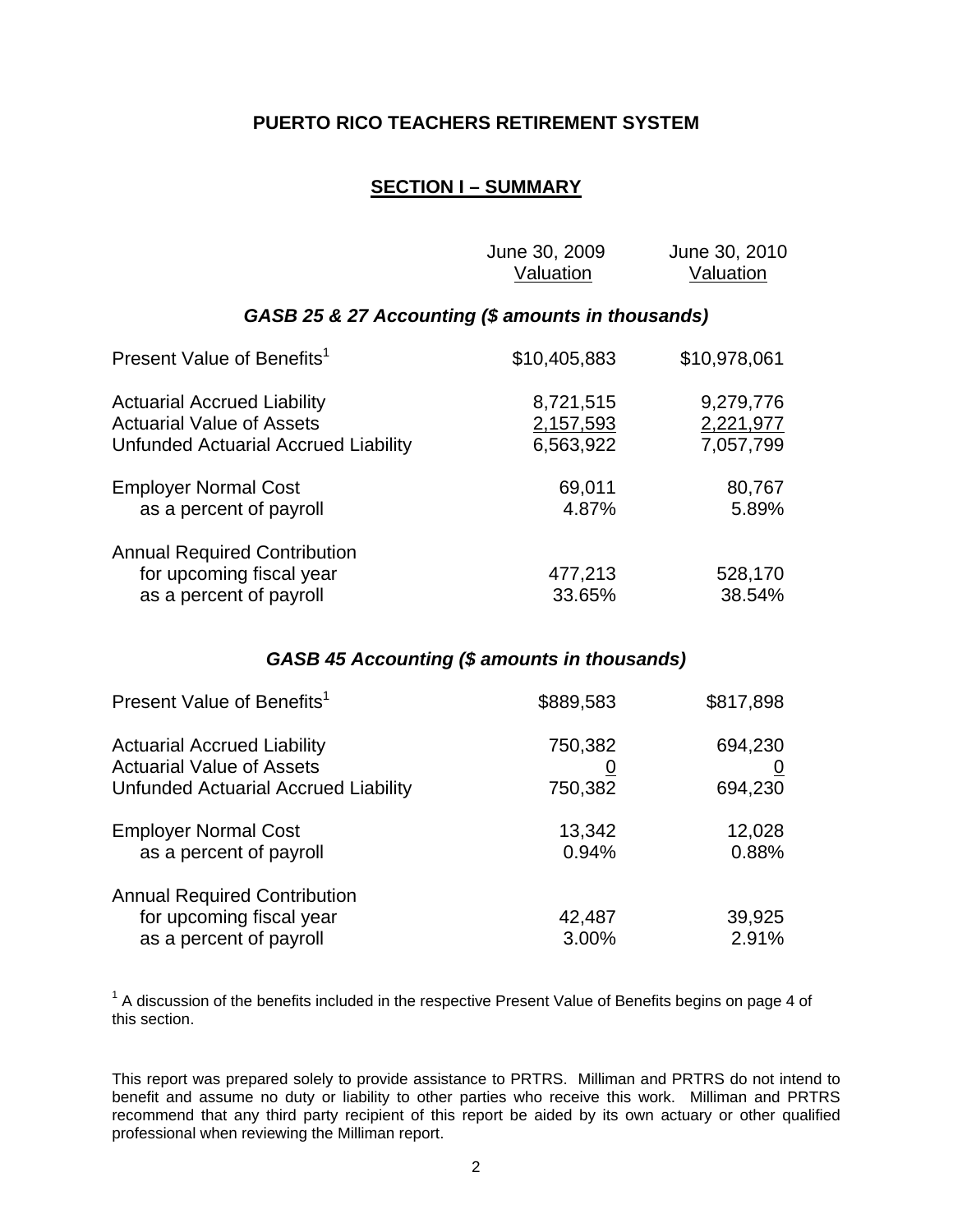# PUERTO RICO TEACHERS RETIREMENT SYSTEM

## SECTION I – SUMMARY

| | June 30, 2009 Valuation | June 30, 2010 Valuation |
|---|---|---|
| ***GASB 25 & 27 Accounting ($ amounts in thousands)*** | | |
| Present Value of Benefits[1] | $10,405,883 | $10,978,061 |
| Actuarial Accrued Liability | 8,721,515 | 9,279,776 |
| Actuarial Value of Assets | 2,157,593 | 2,221,977 |
| Unfunded Actuarial Accrued Liability | 6,563,922 | 7,057,799 |
| Employer Normal Cost | 69,011 | 80,767 |
| as a percent of payroll | 4.87% | 5.89% |
| Annual Required Contribution | | |
| for upcoming fiscal year | 477,213 | 528,170 |
| as a percent of payroll | 33.65% | 38.54% |
| ***GASB 45 Accounting ($ amounts in thousands)*** | | |
| Present Value of Benefits[1] | $889,583 | $817,898 |
| Actuarial Accrued Liability | 750,382 | 694,230 |
| Actuarial Value of Assets | 0 | 0 |
| Unfunded Actuarial Accrued Liability | 750,382 | 694,230 |
| Employer Normal Cost | 13,342 | 12,028 |
| as a percent of payroll | 0.94% | 0.88% |
| Annual Required Contribution | | |
| for upcoming fiscal year | 42,487 | 39,925 |
| as a percent of payroll | 3.00% | 2.91% |

[1] A discussion of the benefits included in the respective Present Value of Benefits begins on page 4 of this section.

This report was prepared solely to provide assistance to PRTRS. Milliman and PRTRS do not intend to benefit and assume no duty or liability to other parties who receive this work. Milliman and PRTRS recommend that any third party recipient of this report be aided by its own actuary or other qualified professional when reviewing the Milliman report.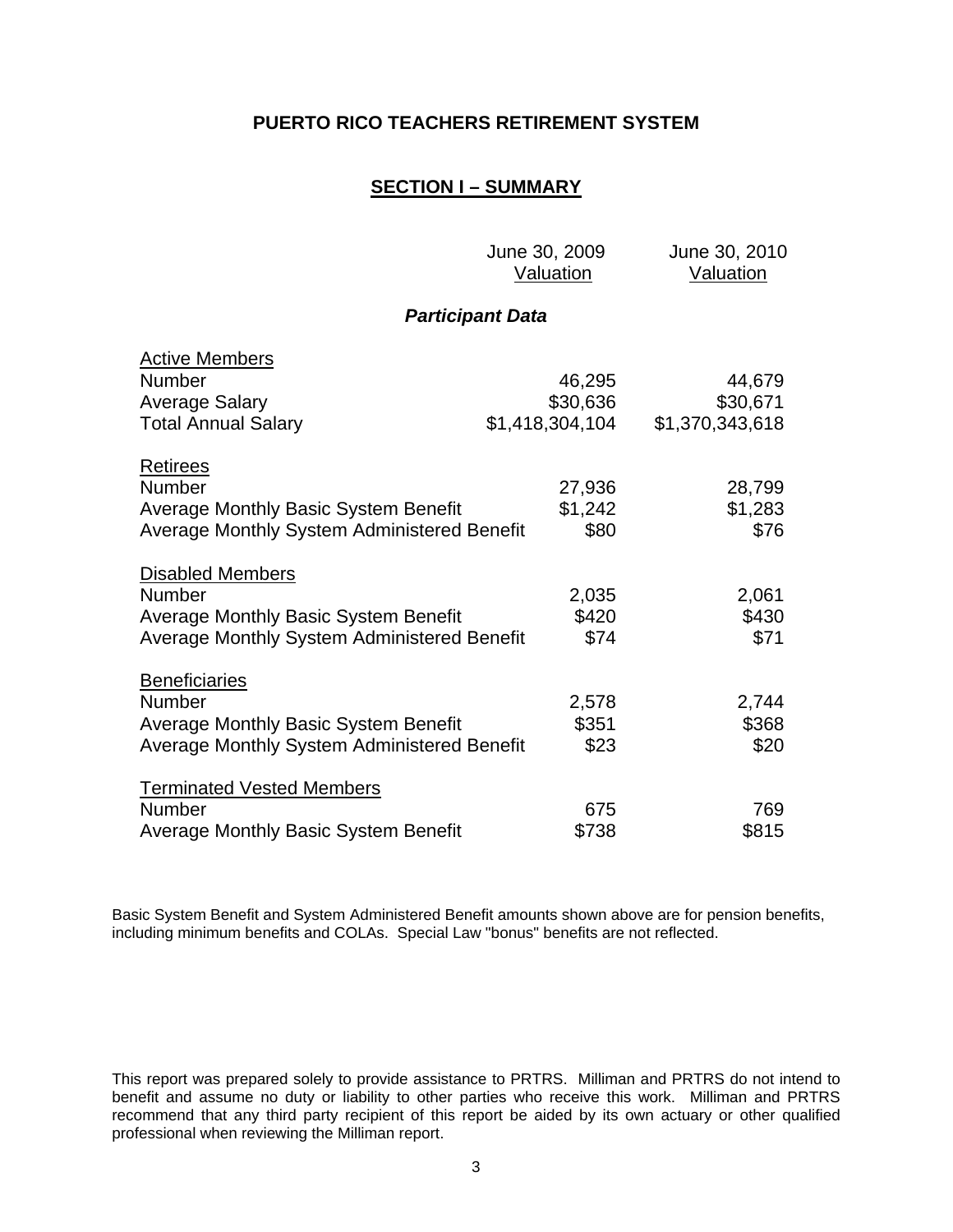**PUERTO RICO TEACHERS RETIREMENT SYSTEM**

## SECTION I – SUMMARY

### *Participant Data*

| | June 30, 2009 Valuation | June 30, 2010 Valuation |
|---|---|---|
| **Active Members** | | |
| Number | 46,295 | 44,679 |
| Average Salary | $30,636 | $30,671 |
| Total Annual Salary | $1,418,304,104 | $1,370,343,618 |
| **Retirees** | | |
| Number | 27,936 | 28,799 |
| Average Monthly Basic System Benefit | $1,242 | $1,283 |
| Average Monthly System Administered Benefit | $80 | $76 |
| **Disabled Members** | | |
| Number | 2,035 | 2,061 |
| Average Monthly Basic System Benefit | $420 | $430 |
| Average Monthly System Administered Benefit | $74 | $71 |
| **Beneficiaries** | | |
| Number | 2,578 | 2,744 |
| Average Monthly Basic System Benefit | $351 | $368 |
| Average Monthly System Administered Benefit | $23 | $20 |
| **Terminated Vested Members** | | |
| Number | 675 | 769 |
| Average Monthly Basic System Benefit | $738 | $815 |

Basic System Benefit and System Administered Benefit amounts shown above are for pension benefits, including minimum benefits and COLAs. Special Law "bonus" benefits are not reflected.

This report was prepared solely to provide assistance to PRTRS. Milliman and PRTRS do not intend to benefit and assume no duty or liability to other parties who receive this work. Milliman and PRTRS recommend that any third party recipient of this report be aided by its own actuary or other qualified professional when reviewing the Milliman report.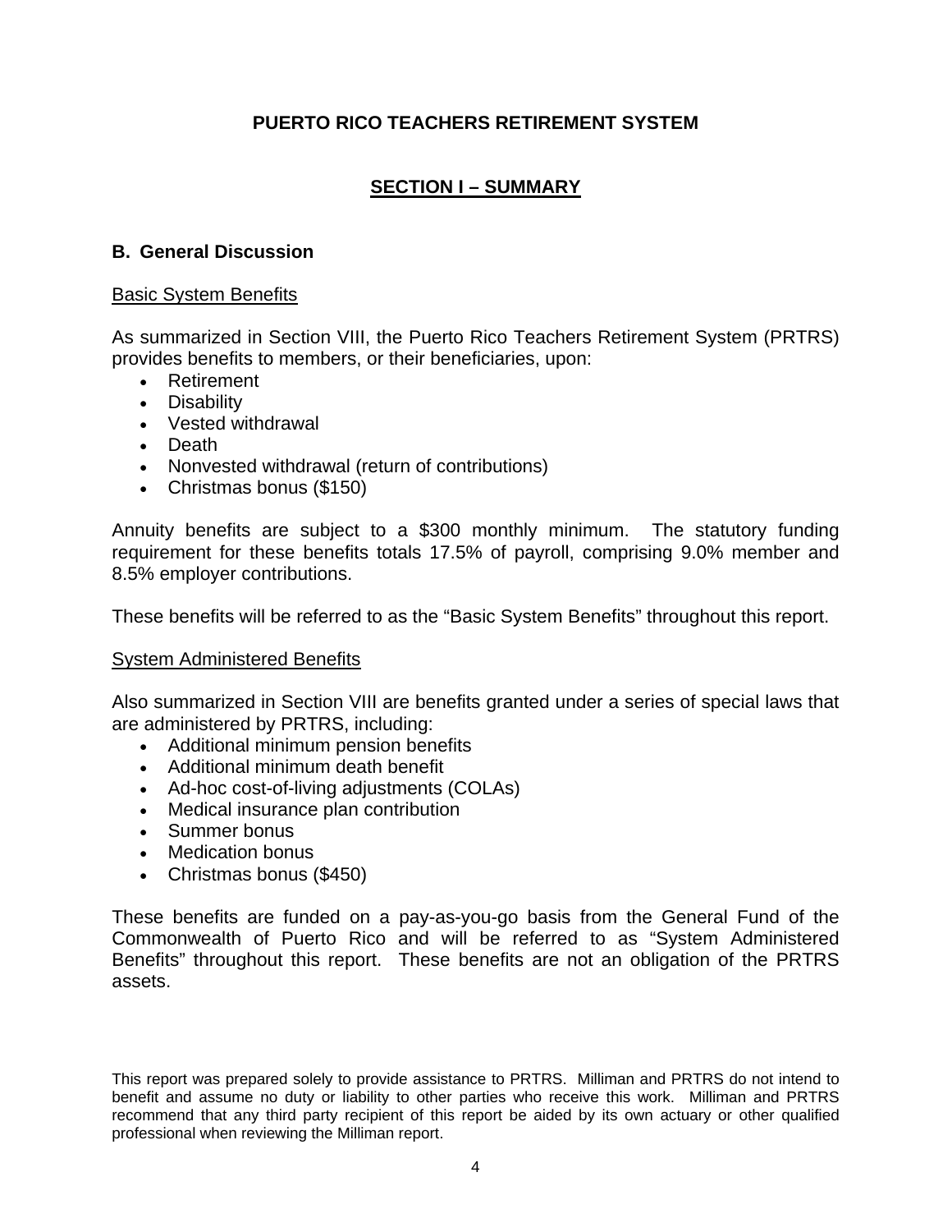# PUERTO RICO TEACHERS RETIREMENT SYSTEM

## SECTION I – SUMMARY

### B. General Discussion

Basic System Benefits

As summarized in Section VIII, the Puerto Rico Teachers Retirement System (PRTRS) provides benefits to members, or their beneficiaries, upon:

- Retirement
- Disability
- Vested withdrawal
- Death
- Nonvested withdrawal (return of contributions)
- Christmas bonus ($150)

Annuity benefits are subject to a $300 monthly minimum. The statutory funding requirement for these benefits totals 17.5% of payroll, comprising 9.0% member and 8.5% employer contributions.

These benefits will be referred to as the "Basic System Benefits" throughout this report.

System Administered Benefits

Also summarized in Section VIII are benefits granted under a series of special laws that are administered by PRTRS, including:

- Additional minimum pension benefits
- Additional minimum death benefit
- Ad-hoc cost-of-living adjustments (COLAs)
- Medical insurance plan contribution
- Summer bonus
- Medication bonus
- Christmas bonus ($450)

These benefits are funded on a pay-as-you-go basis from the General Fund of the Commonwealth of Puerto Rico and will be referred to as "System Administered Benefits" throughout this report. These benefits are not an obligation of the PRTRS assets.

This report was prepared solely to provide assistance to PRTRS. Milliman and PRTRS do not intend to benefit and assume no duty or liability to other parties who receive this work. Milliman and PRTRS recommend that any third party recipient of this report be aided by its own actuary or other qualified professional when reviewing the Milliman report.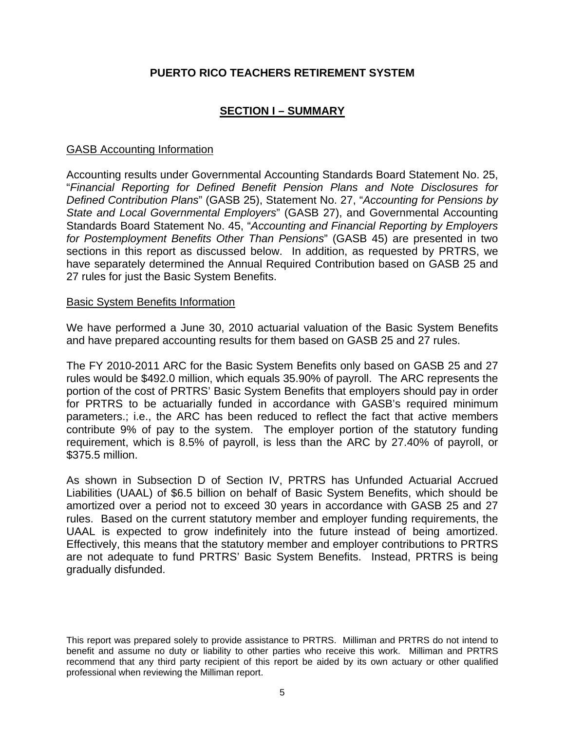# PUERTO RICO TEACHERS RETIREMENT SYSTEM

## SECTION I – SUMMARY

### GASB Accounting Information

Accounting results under Governmental Accounting Standards Board Statement No. 25, "*Financial Reporting for Defined Benefit Pension Plans and Note Disclosures for Defined Contribution Plans*" (GASB 25), Statement No. 27, "*Accounting for Pensions by State and Local Governmental Employers*" (GASB 27), and Governmental Accounting Standards Board Statement No. 45, "*Accounting and Financial Reporting by Employers for Postemployment Benefits Other Than Pensions*" (GASB 45) are presented in two sections in this report as discussed below. In addition, as requested by PRTRS, we have separately determined the Annual Required Contribution based on GASB 25 and 27 rules for just the Basic System Benefits.

### Basic System Benefits Information

We have performed a June 30, 2010 actuarial valuation of the Basic System Benefits and have prepared accounting results for them based on GASB 25 and 27 rules.

The FY 2010-2011 ARC for the Basic System Benefits only based on GASB 25 and 27 rules would be $492.0 million, which equals 35.90% of payroll. The ARC represents the portion of the cost of PRTRS' Basic System Benefits that employers should pay in order for PRTRS to be actuarially funded in accordance with GASB's required minimum parameters.; i.e., the ARC has been reduced to reflect the fact that active members contribute 9% of pay to the system. The employer portion of the statutory funding requirement, which is 8.5% of payroll, is less than the ARC by 27.40% of payroll, or $375.5 million.

As shown in Subsection D of Section IV, PRTRS has Unfunded Actuarial Accrued Liabilities (UAAL) of $6.5 billion on behalf of Basic System Benefits, which should be amortized over a period not to exceed 30 years in accordance with GASB 25 and 27 rules. Based on the current statutory member and employer funding requirements, the UAAL is expected to grow indefinitely into the future instead of being amortized. Effectively, this means that the statutory member and employer contributions to PRTRS are not adequate to fund PRTRS' Basic System Benefits. Instead, PRTRS is being gradually disfunded.

This report was prepared solely to provide assistance to PRTRS. Milliman and PRTRS do not intend to benefit and assume no duty or liability to other parties who receive this work. Milliman and PRTRS recommend that any third party recipient of this report be aided by its own actuary or other qualified professional when reviewing the Milliman report.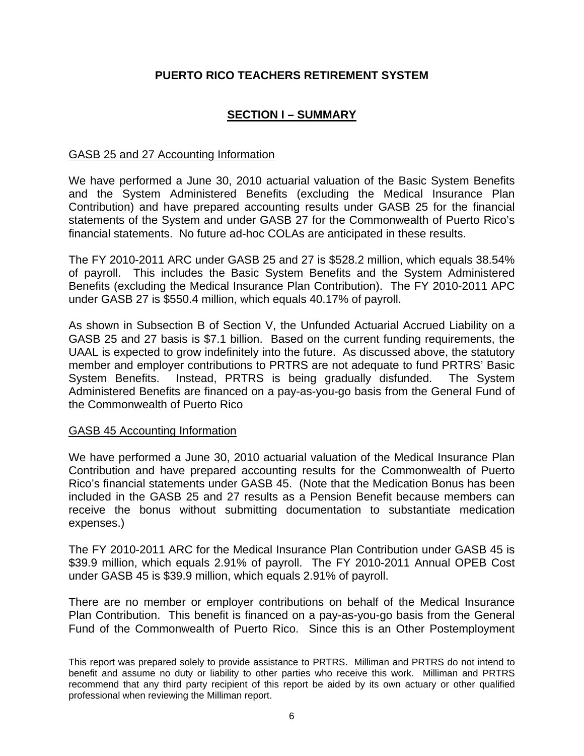**PUERTO RICO TEACHERS RETIREMENT SYSTEM**

## SECTION I – SUMMARY

GASB 25 and 27 Accounting Information

We have performed a June 30, 2010 actuarial valuation of the Basic System Benefits and the System Administered Benefits (excluding the Medical Insurance Plan Contribution) and have prepared accounting results under GASB 25 for the financial statements of the System and under GASB 27 for the Commonwealth of Puerto Rico's financial statements. No future ad-hoc COLAs are anticipated in these results.

The FY 2010-2011 ARC under GASB 25 and 27 is $528.2 million, which equals 38.54% of payroll. This includes the Basic System Benefits and the System Administered Benefits (excluding the Medical Insurance Plan Contribution). The FY 2010-2011 APC under GASB 27 is $550.4 million, which equals 40.17% of payroll.

As shown in Subsection B of Section V, the Unfunded Actuarial Accrued Liability on a GASB 25 and 27 basis is $7.1 billion. Based on the current funding requirements, the UAAL is expected to grow indefinitely into the future. As discussed above, the statutory member and employer contributions to PRTRS are not adequate to fund PRTRS' Basic System Benefits. Instead, PRTRS is being gradually disfunded. The System Administered Benefits are financed on a pay-as-you-go basis from the General Fund of the Commonwealth of Puerto Rico

GASB 45 Accounting Information

We have performed a June 30, 2010 actuarial valuation of the Medical Insurance Plan Contribution and have prepared accounting results for the Commonwealth of Puerto Rico's financial statements under GASB 45. (Note that the Medication Bonus has been included in the GASB 25 and 27 results as a Pension Benefit because members can receive the bonus without submitting documentation to substantiate medication expenses.)

The FY 2010-2011 ARC for the Medical Insurance Plan Contribution under GASB 45 is $39.9 million, which equals 2.91% of payroll. The FY 2010-2011 Annual OPEB Cost under GASB 45 is $39.9 million, which equals 2.91% of payroll.

There are no member or employer contributions on behalf of the Medical Insurance Plan Contribution. This benefit is financed on a pay-as-you-go basis from the General Fund of the Commonwealth of Puerto Rico. Since this is an Other Postemployment

This report was prepared solely to provide assistance to PRTRS. Milliman and PRTRS do not intend to benefit and assume no duty or liability to other parties who receive this work. Milliman and PRTRS recommend that any third party recipient of this report be aided by its own actuary or other qualified professional when reviewing the Milliman report.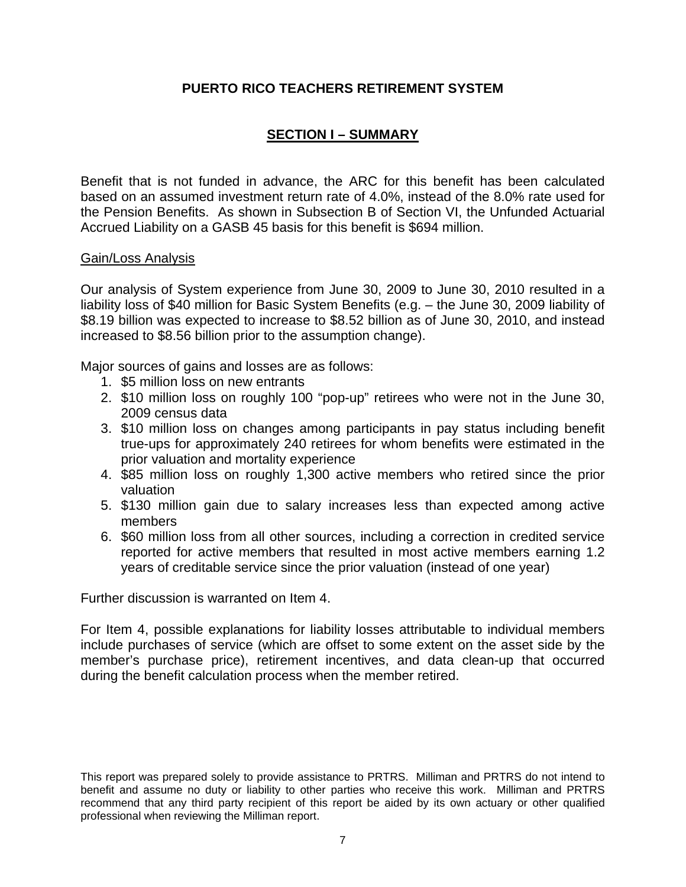## SECTION I – SUMMARY

Benefit that is not funded in advance, the ARC for this benefit has been calculated based on an assumed investment return rate of 4.0%, instead of the 8.0% rate used for the Pension Benefits. As shown in Subsection B of Section VI, the Unfunded Actuarial Accrued Liability on a GASB 45 basis for this benefit is $694 million.

Gain/Loss Analysis

Our analysis of System experience from June 30, 2009 to June 30, 2010 resulted in a liability loss of $40 million for Basic System Benefits (e.g. – the June 30, 2009 liability of $8.19 billion was expected to increase to $8.52 billion as of June 30, 2010, and instead increased to $8.56 billion prior to the assumption change).

Major sources of gains and losses are as follows:

1. $5 million loss on new entrants
2. $10 million loss on roughly 100 “pop-up” retirees who were not in the June 30, 2009 census data
3. $10 million loss on changes among participants in pay status including benefit true-ups for approximately 240 retirees for whom benefits were estimated in the prior valuation and mortality experience
4. $85 million loss on roughly 1,300 active members who retired since the prior valuation
5. $130 million gain due to salary increases less than expected among active members
6. $60 million loss from all other sources, including a correction in credited service reported for active members that resulted in most active members earning 1.2 years of creditable service since the prior valuation (instead of one year)

Further discussion is warranted on Item 4.

For Item 4, possible explanations for liability losses attributable to individual members include purchases of service (which are offset to some extent on the asset side by the member’s purchase price), retirement incentives, and data clean-up that occurred during the benefit calculation process when the member retired.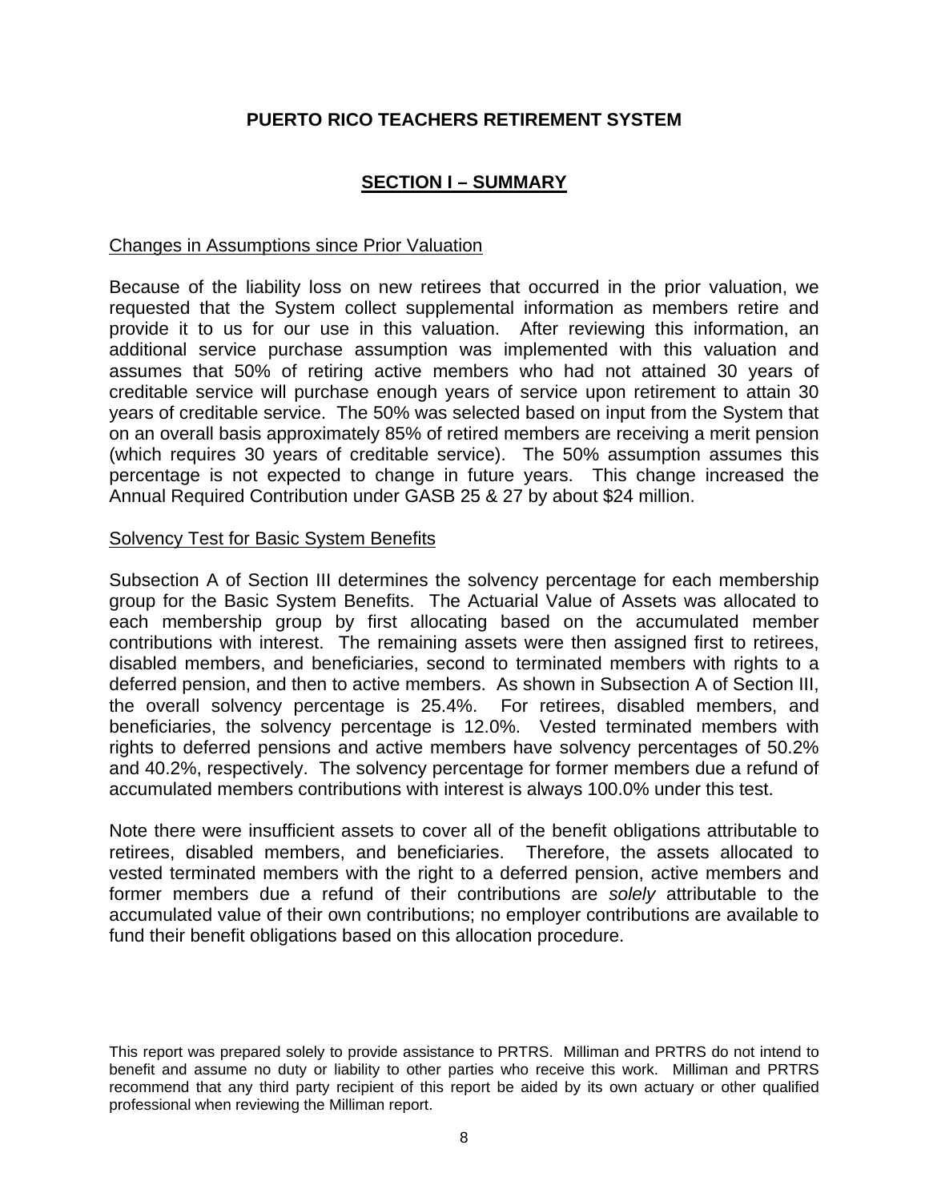## PUERTO RICO TEACHERS RETIREMENT SYSTEM

## SECTION I – SUMMARY

### Changes in Assumptions since Prior Valuation

Because of the liability loss on new retirees that occurred in the prior valuation, we requested that the System collect supplemental information as members retire and provide it to us for our use in this valuation. After reviewing this information, an additional service purchase assumption was implemented with this valuation and assumes that 50% of retiring active members who had not attained 30 years of creditable service will purchase enough years of service upon retirement to attain 30 years of creditable service. The 50% was selected based on input from the System that on an overall basis approximately 85% of retired members are receiving a merit pension (which requires 30 years of creditable service). The 50% assumption assumes this percentage is not expected to change in future years. This change increased the Annual Required Contribution under GASB 25 & 27 by about $24 million.

### Solvency Test for Basic System Benefits

Subsection A of Section III determines the solvency percentage for each membership group for the Basic System Benefits. The Actuarial Value of Assets was allocated to each membership group by first allocating based on the accumulated member contributions with interest. The remaining assets were then assigned first to retirees, disabled members, and beneficiaries, second to terminated members with rights to a deferred pension, and then to active members. As shown in Subsection A of Section III, the overall solvency percentage is 25.4%. For retirees, disabled members, and beneficiaries, the solvency percentage is 12.0%. Vested terminated members with rights to deferred pensions and active members have solvency percentages of 50.2% and 40.2%, respectively. The solvency percentage for former members due a refund of accumulated members contributions with interest is always 100.0% under this test.

Note there were insufficient assets to cover all of the benefit obligations attributable to retirees, disabled members, and beneficiaries. Therefore, the assets allocated to vested terminated members with the right to a deferred pension, active members and former members due a refund of their contributions are *solely* attributable to the accumulated value of their own contributions; no employer contributions are available to fund their benefit obligations based on this allocation procedure.

This report was prepared solely to provide assistance to PRTRS. Milliman and PRTRS do not intend to benefit and assume no duty or liability to other parties who receive this work. Milliman and PRTRS recommend that any third party recipient of this report be aided by its own actuary or other qualified professional when reviewing the Milliman report.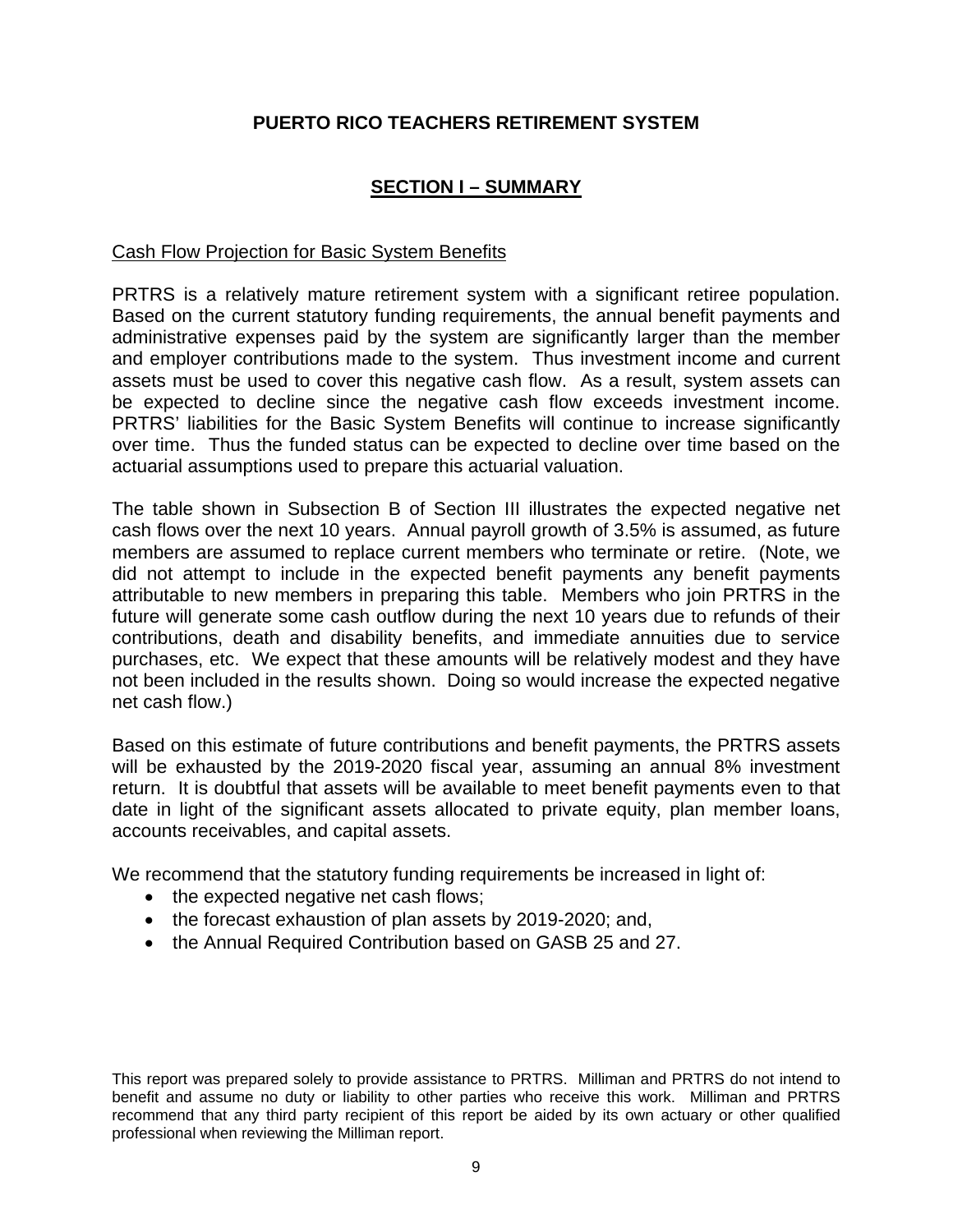# PUERTO RICO TEACHERS RETIREMENT SYSTEM

## SECTION I – SUMMARY

Cash Flow Projection for Basic System Benefits

PRTRS is a relatively mature retirement system with a significant retiree population. Based on the current statutory funding requirements, the annual benefit payments and administrative expenses paid by the system are significantly larger than the member and employer contributions made to the system. Thus investment income and current assets must be used to cover this negative cash flow. As a result, system assets can be expected to decline since the negative cash flow exceeds investment income. PRTRS' liabilities for the Basic System Benefits will continue to increase significantly over time. Thus the funded status can be expected to decline over time based on the actuarial assumptions used to prepare this actuarial valuation.

The table shown in Subsection B of Section III illustrates the expected negative net cash flows over the next 10 years. Annual payroll growth of 3.5% is assumed, as future members are assumed to replace current members who terminate or retire. (Note, we did not attempt to include in the expected benefit payments any benefit payments attributable to new members in preparing this table. Members who join PRTRS in the future will generate some cash outflow during the next 10 years due to refunds of their contributions, death and disability benefits, and immediate annuities due to service purchases, etc. We expect that these amounts will be relatively modest and they have not been included in the results shown. Doing so would increase the expected negative net cash flow.)

Based on this estimate of future contributions and benefit payments, the PRTRS assets will be exhausted by the 2019-2020 fiscal year, assuming an annual 8% investment return. It is doubtful that assets will be available to meet benefit payments even to that date in light of the significant assets allocated to private equity, plan member loans, accounts receivables, and capital assets.

We recommend that the statutory funding requirements be increased in light of:

- the expected negative net cash flows;
- the forecast exhaustion of plan assets by 2019-2020; and,
- the Annual Required Contribution based on GASB 25 and 27.

This report was prepared solely to provide assistance to PRTRS. Milliman and PRTRS do not intend to benefit and assume no duty or liability to other parties who receive this work. Milliman and PRTRS recommend that any third party recipient of this report be aided by its own actuary or other qualified professional when reviewing the Milliman report.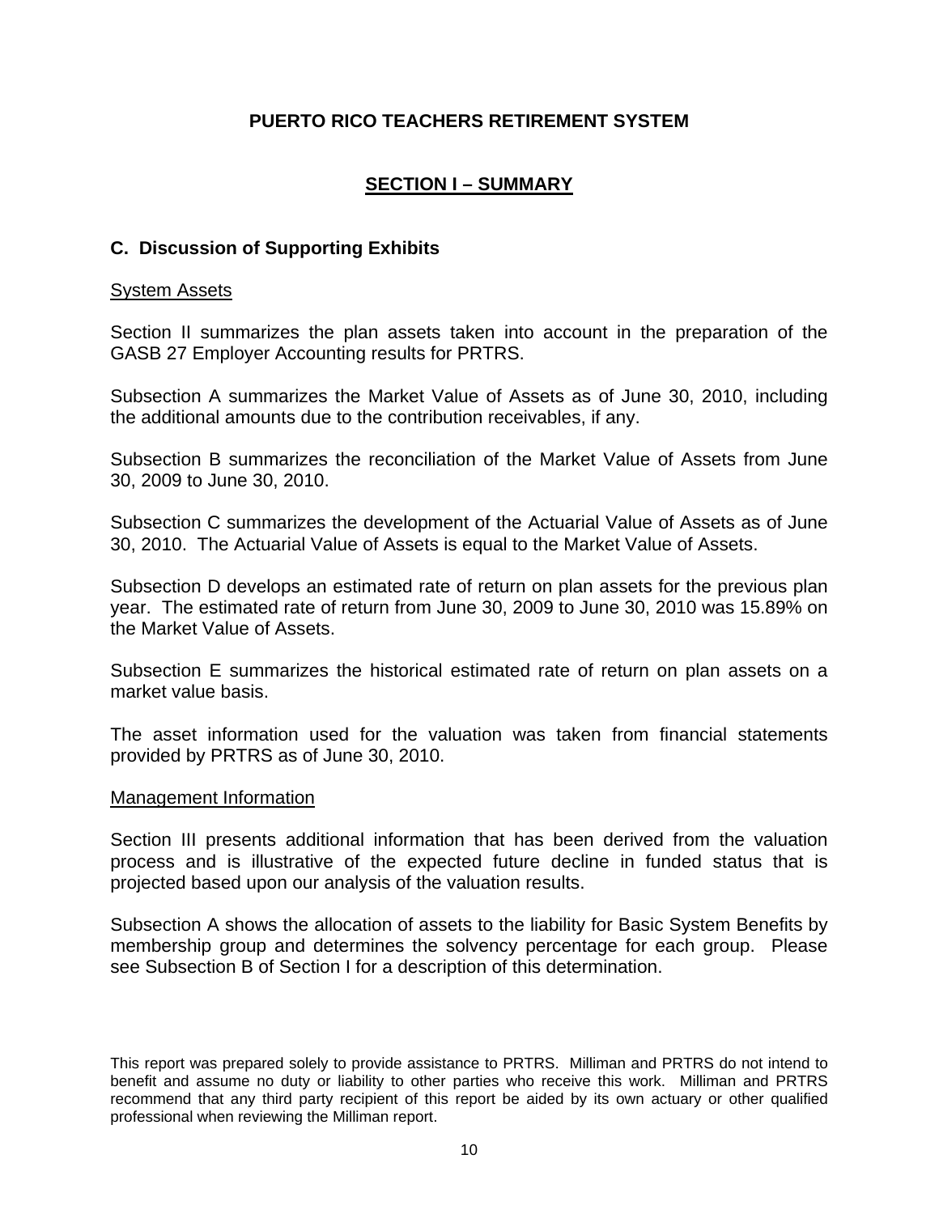# PUERTO RICO TEACHERS RETIREMENT SYSTEM

## SECTION I – SUMMARY

### C. Discussion of Supporting Exhibits

System Assets

Section II summarizes the plan assets taken into account in the preparation of the GASB 27 Employer Accounting results for PRTRS.

Subsection A summarizes the Market Value of Assets as of June 30, 2010, including the additional amounts due to the contribution receivables, if any.

Subsection B summarizes the reconciliation of the Market Value of Assets from June 30, 2009 to June 30, 2010.

Subsection C summarizes the development of the Actuarial Value of Assets as of June 30, 2010. The Actuarial Value of Assets is equal to the Market Value of Assets.

Subsection D develops an estimated rate of return on plan assets for the previous plan year. The estimated rate of return from June 30, 2009 to June 30, 2010 was 15.89% on the Market Value of Assets.

Subsection E summarizes the historical estimated rate of return on plan assets on a market value basis.

The asset information used for the valuation was taken from financial statements provided by PRTRS as of June 30, 2010.

Management Information

Section III presents additional information that has been derived from the valuation process and is illustrative of the expected future decline in funded status that is projected based upon our analysis of the valuation results.

Subsection A shows the allocation of assets to the liability for Basic System Benefits by membership group and determines the solvency percentage for each group. Please see Subsection B of Section I for a description of this determination.

This report was prepared solely to provide assistance to PRTRS. Milliman and PRTRS do not intend to benefit and assume no duty or liability to other parties who receive this work. Milliman and PRTRS recommend that any third party recipient of this report be aided by its own actuary or other qualified professional when reviewing the Milliman report.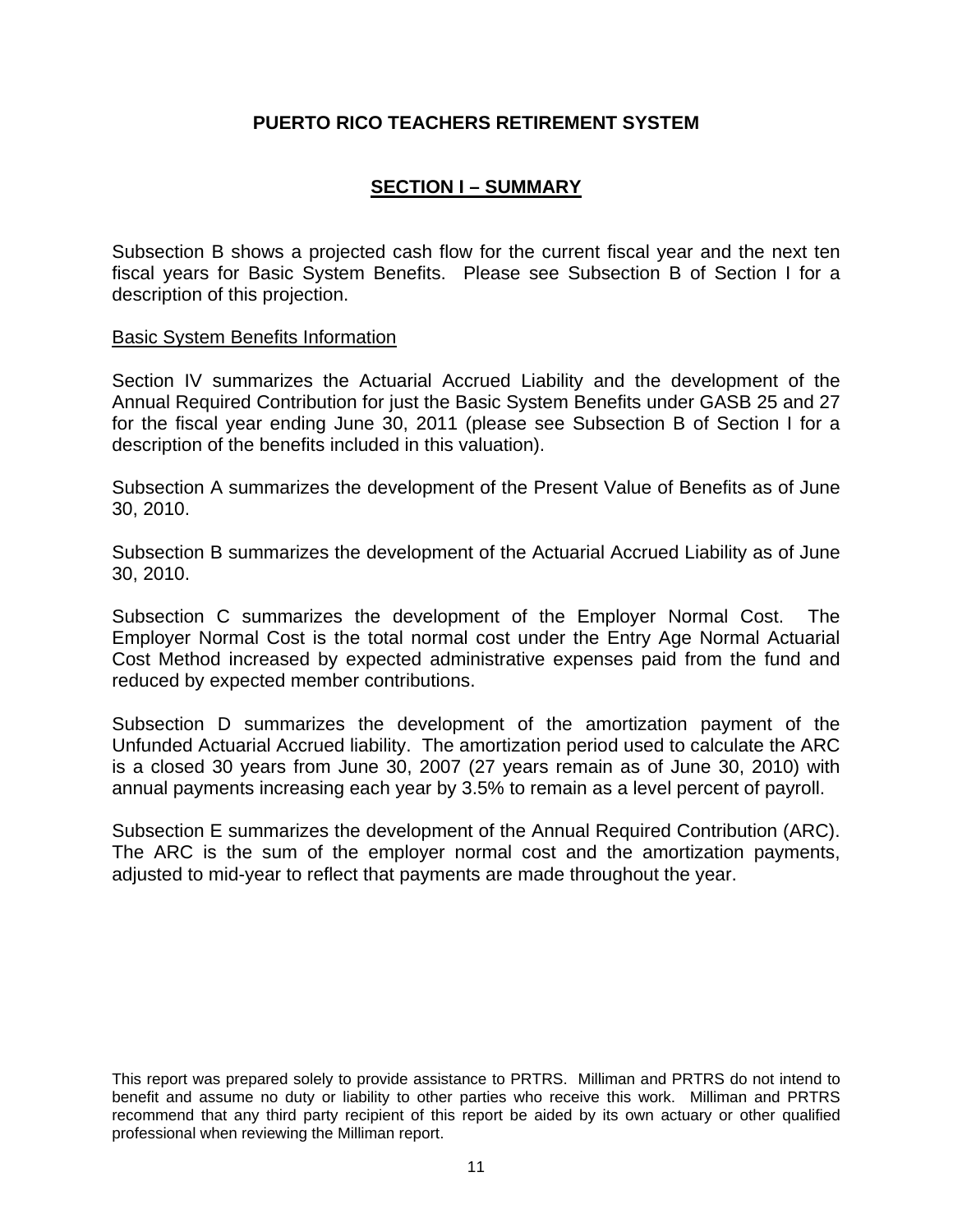## PUERTO RICO TEACHERS RETIREMENT SYSTEM

## SECTION I – SUMMARY

Subsection B shows a projected cash flow for the current fiscal year and the next ten fiscal years for Basic System Benefits. Please see Subsection B of Section I for a description of this projection.

Basic System Benefits Information

Section IV summarizes the Actuarial Accrued Liability and the development of the Annual Required Contribution for just the Basic System Benefits under GASB 25 and 27 for the fiscal year ending June 30, 2011 (please see Subsection B of Section I for a description of the benefits included in this valuation).

Subsection A summarizes the development of the Present Value of Benefits as of June 30, 2010.

Subsection B summarizes the development of the Actuarial Accrued Liability as of June 30, 2010.

Subsection C summarizes the development of the Employer Normal Cost. The Employer Normal Cost is the total normal cost under the Entry Age Normal Actuarial Cost Method increased by expected administrative expenses paid from the fund and reduced by expected member contributions.

Subsection D summarizes the development of the amortization payment of the Unfunded Actuarial Accrued liability. The amortization period used to calculate the ARC is a closed 30 years from June 30, 2007 (27 years remain as of June 30, 2010) with annual payments increasing each year by 3.5% to remain as a level percent of payroll.

Subsection E summarizes the development of the Annual Required Contribution (ARC). The ARC is the sum of the employer normal cost and the amortization payments, adjusted to mid-year to reflect that payments are made throughout the year.

This report was prepared solely to provide assistance to PRTRS. Milliman and PRTRS do not intend to benefit and assume no duty or liability to other parties who receive this work. Milliman and PRTRS recommend that any third party recipient of this report be aided by its own actuary or other qualified professional when reviewing the Milliman report.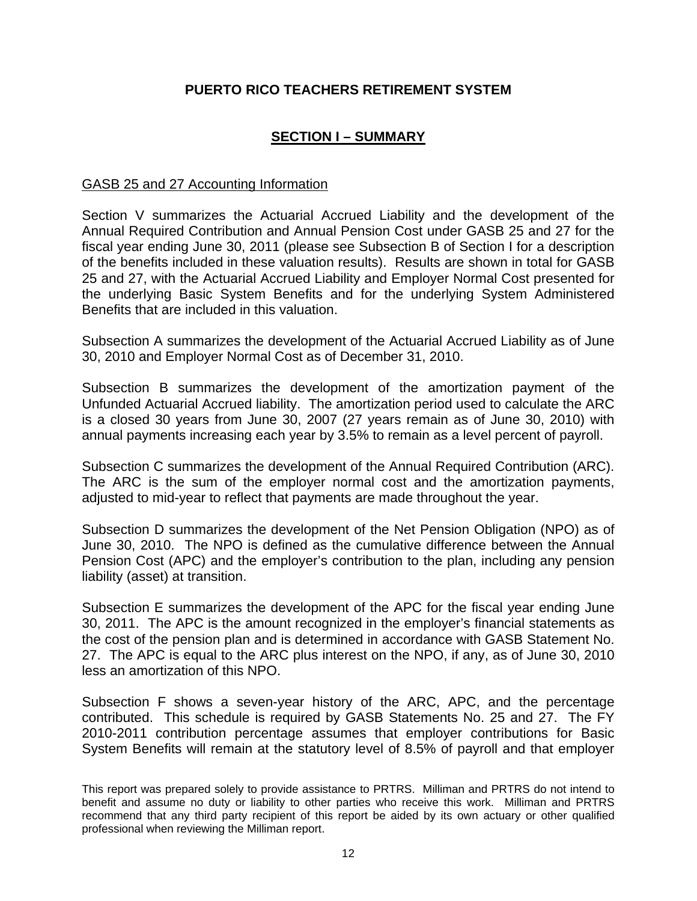# PUERTO RICO TEACHERS RETIREMENT SYSTEM

## SECTION I – SUMMARY

GASB 25 and 27 Accounting Information

Section V summarizes the Actuarial Accrued Liability and the development of the Annual Required Contribution and Annual Pension Cost under GASB 25 and 27 for the fiscal year ending June 30, 2011 (please see Subsection B of Section I for a description of the benefits included in these valuation results). Results are shown in total for GASB 25 and 27, with the Actuarial Accrued Liability and Employer Normal Cost presented for the underlying Basic System Benefits and for the underlying System Administered Benefits that are included in this valuation.

Subsection A summarizes the development of the Actuarial Accrued Liability as of June 30, 2010 and Employer Normal Cost as of December 31, 2010.

Subsection B summarizes the development of the amortization payment of the Unfunded Actuarial Accrued liability. The amortization period used to calculate the ARC is a closed 30 years from June 30, 2007 (27 years remain as of June 30, 2010) with annual payments increasing each year by 3.5% to remain as a level percent of payroll.

Subsection C summarizes the development of the Annual Required Contribution (ARC). The ARC is the sum of the employer normal cost and the amortization payments, adjusted to mid-year to reflect that payments are made throughout the year.

Subsection D summarizes the development of the Net Pension Obligation (NPO) as of June 30, 2010. The NPO is defined as the cumulative difference between the Annual Pension Cost (APC) and the employer's contribution to the plan, including any pension liability (asset) at transition.

Subsection E summarizes the development of the APC for the fiscal year ending June 30, 2011. The APC is the amount recognized in the employer's financial statements as the cost of the pension plan and is determined in accordance with GASB Statement No. 27. The APC is equal to the ARC plus interest on the NPO, if any, as of June 30, 2010 less an amortization of this NPO.

Subsection F shows a seven-year history of the ARC, APC, and the percentage contributed. This schedule is required by GASB Statements No. 25 and 27. The FY 2010-2011 contribution percentage assumes that employer contributions for Basic System Benefits will remain at the statutory level of 8.5% of payroll and that employer

This report was prepared solely to provide assistance to PRTRS. Milliman and PRTRS do not intend to benefit and assume no duty or liability to other parties who receive this work. Milliman and PRTRS recommend that any third party recipient of this report be aided by its own actuary or other qualified professional when reviewing the Milliman report.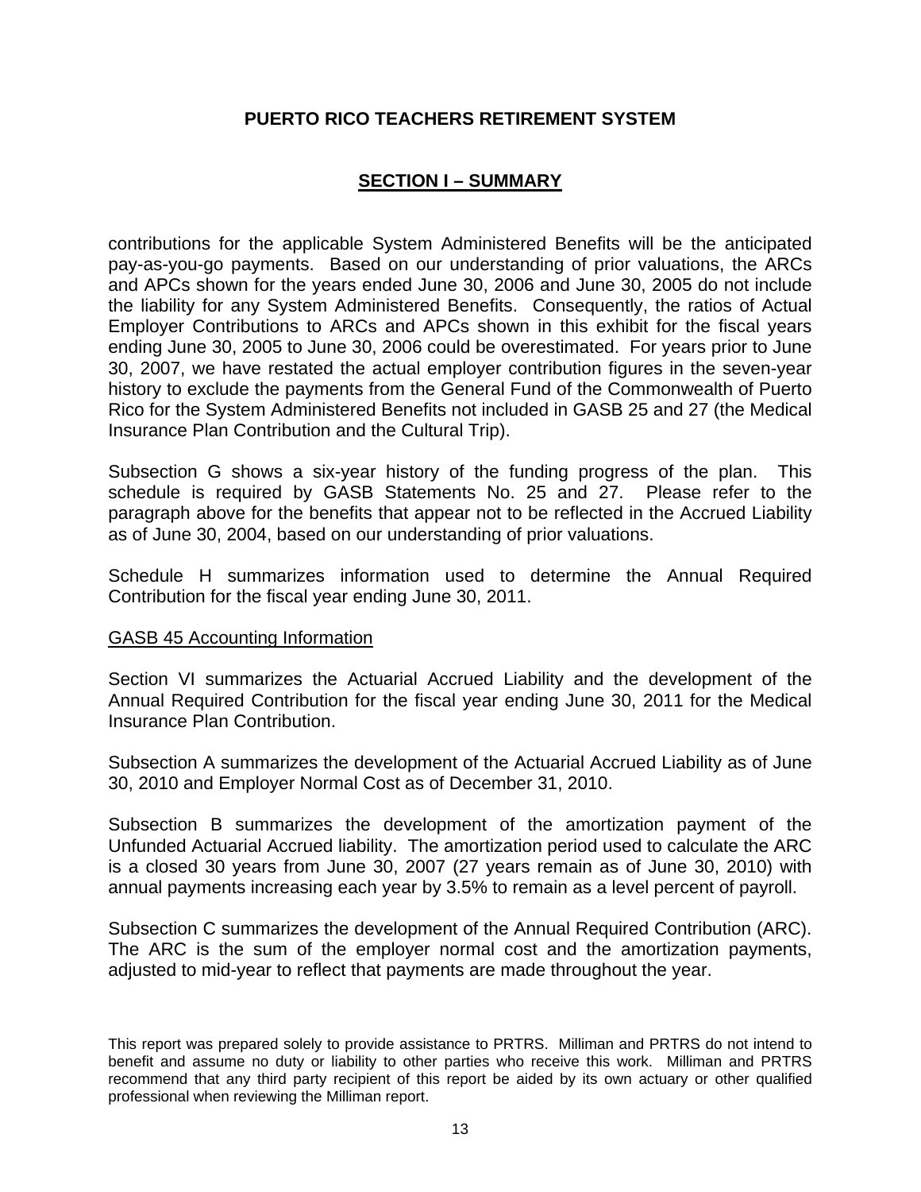contributions for the applicable System Administered Benefits will be the anticipated pay-as-you-go payments. Based on our understanding of prior valuations, the ARCs and APCs shown for the years ended June 30, 2006 and June 30, 2005 do not include the liability for any System Administered Benefits. Consequently, the ratios of Actual Employer Contributions to ARCs and APCs shown in this exhibit for the fiscal years ending June 30, 2005 to June 30, 2006 could be overestimated. For years prior to June 30, 2007, we have restated the actual employer contribution figures in the seven-year history to exclude the payments from the General Fund of the Commonwealth of Puerto Rico for the System Administered Benefits not included in GASB 25 and 27 (the Medical Insurance Plan Contribution and the Cultural Trip).

Subsection G shows a six-year history of the funding progress of the plan. This schedule is required by GASB Statements No. 25 and 27. Please refer to the paragraph above for the benefits that appear not to be reflected in the Accrued Liability as of June 30, 2004, based on our understanding of prior valuations.

Schedule H summarizes information used to determine the Annual Required Contribution for the fiscal year ending June 30, 2011.

GASB 45 Accounting Information

Section VI summarizes the Actuarial Accrued Liability and the development of the Annual Required Contribution for the fiscal year ending June 30, 2011 for the Medical Insurance Plan Contribution.

Subsection A summarizes the development of the Actuarial Accrued Liability as of June 30, 2010 and Employer Normal Cost as of December 31, 2010.

Subsection B summarizes the development of the amortization payment of the Unfunded Actuarial Accrued liability. The amortization period used to calculate the ARC is a closed 30 years from June 30, 2007 (27 years remain as of June 30, 2010) with annual payments increasing each year by 3.5% to remain as a level percent of payroll.

Subsection C summarizes the development of the Annual Required Contribution (ARC). The ARC is the sum of the employer normal cost and the amortization payments, adjusted to mid-year to reflect that payments are made throughout the year.

This report was prepared solely to provide assistance to PRTRS. Milliman and PRTRS do not intend to benefit and assume no duty or liability to other parties who receive this work. Milliman and PRTRS recommend that any third party recipient of this report be aided by its own actuary or other qualified professional when reviewing the Milliman report.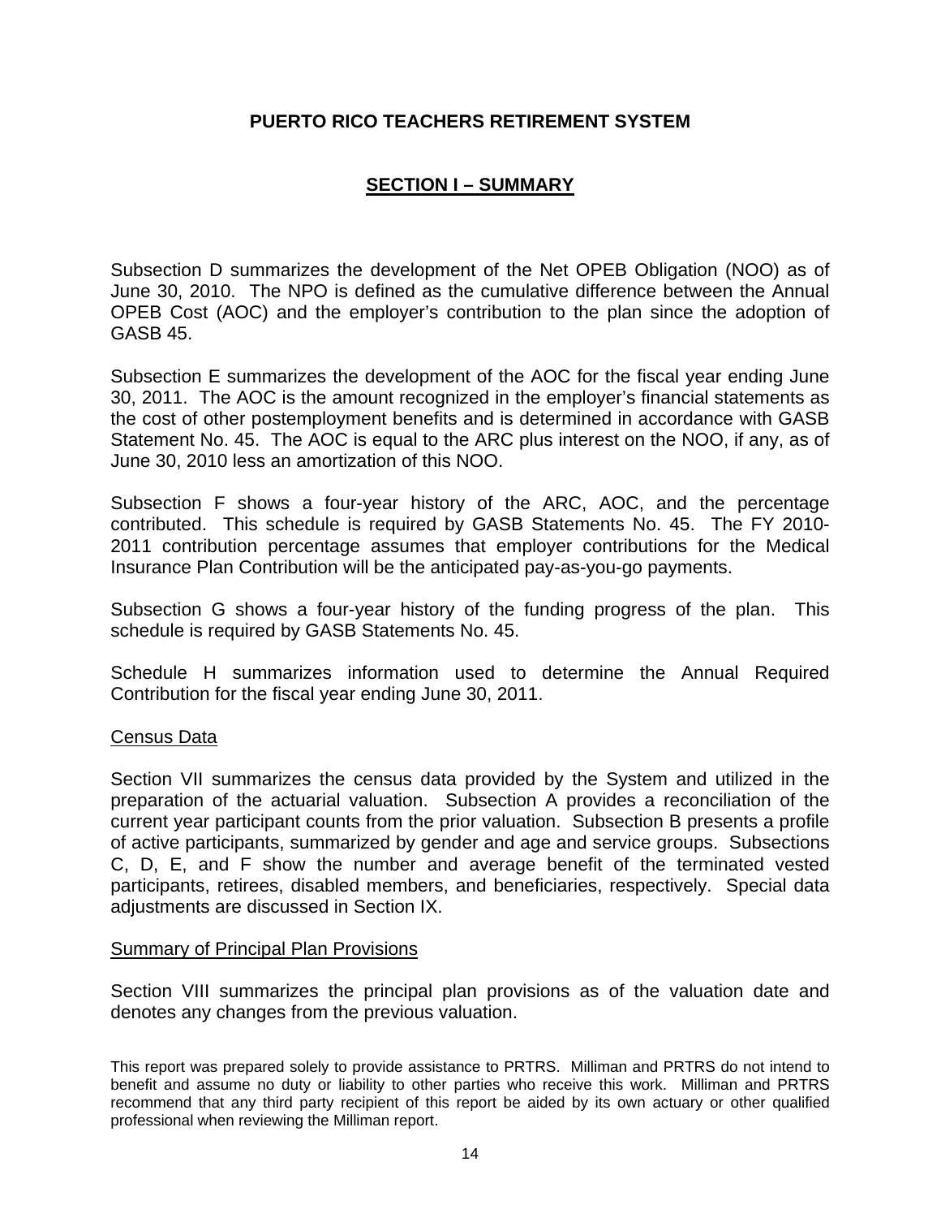**PUERTO RICO TEACHERS RETIREMENT SYSTEM**

## SECTION I – SUMMARY

Subsection D summarizes the development of the Net OPEB Obligation (NOO) as of June 30, 2010. The NPO is defined as the cumulative difference between the Annual OPEB Cost (AOC) and the employer's contribution to the plan since the adoption of GASB 45.

Subsection E summarizes the development of the AOC for the fiscal year ending June 30, 2011. The AOC is the amount recognized in the employer's financial statements as the cost of other postemployment benefits and is determined in accordance with GASB Statement No. 45. The AOC is equal to the ARC plus interest on the NOO, if any, as of June 30, 2010 less an amortization of this NOO.

Subsection F shows a four-year history of the ARC, AOC, and the percentage contributed. This schedule is required by GASB Statements No. 45. The FY 2010-2011 contribution percentage assumes that employer contributions for the Medical Insurance Plan Contribution will be the anticipated pay-as-you-go payments.

Subsection G shows a four-year history of the funding progress of the plan. This schedule is required by GASB Statements No. 45.

Schedule H summarizes information used to determine the Annual Required Contribution for the fiscal year ending June 30, 2011.

Census Data

Section VII summarizes the census data provided by the System and utilized in the preparation of the actuarial valuation. Subsection A provides a reconciliation of the current year participant counts from the prior valuation. Subsection B presents a profile of active participants, summarized by gender and age and service groups. Subsections C, D, E, and F show the number and average benefit of the terminated vested participants, retirees, disabled members, and beneficiaries, respectively. Special data adjustments are discussed in Section IX.

Summary of Principal Plan Provisions

Section VIII summarizes the principal plan provisions as of the valuation date and denotes any changes from the previous valuation.

This report was prepared solely to provide assistance to PRTRS. Milliman and PRTRS do not intend to benefit and assume no duty or liability to other parties who receive this work. Milliman and PRTRS recommend that any third party recipient of this report be aided by its own actuary or other qualified professional when reviewing the Milliman report.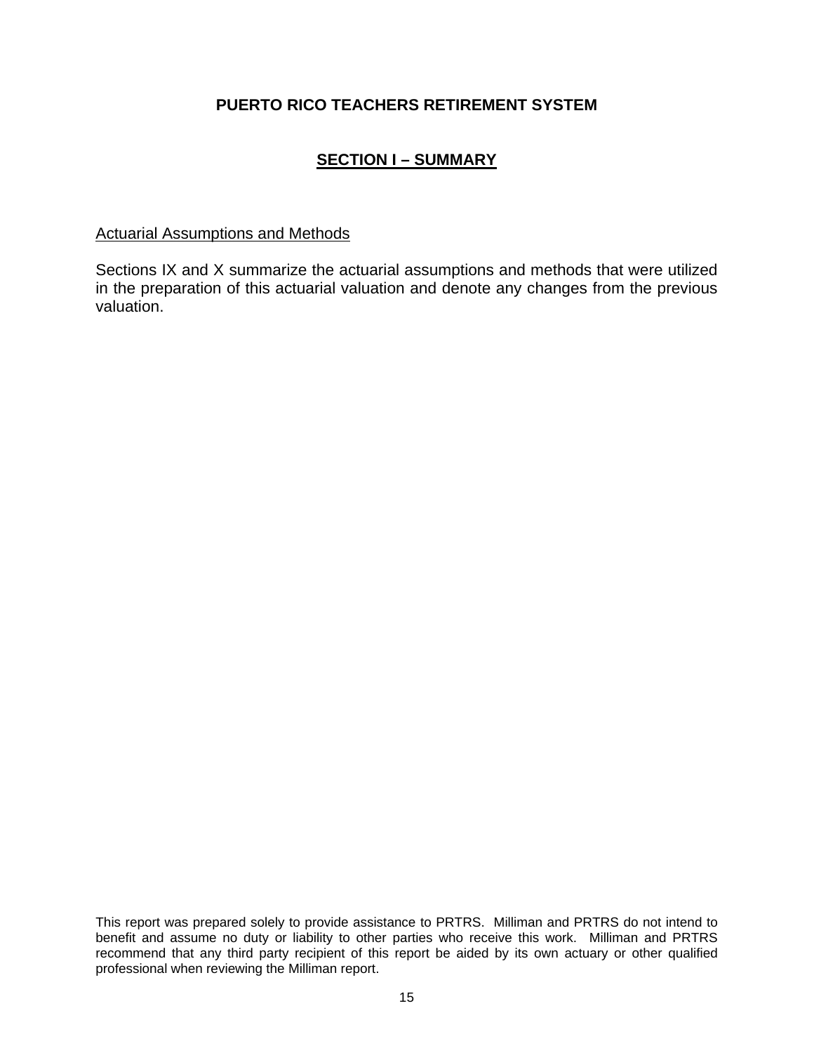**PUERTO RICO TEACHERS RETIREMENT SYSTEM**

## SECTION I – SUMMARY

### Actuarial Assumptions and Methods

Sections IX and X summarize the actuarial assumptions and methods that were utilized in the preparation of this actuarial valuation and denote any changes from the previous valuation.

This report was prepared solely to provide assistance to PRTRS. Milliman and PRTRS do not intend to benefit and assume no duty or liability to other parties who receive this work. Milliman and PRTRS recommend that any third party recipient of this report be aided by its own actuary or other qualified professional when reviewing the Milliman report.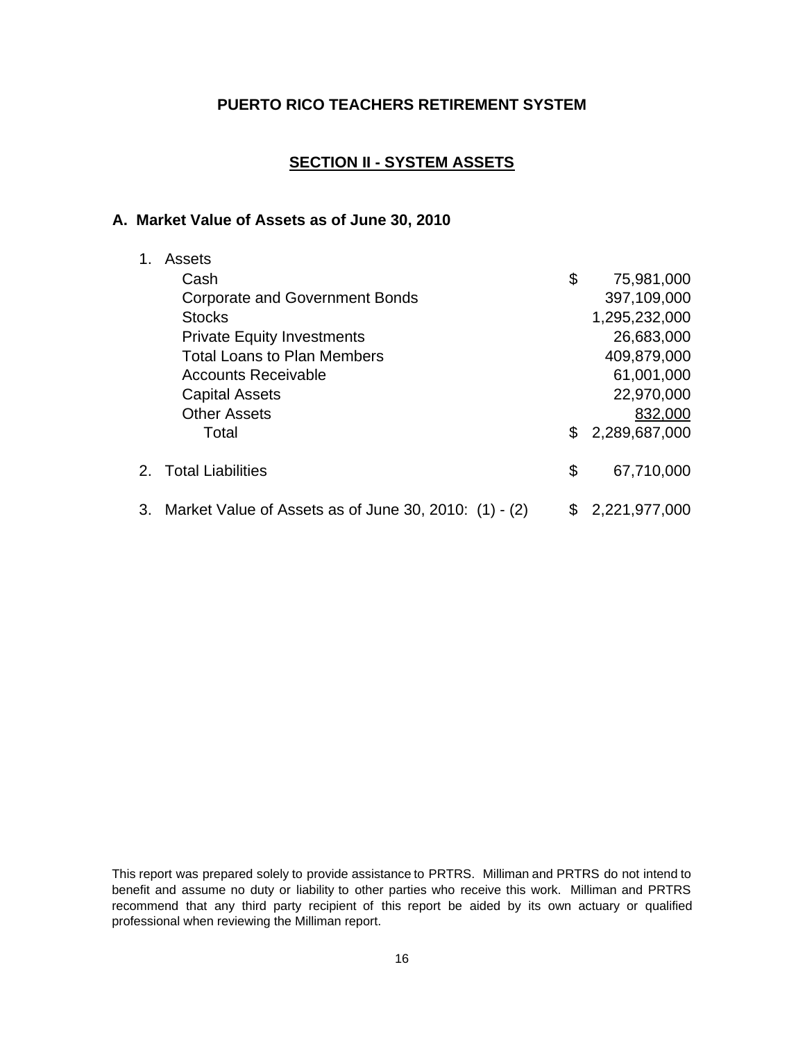## PUERTO RICO TEACHERS RETIREMENT SYSTEM

## SECTION II - SYSTEM ASSETS

### A. Market Value of Assets as of June 30, 2010

| | | |
|---|---|---|
| 1. | Assets | |
| | Cash | $ 75,981,000 |
| | Corporate and Government Bonds | 397,109,000 |
| | Stocks | 1,295,232,000 |
| | Private Equity Investments | 26,683,000 |
| | Total Loans to Plan Members | 409,879,000 |
| | Accounts Receivable | 61,001,000 |
| | Capital Assets | 22,970,000 |
| | Other Assets | 832,000 |
| | Total | $ 2,289,687,000 |
| 2. | Total Liabilities | $ 67,710,000 |
| 3. | Market Value of Assets as of June 30, 2010: (1) - (2) | $ 2,221,977,000 |

This report was prepared solely to provide assistance to PRTRS. Milliman and PRTRS do not intend to benefit and assume no duty or liability to other parties who receive this work. Milliman and PRTRS recommend that any third party recipient of this report be aided by its own actuary or qualified professional when reviewing the Milliman report.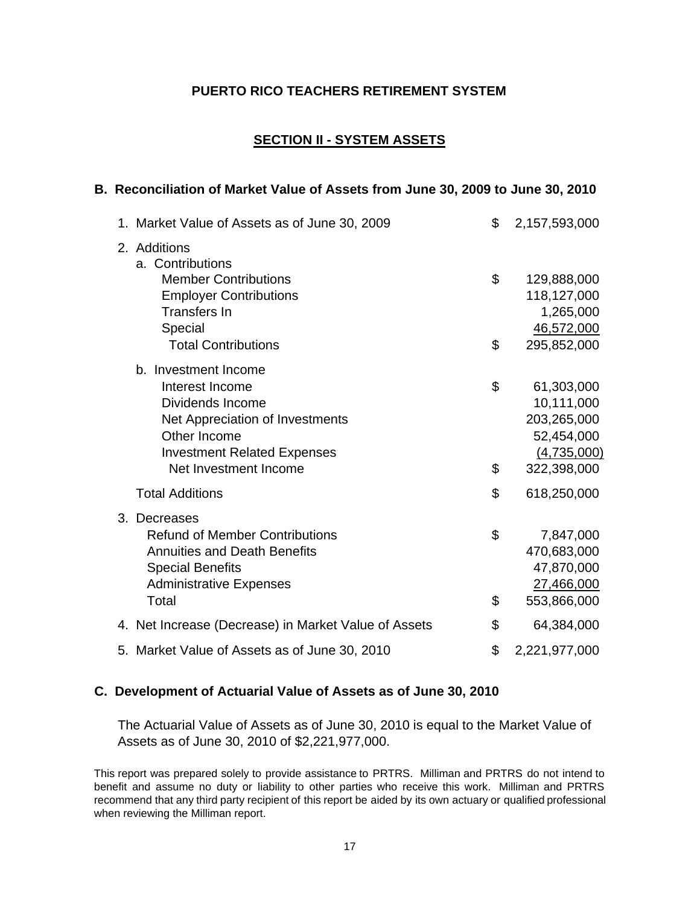**PUERTO RICO TEACHERS RETIREMENT SYSTEM**

## SECTION II - SYSTEM ASSETS

### B. Reconciliation of Market Value of Assets from June 30, 2009 to June 30, 2010

| | | |
|---|---|---|
| 1. Market Value of Assets as of June 30, 2009 | $ | 2,157,593,000 |
| 2. Additions | | |
| a. Contributions | | |
| Member Contributions | $ | 129,888,000 |
| Employer Contributions | | 118,127,000 |
| Transfers In | | 1,265,000 |
| Special | | 46,572,000 |
| Total Contributions | $ | 295,852,000 |
| b. Investment Income | | |
| Interest Income | $ | 61,303,000 |
| Dividends Income | | 10,111,000 |
| Net Appreciation of Investments | | 203,265,000 |
| Other Income | | 52,454,000 |
| Investment Related Expenses | | (4,735,000) |
| Net Investment Income | $ | 322,398,000 |
| Total Additions | $ | 618,250,000 |
| 3. Decreases | | |
| Refund of Member Contributions | $ | 7,847,000 |
| Annuities and Death Benefits | | 470,683,000 |
| Special Benefits | | 47,870,000 |
| Administrative Expenses | | 27,466,000 |
| Total | $ | 553,866,000 |
| 4. Net Increase (Decrease) in Market Value of Assets | $ | 64,384,000 |
| 5. Market Value of Assets as of June 30, 2010 | $ | 2,221,977,000 |

### C. Development of Actuarial Value of Assets as of June 30, 2010

The Actuarial Value of Assets as of June 30, 2010 is equal to the Market Value of Assets as of June 30, 2010 of $2,221,977,000.

This report was prepared solely to provide assistance to PRTRS. Milliman and PRTRS do not intend to benefit and assume no duty or liability to other parties who receive this work. Milliman and PRTRS recommend that any third party recipient of this report be aided by its own actuary or qualified professional when reviewing the Milliman report.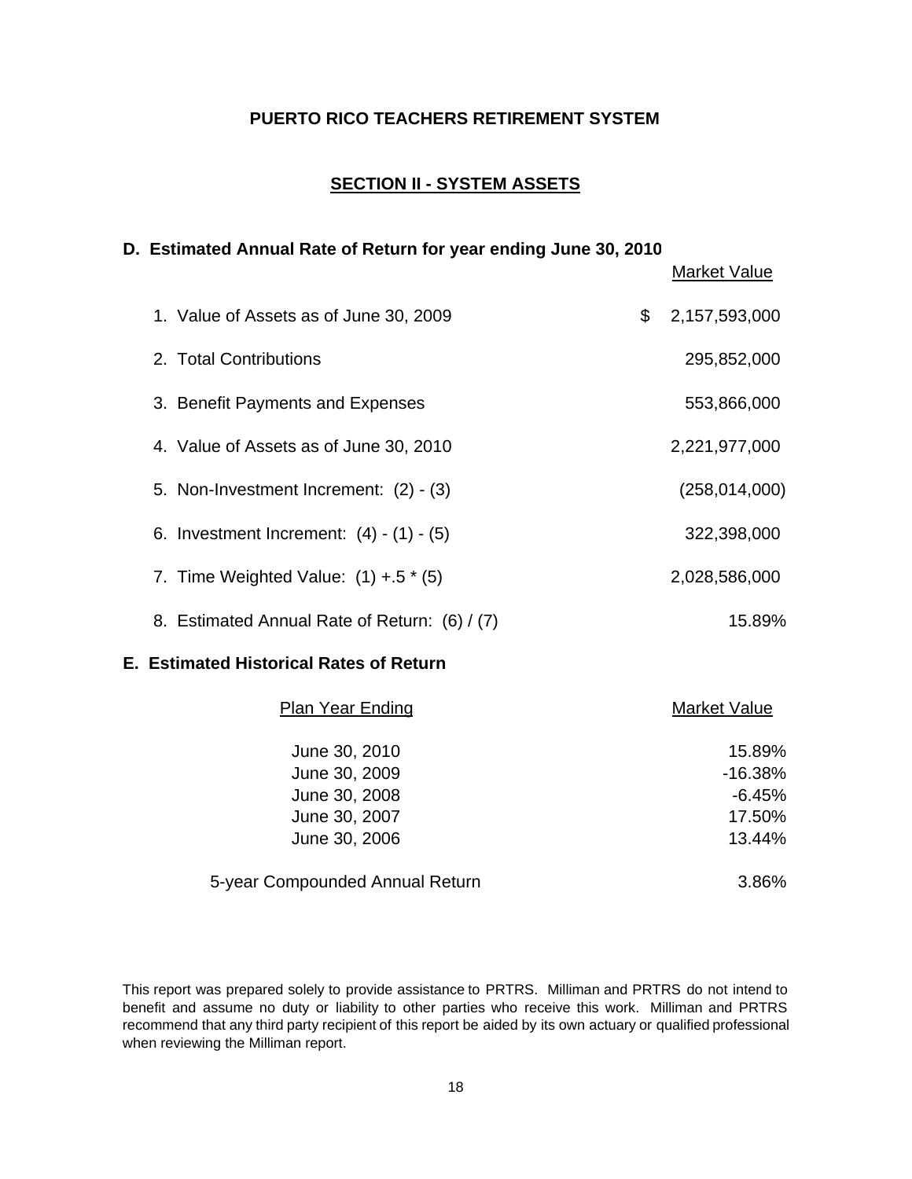# PUERTO RICO TEACHERS RETIREMENT SYSTEM

## SECTION II - SYSTEM ASSETS

### D. Estimated Annual Rate of Return for year ending June 30, 2010

| | Market Value |
|---|---|
| 1. Value of Assets as of June 30, 2009 | $ 2,157,593,000 |
| 2. Total Contributions | 295,852,000 |
| 3. Benefit Payments and Expenses | 553,866,000 |
| 4. Value of Assets as of June 30, 2010 | 2,221,977,000 |
| 5. Non-Investment Increment: (2) - (3) | (258,014,000) |
| 6. Investment Increment: (4) - (1) - (5) | 322,398,000 |
| 7. Time Weighted Value: (1) +.5 * (5) | 2,028,586,000 |
| 8. Estimated Annual Rate of Return: (6) / (7) | 15.89% |

### E. Estimated Historical Rates of Return

| Plan Year Ending | Market Value |
|---|---|
| June 30, 2010 | 15.89% |
| June 30, 2009 | -16.38% |
| June 30, 2008 | -6.45% |
| June 30, 2007 | 17.50% |
| June 30, 2006 | 13.44% |
| 5-year Compounded Annual Return | 3.86% |

This report was prepared solely to provide assistance to PRTRS. Milliman and PRTRS do not intend to benefit and assume no duty or liability to other parties who receive this work. Milliman and PRTRS recommend that any third party recipient of this report be aided by its own actuary or qualified professional when reviewing the Milliman report.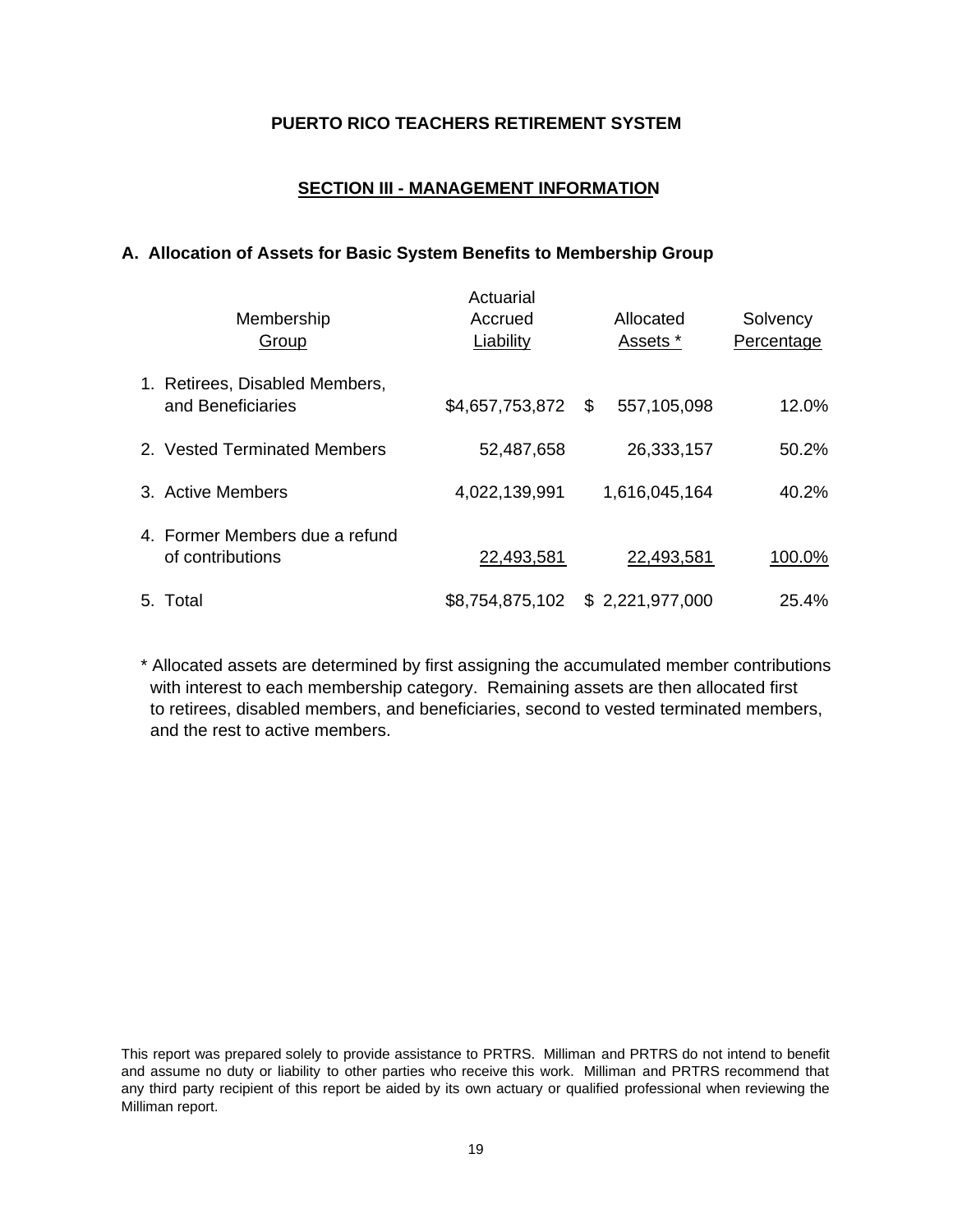**PUERTO RICO TEACHERS RETIREMENT SYSTEM**

## SECTION III - MANAGEMENT INFORMATION

### A. Allocation of Assets for Basic System Benefits to Membership Group

| Membership Group | Actuarial Accrued Liability | Allocated Assets * | Solvency Percentage |
|---|---|---|---|
| 1. Retirees, Disabled Members, and Beneficiaries | $4,657,753,872 | $ 557,105,098 | 12.0% |
| 2. Vested Terminated Members | 52,487,658 | 26,333,157 | 50.2% |
| 3. Active Members | 4,022,139,991 | 1,616,045,164 | 40.2% |
| 4. Former Members due a refund of contributions | 22,493,581 | 22,493,581 | 100.0% |
| 5. Total | $8,754,875,102 | $ 2,221,977,000 | 25.4% |

\* Allocated assets are determined by first assigning the accumulated member contributions with interest to each membership category. Remaining assets are then allocated first to retirees, disabled members, and beneficiaries, second to vested terminated members, and the rest to active members.

This report was prepared solely to provide assistance to PRTRS. Milliman and PRTRS do not intend to benefit and assume no duty or liability to other parties who receive this work. Milliman and PRTRS recommend that any third party recipient of this report be aided by its own actuary or qualified professional when reviewing the Milliman report.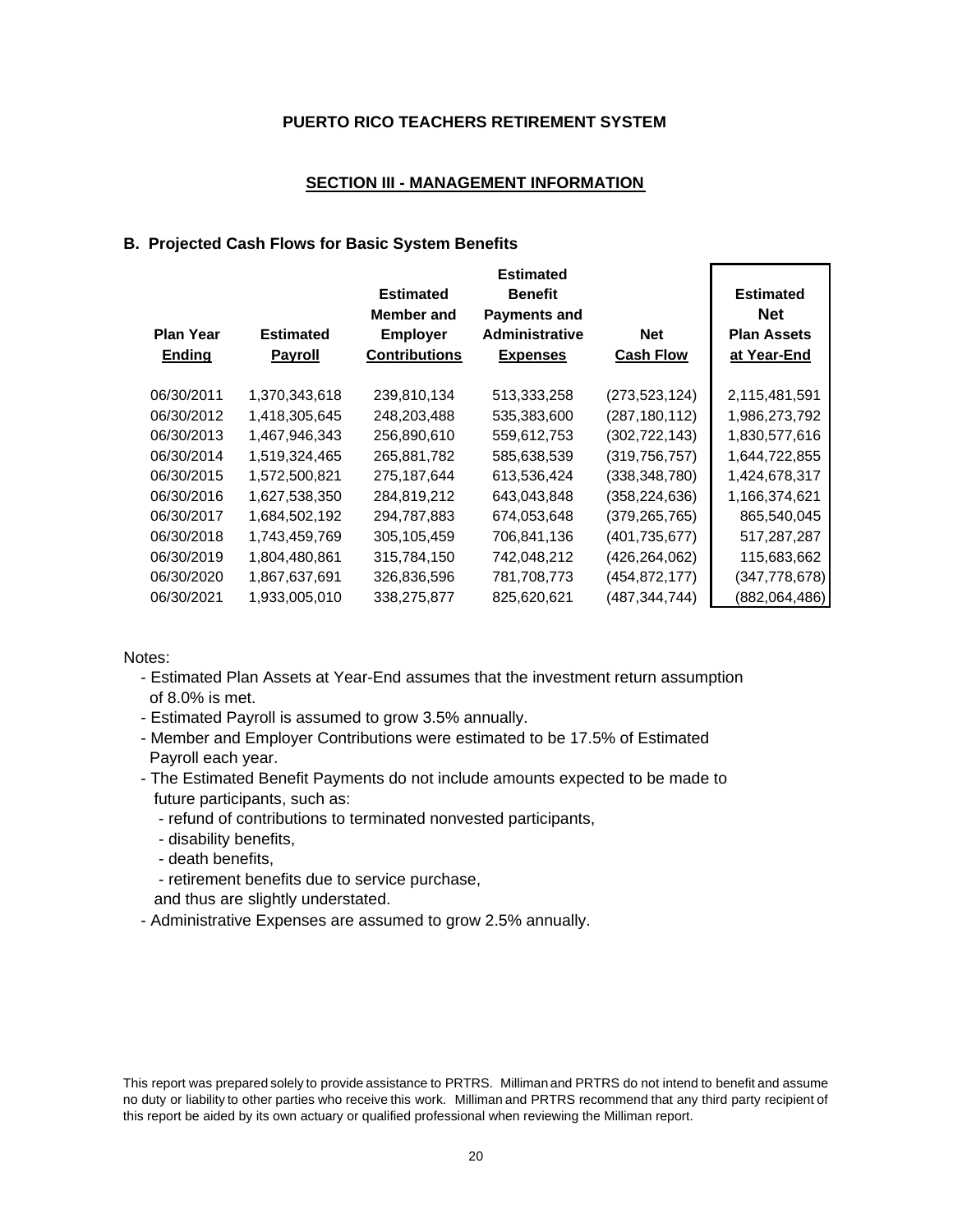# PUERTO RICO TEACHERS RETIREMENT SYSTEM

## SECTION III - MANAGEMENT INFORMATION

### B. Projected Cash Flows for Basic System Benefits

| Plan Year Ending | Estimated Payroll | Estimated Member and Employer Contributions | Estimated Benefit Payments and Administrative Expenses | Net Cash Flow | Estimated Net Plan Assets at Year-End |
|---|---|---|---|---|---|
| 06/30/2011 | 1,370,343,618 | 239,810,134 | 513,333,258 | (273,523,124) | 2,115,481,591 |
| 06/30/2012 | 1,418,305,645 | 248,203,488 | 535,383,600 | (287,180,112) | 1,986,273,792 |
| 06/30/2013 | 1,467,946,343 | 256,890,610 | 559,612,753 | (302,722,143) | 1,830,577,616 |
| 06/30/2014 | 1,519,324,465 | 265,881,782 | 585,638,539 | (319,756,757) | 1,644,722,855 |
| 06/30/2015 | 1,572,500,821 | 275,187,644 | 613,536,424 | (338,348,780) | 1,424,678,317 |
| 06/30/2016 | 1,627,538,350 | 284,819,212 | 643,043,848 | (358,224,636) | 1,166,374,621 |
| 06/30/2017 | 1,684,502,192 | 294,787,883 | 674,053,648 | (379,265,765) | 865,540,045 |
| 06/30/2018 | 1,743,459,769 | 305,105,459 | 706,841,136 | (401,735,677) | 517,287,287 |
| 06/30/2019 | 1,804,480,861 | 315,784,150 | 742,048,212 | (426,264,062) | 115,683,662 |
| 06/30/2020 | 1,867,637,691 | 326,836,596 | 781,708,773 | (454,872,177) | (347,778,678) |
| 06/30/2021 | 1,933,005,010 | 338,275,877 | 825,620,621 | (487,344,744) | (882,064,486) |

Notes:

- Estimated Plan Assets at Year-End assumes that the investment return assumption of 8.0% is met.
- Estimated Payroll is assumed to grow 3.5% annually.
- Member and Employer Contributions were estimated to be 17.5% of Estimated Payroll each year.
- The Estimated Benefit Payments do not include amounts expected to be made to future participants, such as:
  - refund of contributions to terminated nonvested participants,
  - disability benefits,
  - death benefits,
  - retirement benefits due to service purchase,

  and thus are slightly understated.
- Administrative Expenses are assumed to grow 2.5% annually.

This report was prepared solely to provide assistance to PRTRS. Milliman and PRTRS do not intend to benefit and assume no duty or liability to other parties who receive this work. Milliman and PRTRS recommend that any third party recipient of this report be aided by its own actuary or qualified professional when reviewing the Milliman report.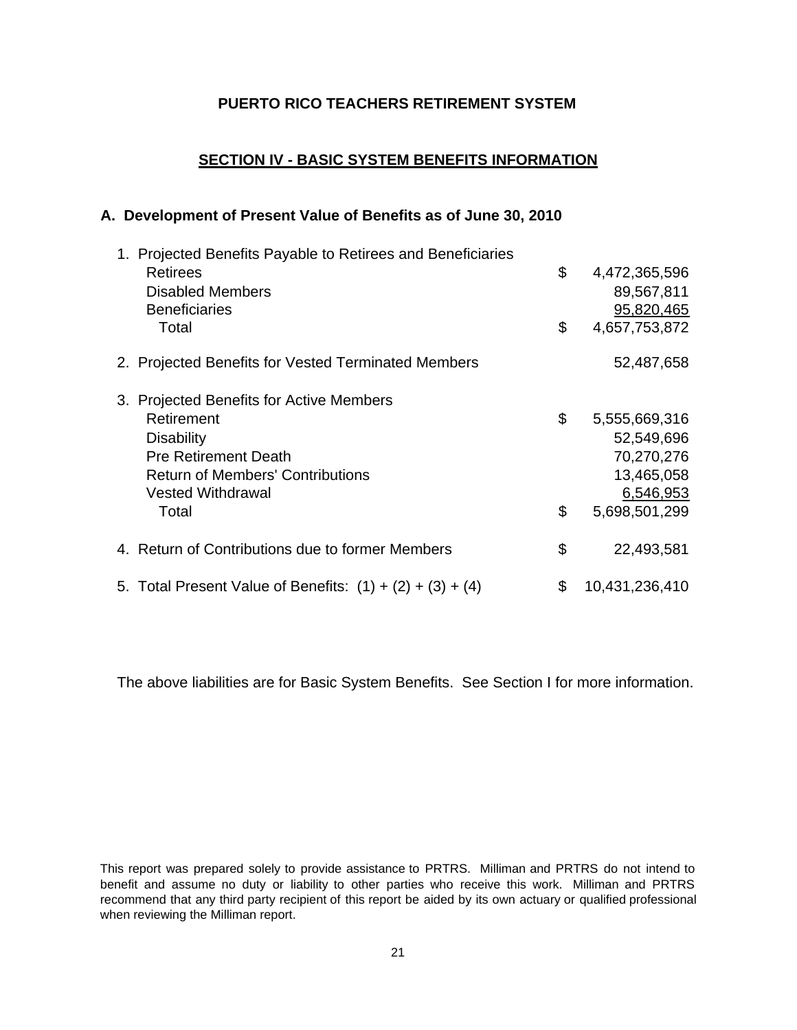# PUERTO RICO TEACHERS RETIREMENT SYSTEM

## SECTION IV - BASIC SYSTEM BENEFITS INFORMATION

### A. Development of Present Value of Benefits as of June 30, 2010

| | | |
|---|---|---|
| 1. Projected Benefits Payable to Retirees and Beneficiaries | | |
| Retirees | $ | 4,472,365,596 |
| Disabled Members | | 89,567,811 |
| Beneficiaries | | 95,820,465 |
| Total | $ | 4,657,753,872 |
| 2. Projected Benefits for Vested Terminated Members | | 52,487,658 |
| 3. Projected Benefits for Active Members | | |
| Retirement | $ | 5,555,669,316 |
| Disability | | 52,549,696 |
| Pre Retirement Death | | 70,270,276 |
| Return of Members' Contributions | | 13,465,058 |
| Vested Withdrawal | | 6,546,953 |
| Total | $ | 5,698,501,299 |
| 4. Return of Contributions due to former Members | $ | 22,493,581 |
| 5. Total Present Value of Benefits: (1) + (2) + (3) + (4) | $ | 10,431,236,410 |

The above liabilities are for Basic System Benefits. See Section I for more information.

This report was prepared solely to provide assistance to PRTRS. Milliman and PRTRS do not intend to benefit and assume no duty or liability to other parties who receive this work. Milliman and PRTRS recommend that any third party recipient of this report be aided by its own actuary or qualified professional when reviewing the Milliman report.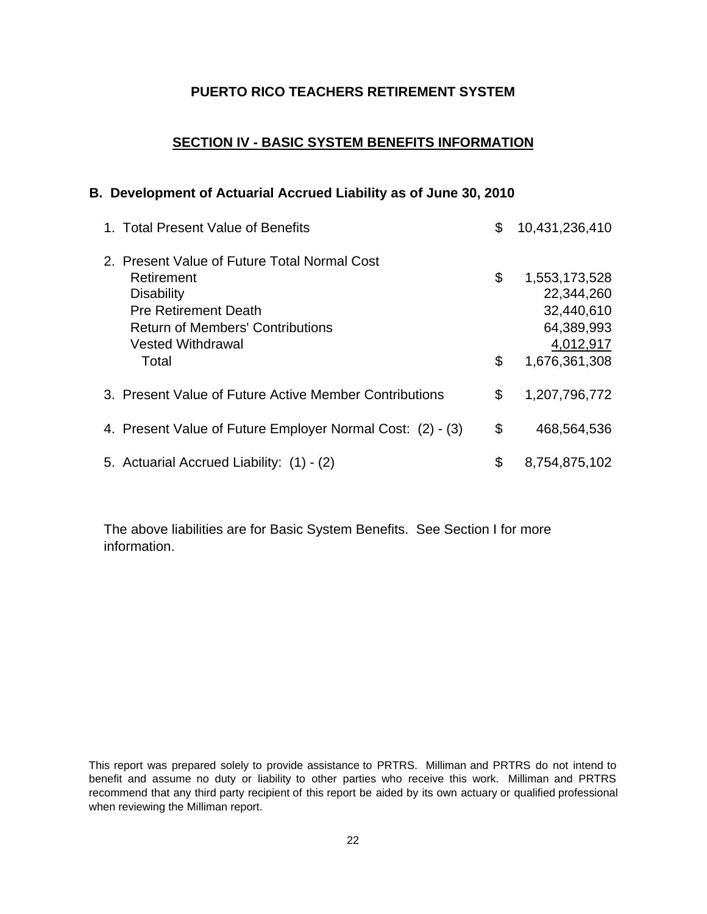**PUERTO RICO TEACHERS RETIREMENT SYSTEM**

## SECTION IV - BASIC SYSTEM BENEFITS INFORMATION

### B. Development of Actuarial Accrued Liability as of June 30, 2010

| | | |
|---|---|---|
| 1. Total Present Value of Benefits | $ | 10,431,236,410 |
| 2. Present Value of Future Total Normal Cost | | |
| Retirement | $ | 1,553,173,528 |
| Disability | | 22,344,260 |
| Pre Retirement Death | | 32,440,610 |
| Return of Members' Contributions | | 64,389,993 |
| Vested Withdrawal | | 4,012,917 |
| Total | $ | 1,676,361,308 |
| 3. Present Value of Future Active Member Contributions | $ | 1,207,796,772 |
| 4. Present Value of Future Employer Normal Cost: (2) - (3) | $ | 468,564,536 |
| 5. Actuarial Accrued Liability: (1) - (2) | $ | 8,754,875,102 |

The above liabilities are for Basic System Benefits. See Section I for more information.

This report was prepared solely to provide assistance to PRTRS. Milliman and PRTRS do not intend to benefit and assume no duty or liability to other parties who receive this work. Milliman and PRTRS recommend that any third party recipient of this report be aided by its own actuary or qualified professional when reviewing the Milliman report.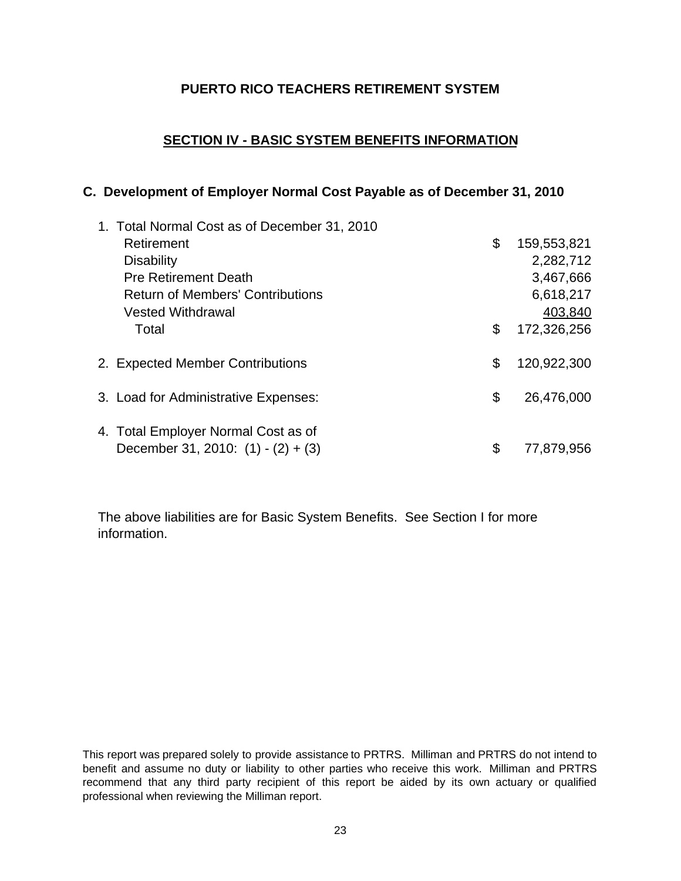# PUERTO RICO TEACHERS RETIREMENT SYSTEM

## SECTION IV - BASIC SYSTEM BENEFITS INFORMATION

### C. Development of Employer Normal Cost Payable as of December 31, 2010

| | | |
|---|---|---|
| 1. Total Normal Cost as of December 31, 2010 | | |
| Retirement | $ | 159,553,821 |
| Disability | | 2,282,712 |
| Pre Retirement Death | | 3,467,666 |
| Return of Members' Contributions | | 6,618,217 |
| Vested Withdrawal | | 403,840 |
| Total | $ | 172,326,256 |
| 2. Expected Member Contributions | $ | 120,922,300 |
| 3. Load for Administrative Expenses: | $ | 26,476,000 |
| 4. Total Employer Normal Cost as of December 31, 2010: (1) - (2) + (3) | $ | 77,879,956 |

The above liabilities are for Basic System Benefits. See Section I for more information.

This report was prepared solely to provide assistance to PRTRS. Milliman and PRTRS do not intend to benefit and assume no duty or liability to other parties who receive this work. Milliman and PRTRS recommend that any third party recipient of this report be aided by its own actuary or qualified professional when reviewing the Milliman report.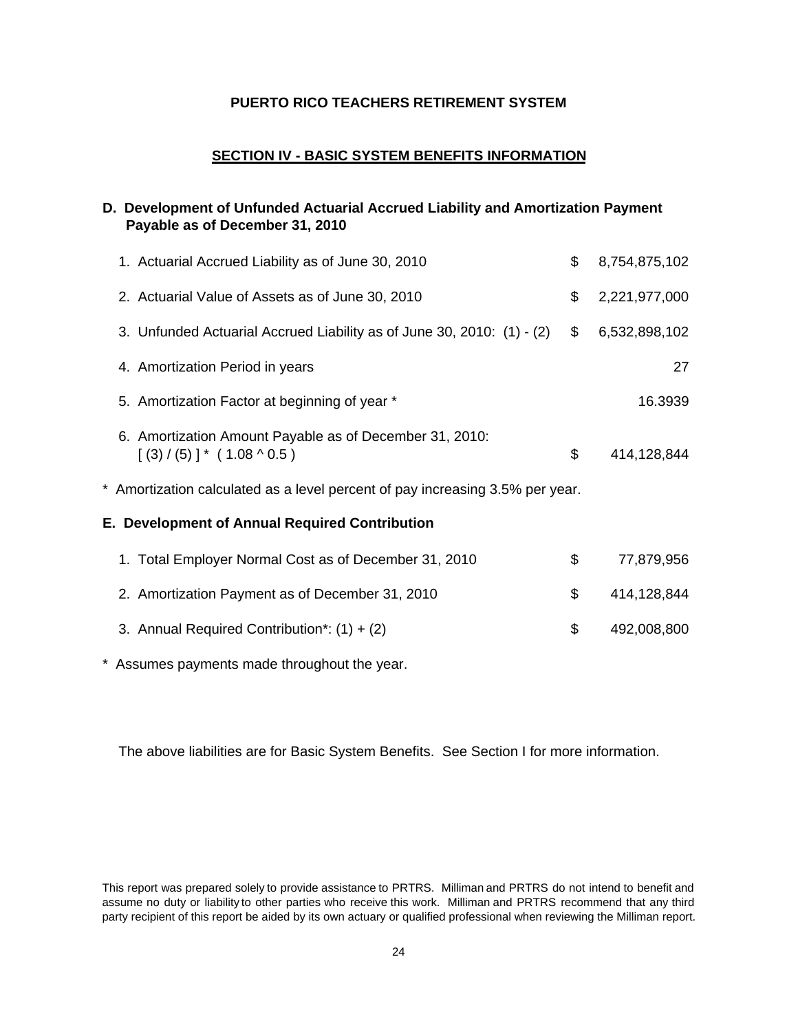**PUERTO RICO TEACHERS RETIREMENT SYSTEM**

## SECTION IV - BASIC SYSTEM BENEFITS INFORMATION

### D. Development of Unfunded Actuarial Accrued Liability and Amortization Payment Payable as of December 31, 2010

| | | |
|---|---|---|
| 1. Actuarial Accrued Liability as of June 30, 2010 | $ | 8,754,875,102 |
| 2. Actuarial Value of Assets as of June 30, 2010 | $ | 2,221,977,000 |
| 3. Unfunded Actuarial Accrued Liability as of June 30, 2010: (1) - (2) | $ | 6,532,898,102 |
| 4. Amortization Period in years | | 27 |
| 5. Amortization Factor at beginning of year * | | 16.3939 |
| 6. Amortization Amount Payable as of December 31, 2010: [ (3) / (5) ] * ( 1.08 ^ 0.5 ) | $ | 414,128,844 |

* Amortization calculated as a level percent of pay increasing 3.5% per year.

### E. Development of Annual Required Contribution

| | | |
|---|---|---|
| 1. Total Employer Normal Cost as of December 31, 2010 | $ | 77,879,956 |
| 2. Amortization Payment as of December 31, 2010 | $ | 414,128,844 |
| 3. Annual Required Contribution*: (1) + (2) | $ | 492,008,800 |

* Assumes payments made throughout the year.

The above liabilities are for Basic System Benefits. See Section I for more information.

This report was prepared solely to provide assistance to PRTRS. Milliman and PRTRS do not intend to benefit and assume no duty or liability to other parties who receive this work. Milliman and PRTRS recommend that any third party recipient of this report be aided by its own actuary or qualified professional when reviewing the Milliman report.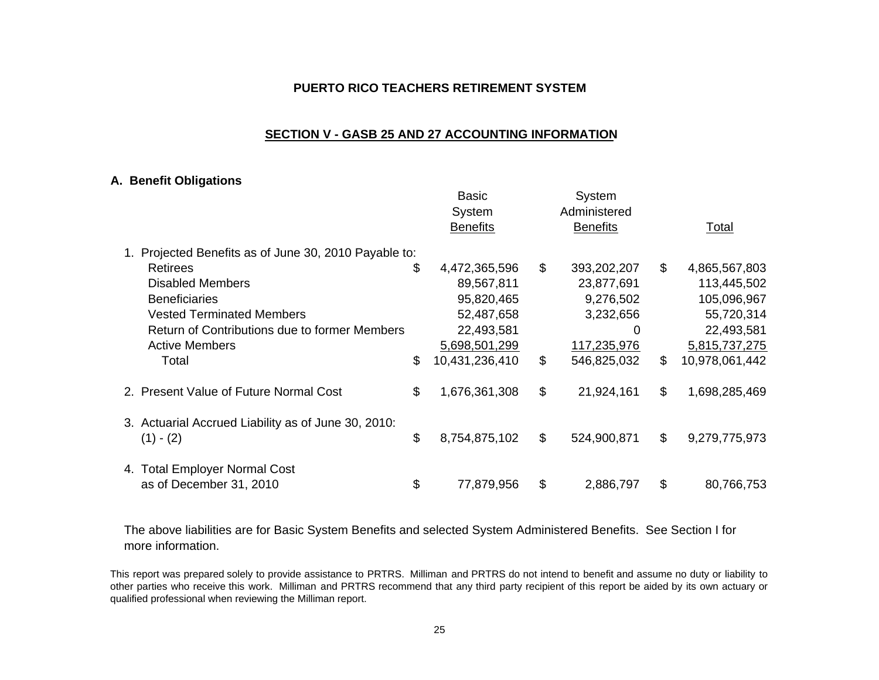**PUERTO RICO TEACHERS RETIREMENT SYSTEM**

## SECTION V - GASB 25 AND 27 ACCOUNTING INFORMATION

### A. Benefit Obligations

| | Basic System Benefits | System Administered Benefits | Total |
|---|---|---|---|
| 1. Projected Benefits as of June 30, 2010 Payable to: | | | |
| Retirees | $ 4,472,365,596 | $ 393,202,207 | $ 4,865,567,803 |
| Disabled Members | 89,567,811 | 23,877,691 | 113,445,502 |
| Beneficiaries | 95,820,465 | 9,276,502 | 105,096,967 |
| Vested Terminated Members | 52,487,658 | 3,232,656 | 55,720,314 |
| Return of Contributions due to former Members | 22,493,581 | 0 | 22,493,581 |
| Active Members | 5,698,501,299 | 117,235,976 | 5,815,737,275 |
| Total | $ 10,431,236,410 | $ 546,825,032 | $ 10,978,061,442 |
| 2. Present Value of Future Normal Cost | $ 1,676,361,308 | $ 21,924,161 | $ 1,698,285,469 |
| 3. Actuarial Accrued Liability as of June 30, 2010: (1) - (2) | $ 8,754,875,102 | $ 524,900,871 | $ 9,279,775,973 |
| 4. Total Employer Normal Cost as of December 31, 2010 | $ 77,879,956 | $ 2,886,797 | $ 80,766,753 |

The above liabilities are for Basic System Benefits and selected System Administered Benefits. See Section I for more information.

This report was prepared solely to provide assistance to PRTRS. Milliman and PRTRS do not intend to benefit and assume no duty or liability to other parties who receive this work. Milliman and PRTRS recommend that any third party recipient of this report be aided by its own actuary or qualified professional when reviewing the Milliman report.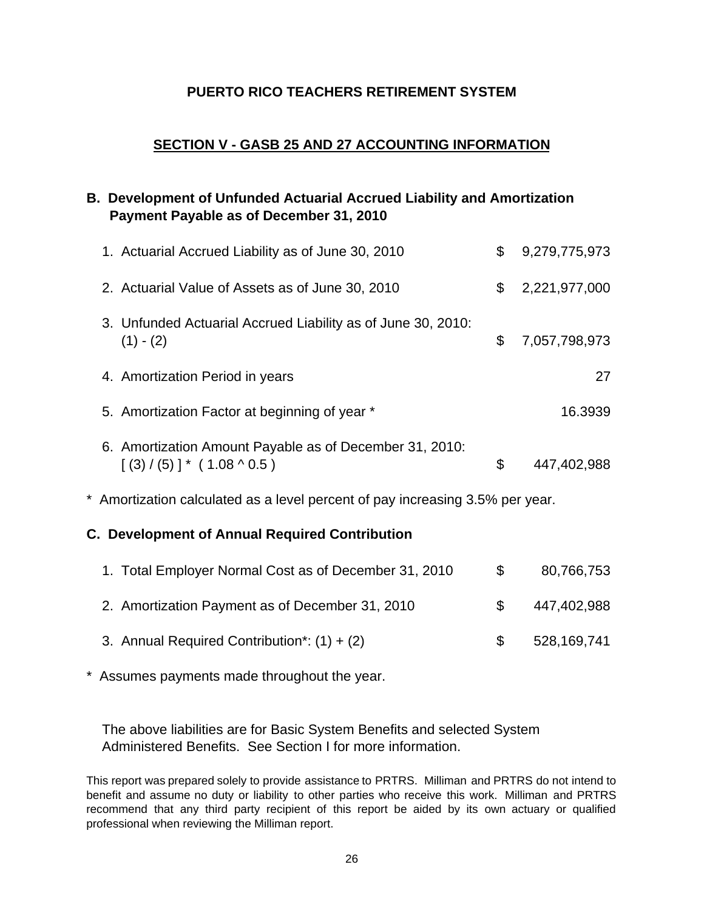**PUERTO RICO TEACHERS RETIREMENT SYSTEM**

## SECTION V - GASB 25 AND 27 ACCOUNTING INFORMATION

### B. Development of Unfunded Actuarial Accrued Liability and Amortization Payment Payable as of December 31, 2010

| | | |
|---|---|---|
| 1. Actuarial Accrued Liability as of June 30, 2010 | $ | 9,279,775,973 |
| 2. Actuarial Value of Assets as of June 30, 2010 | $ | 2,221,977,000 |
| 3. Unfunded Actuarial Accrued Liability as of June 30, 2010: (1) - (2) | $ | 7,057,798,973 |
| 4. Amortization Period in years | | 27 |
| 5. Amortization Factor at beginning of year * | | 16.3939 |
| 6. Amortization Amount Payable as of December 31, 2010: [ (3) / (5) ] * ( 1.08 ^ 0.5 ) | $ | 447,402,988 |

\* Amortization calculated as a level percent of pay increasing 3.5% per year.

### C. Development of Annual Required Contribution

| | | |
|---|---|---|
| 1. Total Employer Normal Cost as of December 31, 2010 | $ | 80,766,753 |
| 2. Amortization Payment as of December 31, 2010 | $ | 447,402,988 |
| 3. Annual Required Contribution*: (1) + (2) | $ | 528,169,741 |

\* Assumes payments made throughout the year.

The above liabilities are for Basic System Benefits and selected System Administered Benefits. See Section I for more information.

This report was prepared solely to provide assistance to PRTRS. Milliman and PRTRS do not intend to benefit and assume no duty or liability to other parties who receive this work. Milliman and PRTRS recommend that any third party recipient of this report be aided by its own actuary or qualified professional when reviewing the Milliman report.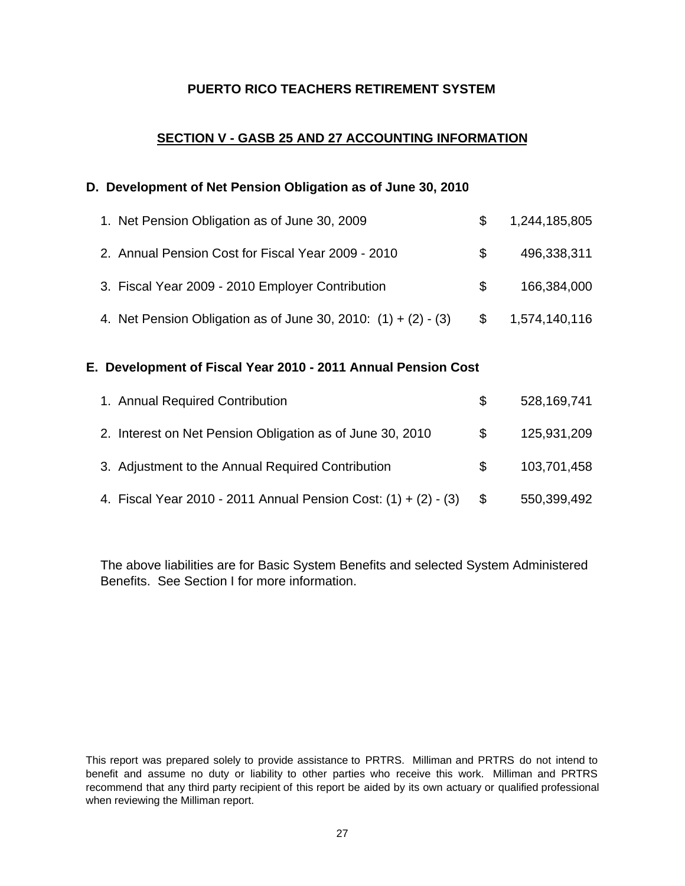# PUERTO RICO TEACHERS RETIREMENT SYSTEM

## SECTION V - GASB 25 AND 27 ACCOUNTING INFORMATION

### D. Development of Net Pension Obligation as of June 30, 2010

| | | |
|---|---|---|
| 1. Net Pension Obligation as of June 30, 2009 | $ | 1,244,185,805 |
| 2. Annual Pension Cost for Fiscal Year 2009 - 2010 | $ | 496,338,311 |
| 3. Fiscal Year 2009 - 2010 Employer Contribution | $ | 166,384,000 |
| 4. Net Pension Obligation as of June 30, 2010: (1) + (2) - (3) | $ | 1,574,140,116 |

### E. Development of Fiscal Year 2010 - 2011 Annual Pension Cost

| | | |
|---|---|---|
| 1. Annual Required Contribution | $ | 528,169,741 |
| 2. Interest on Net Pension Obligation as of June 30, 2010 | $ | 125,931,209 |
| 3. Adjustment to the Annual Required Contribution | $ | 103,701,458 |
| 4. Fiscal Year 2010 - 2011 Annual Pension Cost: (1) + (2) - (3) | $ | 550,399,492 |

The above liabilities are for Basic System Benefits and selected System Administered Benefits. See Section I for more information.

This report was prepared solely to provide assistance to PRTRS. Milliman and PRTRS do not intend to benefit and assume no duty or liability to other parties who receive this work. Milliman and PRTRS recommend that any third party recipient of this report be aided by its own actuary or qualified professional when reviewing the Milliman report.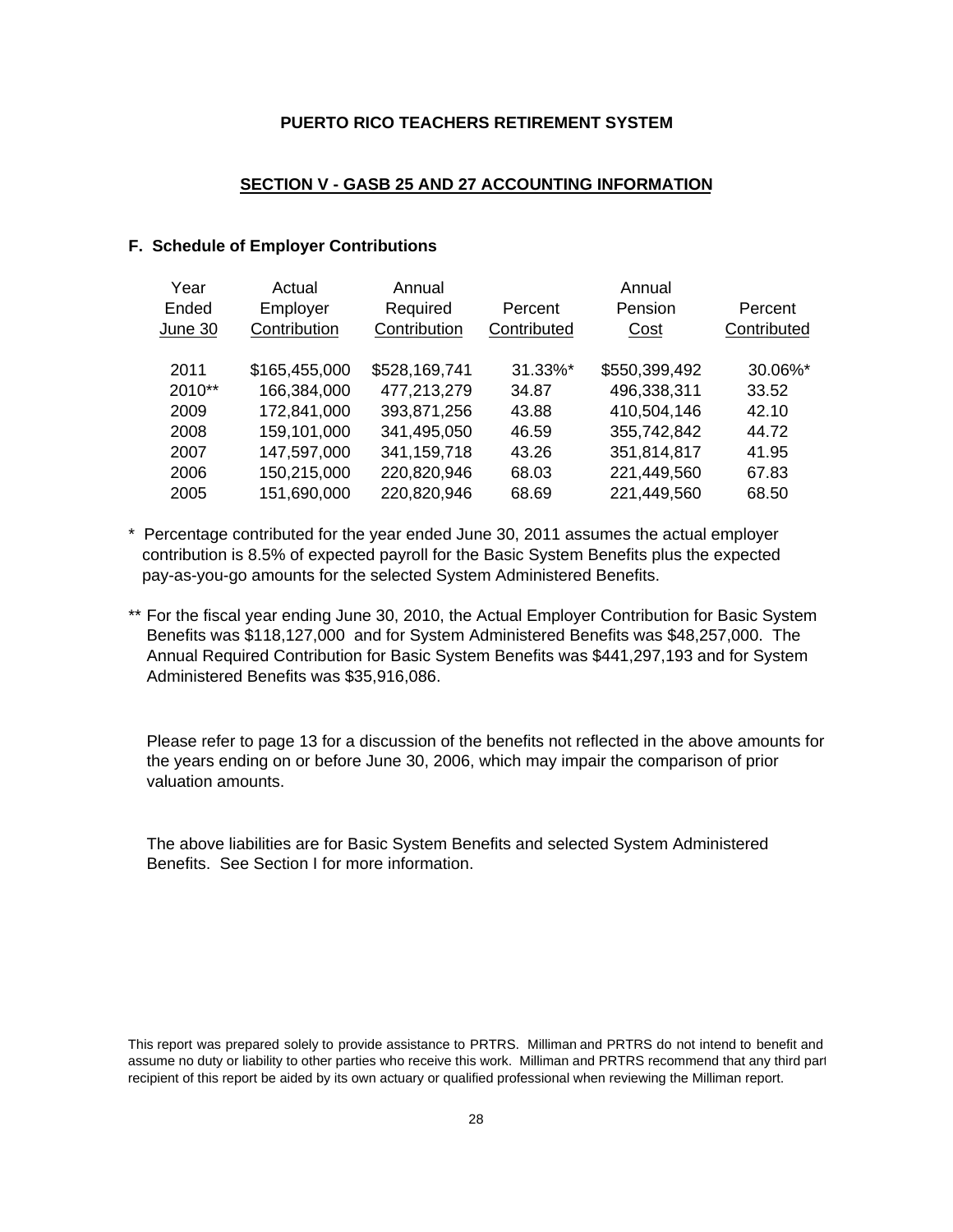PUERTO RICO TEACHERS RETIREMENT SYSTEM

## SECTION V - GASB 25 AND 27 ACCOUNTING INFORMATION

### F. Schedule of Employer Contributions

| Year Ended June 30 | Actual Employer Contribution | Annual Required Contribution | Percent Contributed | Annual Pension Cost | Percent Contributed |
|---|---|---|---|---|---|
| 2011 | $165,455,000 | $528,169,741 | 31.33%* | $550,399,492 | 30.06%* |
| 2010** | 166,384,000 | 477,213,279 | 34.87 | 496,338,311 | 33.52 |
| 2009 | 172,841,000 | 393,871,256 | 43.88 | 410,504,146 | 42.10 |
| 2008 | 159,101,000 | 341,495,050 | 46.59 | 355,742,842 | 44.72 |
| 2007 | 147,597,000 | 341,159,718 | 43.26 | 351,814,817 | 41.95 |
| 2006 | 150,215,000 | 220,820,946 | 68.03 | 221,449,560 | 67.83 |
| 2005 | 151,690,000 | 220,820,946 | 68.69 | 221,449,560 | 68.50 |

\* Percentage contributed for the year ended June 30, 2011 assumes the actual employer contribution is 8.5% of expected payroll for the Basic System Benefits plus the expected pay-as-you-go amounts for the selected System Administered Benefits.

\** For the fiscal year ending June 30, 2010, the Actual Employer Contribution for Basic System Benefits was $118,127,000 and for System Administered Benefits was $48,257,000. The Annual Required Contribution for Basic System Benefits was $441,297,193 and for System Administered Benefits was $35,916,086.

Please refer to page 13 for a discussion of the benefits not reflected in the above amounts for the years ending on or before June 30, 2006, which may impair the comparison of prior valuation amounts.

The above liabilities are for Basic System Benefits and selected System Administered Benefits. See Section I for more information.

This report was prepared solely to provide assistance to PRTRS. Milliman and PRTRS do not intend to benefit and assume no duty or liability to other parties who receive this work. Milliman and PRTRS recommend that any third part recipient of this report be aided by its own actuary or qualified professional when reviewing the Milliman report.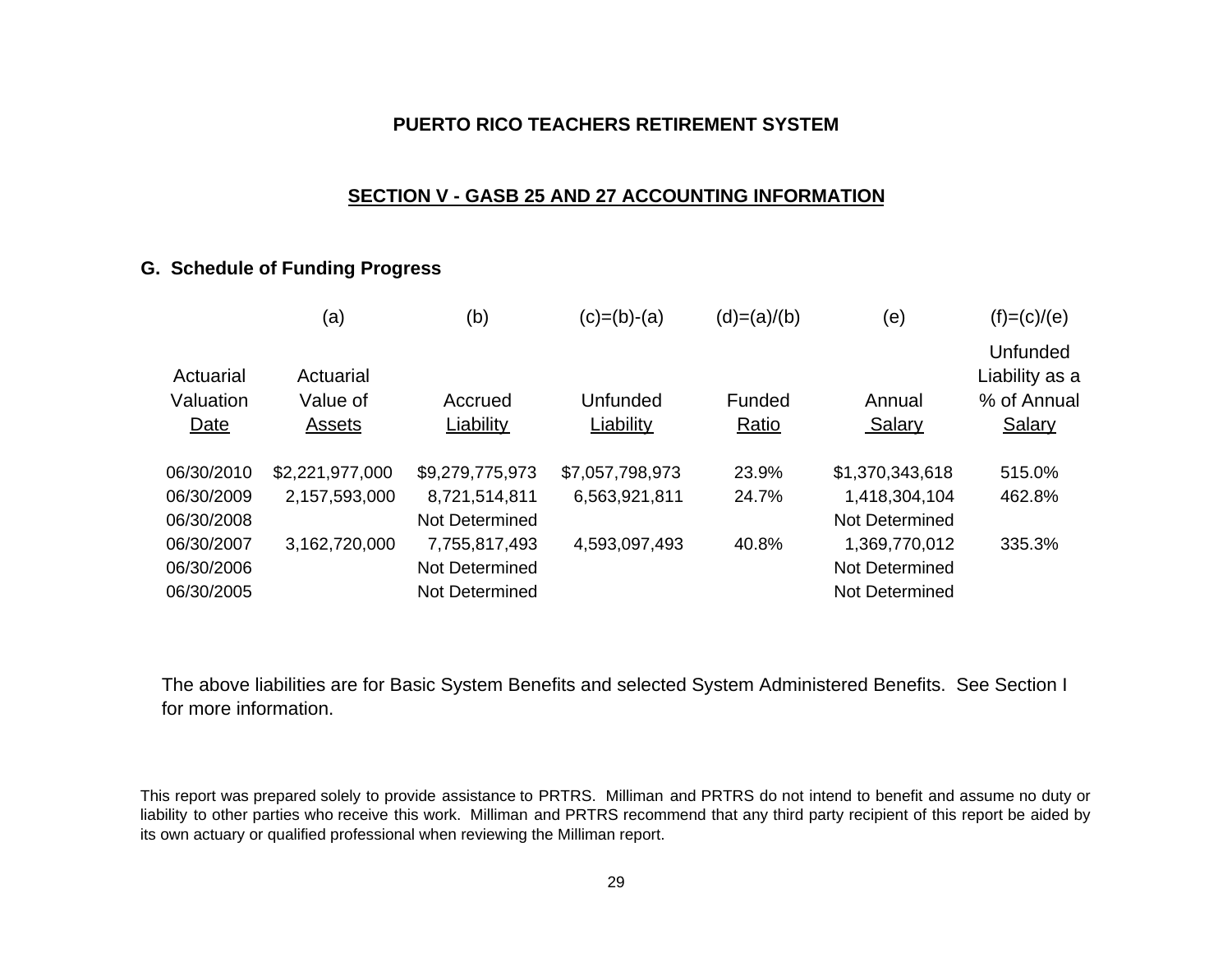**PUERTO RICO TEACHERS RETIREMENT SYSTEM**

## SECTION V - GASB 25 AND 27 ACCOUNTING INFORMATION

### G. Schedule of Funding Progress

| | (a) | (b) | (c)=(b)-(a) | (d)=(a)/(b) | (e) | (f)=(c)/(e) |
|---|---|---|---|---|---|---|
| Actuarial Valuation Date | Actuarial Value of Assets | Accrued Liability | Unfunded Liability | Funded Ratio | Annual Salary | Unfunded Liability as a % of Annual Salary |
| 06/30/2010 | $2,221,977,000 | $9,279,775,973 | $7,057,798,973 | 23.9% | $1,370,343,618 | 515.0% |
| 06/30/2009 | 2,157,593,000 | 8,721,514,811 | 6,563,921,811 | 24.7% | 1,418,304,104 | 462.8% |
| 06/30/2008 | | Not Determined | | | Not Determined | |
| 06/30/2007 | 3,162,720,000 | 7,755,817,493 | 4,593,097,493 | 40.8% | 1,369,770,012 | 335.3% |
| 06/30/2006 | | Not Determined | | | Not Determined | |
| 06/30/2005 | | Not Determined | | | Not Determined | |

The above liabilities are for Basic System Benefits and selected System Administered Benefits. See Section I for more information.

This report was prepared solely to provide assistance to PRTRS. Milliman and PRTRS do not intend to benefit and assume no duty or liability to other parties who receive this work. Milliman and PRTRS recommend that any third party recipient of this report be aided by its own actuary or qualified professional when reviewing the Milliman report.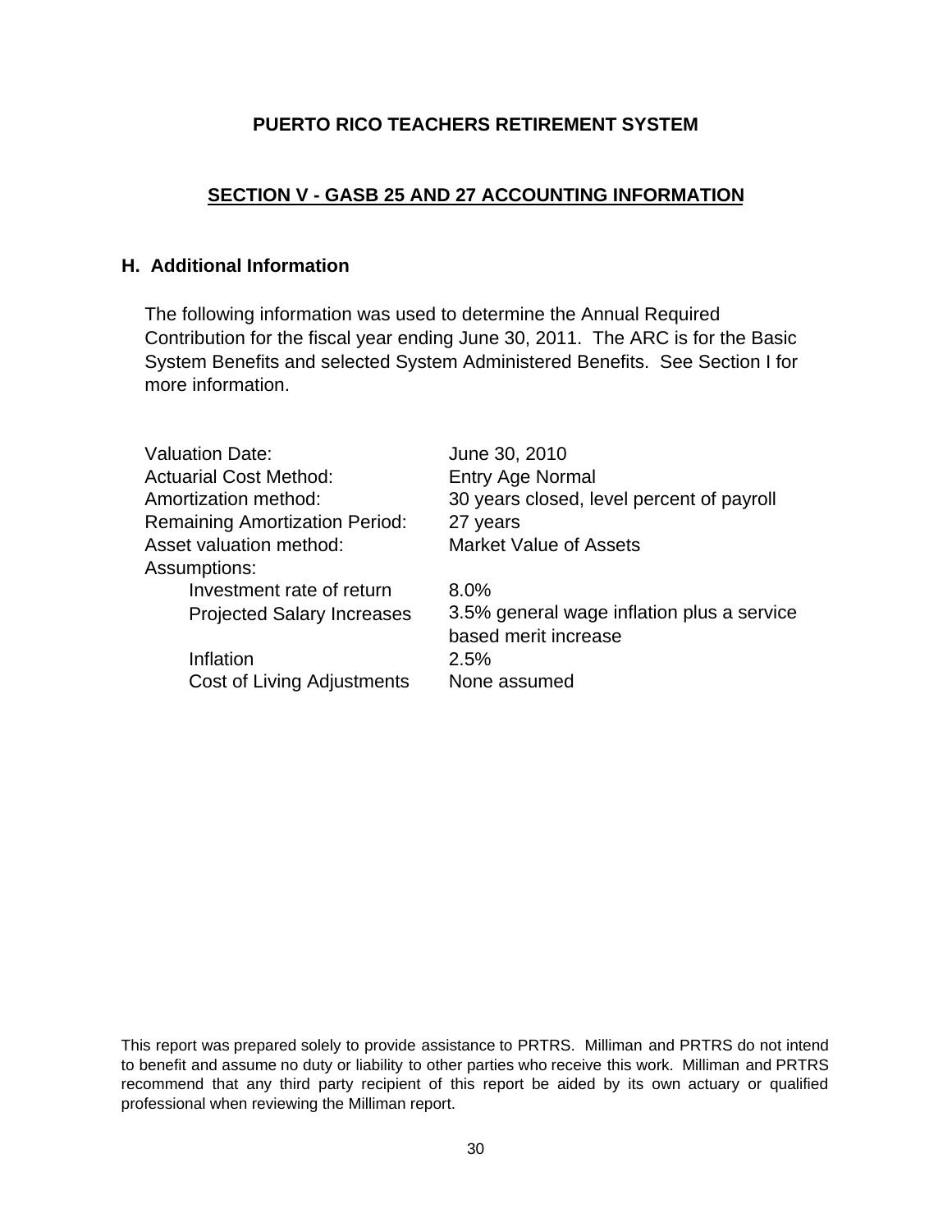## SECTION V - GASB 25 AND 27 ACCOUNTING INFORMATION

### H. Additional Information

The following information was used to determine the Annual Required Contribution for the fiscal year ending June 30, 2011. The ARC is for the Basic System Benefits and selected System Administered Benefits. See Section I for more information.

| | |
|---|---|
| Valuation Date: | June 30, 2010 |
| Actuarial Cost Method: | Entry Age Normal |
| Amortization method: | 30 years closed, level percent of payroll |
| Remaining Amortization Period: | 27 years |
| Asset valuation method: | Market Value of Assets |
| Assumptions: | |
| Investment rate of return | 8.0% |
| Projected Salary Increases | 3.5% general wage inflation plus a service based merit increase |
| Inflation | 2.5% |
| Cost of Living Adjustments | None assumed |

This report was prepared solely to provide assistance to PRTRS. Milliman and PRTRS do not intend to benefit and assume no duty or liability to other parties who receive this work. Milliman and PRTRS recommend that any third party recipient of this report be aided by its own actuary or qualified professional when reviewing the Milliman report.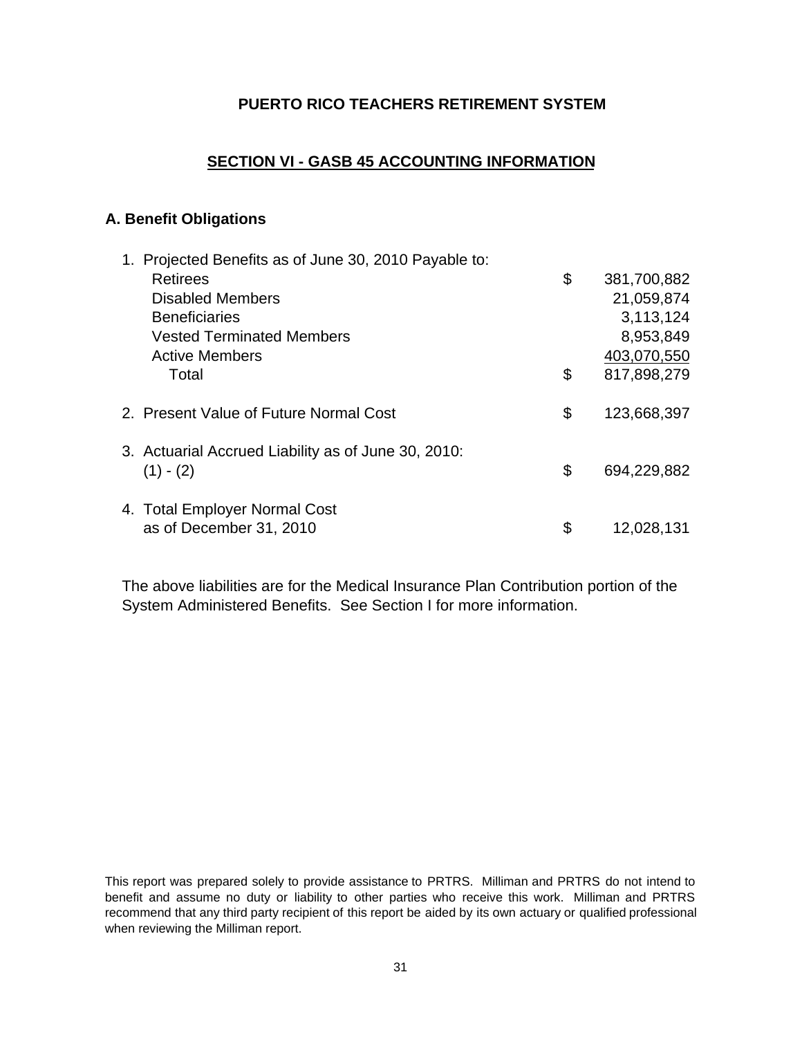**PUERTO RICO TEACHERS RETIREMENT SYSTEM**

## SECTION VI - GASB 45 ACCOUNTING INFORMATION

### A. Benefit Obligations

| | | |
|---|---|---|
| 1. Projected Benefits as of June 30, 2010 Payable to: | | |
| Retirees | $ | 381,700,882 |
| Disabled Members | | 21,059,874 |
| Beneficiaries | | 3,113,124 |
| Vested Terminated Members | | 8,953,849 |
| Active Members | | 403,070,550 |
| Total | $ | 817,898,279 |
| 2. Present Value of Future Normal Cost | $ | 123,668,397 |
| 3. Actuarial Accrued Liability as of June 30, 2010: (1) - (2) | $ | 694,229,882 |
| 4. Total Employer Normal Cost as of December 31, 2010 | $ | 12,028,131 |

The above liabilities are for the Medical Insurance Plan Contribution portion of the System Administered Benefits. See Section I for more information.

This report was prepared solely to provide assistance to PRTRS. Milliman and PRTRS do not intend to benefit and assume no duty or liability to other parties who receive this work. Milliman and PRTRS recommend that any third party recipient of this report be aided by its own actuary or qualified professional when reviewing the Milliman report.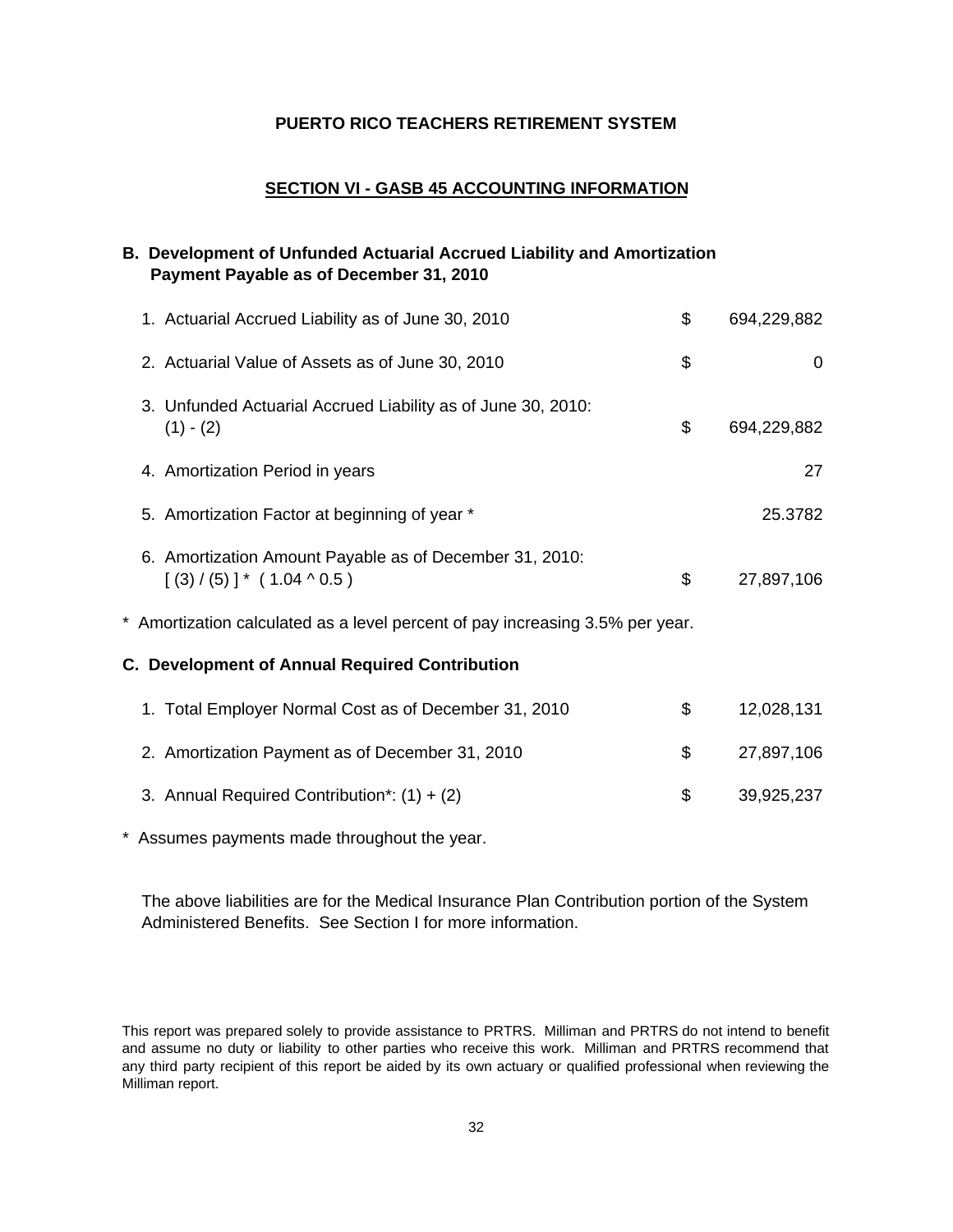# PUERTO RICO TEACHERS RETIREMENT SYSTEM

## SECTION VI - GASB 45 ACCOUNTING INFORMATION

### B. Development of Unfunded Actuarial Accrued Liability and Amortization Payment Payable as of December 31, 2010

| | | |
|---|---|---|
| 1. Actuarial Accrued Liability as of June 30, 2010 | $ | 694,229,882 |
| 2. Actuarial Value of Assets as of June 30, 2010 | $ | 0 |
| 3. Unfunded Actuarial Accrued Liability as of June 30, 2010: (1) - (2) | $ | 694,229,882 |
| 4. Amortization Period in years | | 27 |
| 5. Amortization Factor at beginning of year * | | 25.3782 |
| 6. Amortization Amount Payable as of December 31, 2010: [ (3) / (5) ] * ( 1.04 ^ 0.5 ) | $ | 27,897,106 |

* Amortization calculated as a level percent of pay increasing 3.5% per year.

### C. Development of Annual Required Contribution

| | | |
|---|---|---|
| 1. Total Employer Normal Cost as of December 31, 2010 | $ | 12,028,131 |
| 2. Amortization Payment as of December 31, 2010 | $ | 27,897,106 |
| 3. Annual Required Contribution*: (1) + (2) | $ | 39,925,237 |

* Assumes payments made throughout the year.

The above liabilities are for the Medical Insurance Plan Contribution portion of the System Administered Benefits. See Section I for more information.

This report was prepared solely to provide assistance to PRTRS. Milliman and PRTRS do not intend to benefit and assume no duty or liability to other parties who receive this work. Milliman and PRTRS recommend that any third party recipient of this report be aided by its own actuary or qualified professional when reviewing the Milliman report.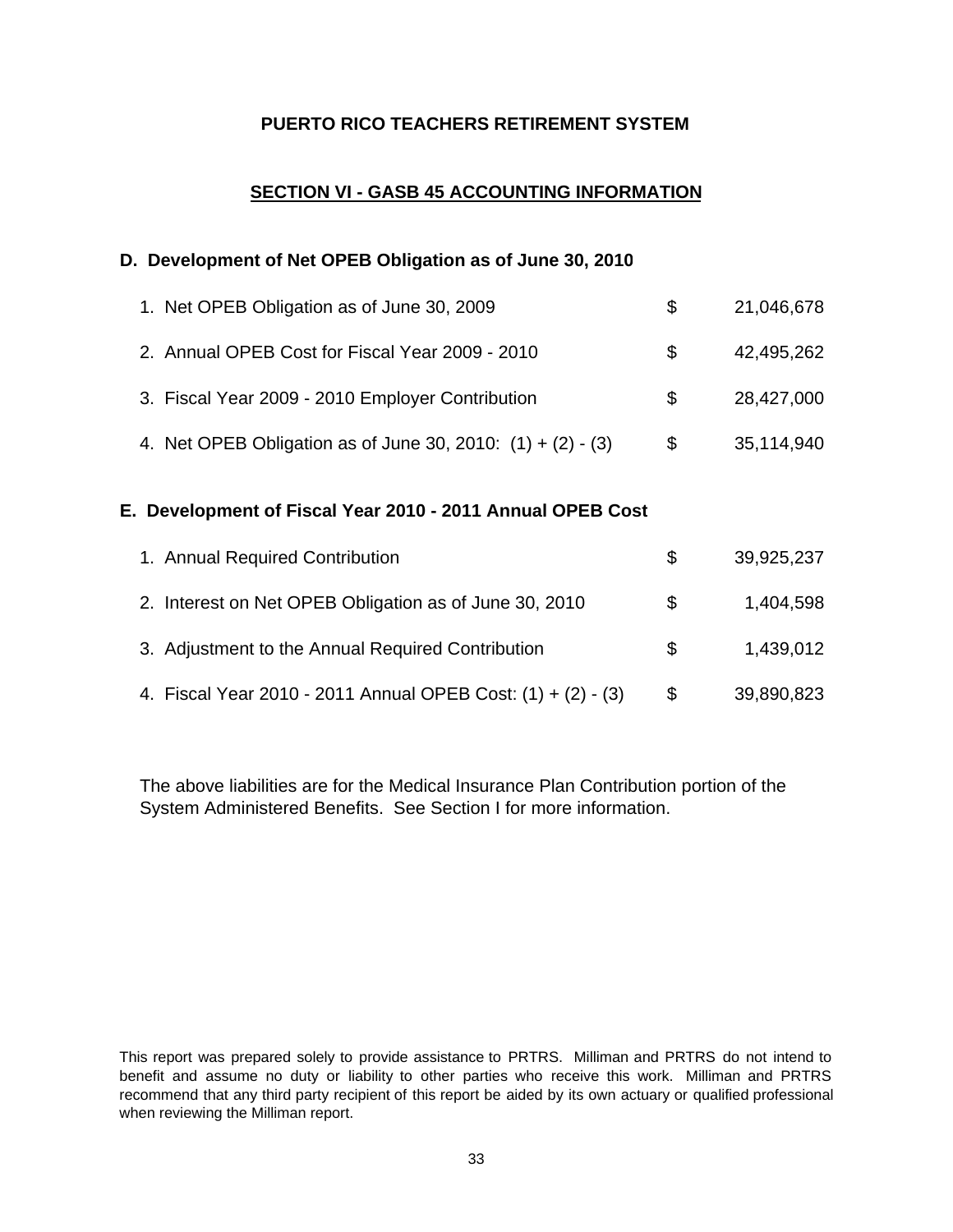# PUERTO RICO TEACHERS RETIREMENT SYSTEM

## SECTION VI - GASB 45 ACCOUNTING INFORMATION

### D. Development of Net OPEB Obligation as of June 30, 2010

| | | |
|---|---|---|
| 1. Net OPEB Obligation as of June 30, 2009 | $ | 21,046,678 |
| 2. Annual OPEB Cost for Fiscal Year 2009 - 2010 | $ | 42,495,262 |
| 3. Fiscal Year 2009 - 2010 Employer Contribution | $ | 28,427,000 |
| 4. Net OPEB Obligation as of June 30, 2010: (1) + (2) - (3) | $ | 35,114,940 |

### E. Development of Fiscal Year 2010 - 2011 Annual OPEB Cost

| | | |
|---|---|---|
| 1. Annual Required Contribution | $ | 39,925,237 |
| 2. Interest on Net OPEB Obligation as of June 30, 2010 | $ | 1,404,598 |
| 3. Adjustment to the Annual Required Contribution | $ | 1,439,012 |
| 4. Fiscal Year 2010 - 2011 Annual OPEB Cost: (1) + (2) - (3) | $ | 39,890,823 |

The above liabilities are for the Medical Insurance Plan Contribution portion of the System Administered Benefits. See Section I for more information.

This report was prepared solely to provide assistance to PRTRS. Milliman and PRTRS do not intend to benefit and assume no duty or liability to other parties who receive this work. Milliman and PRTRS recommend that any third party recipient of this report be aided by its own actuary or qualified professional when reviewing the Milliman report.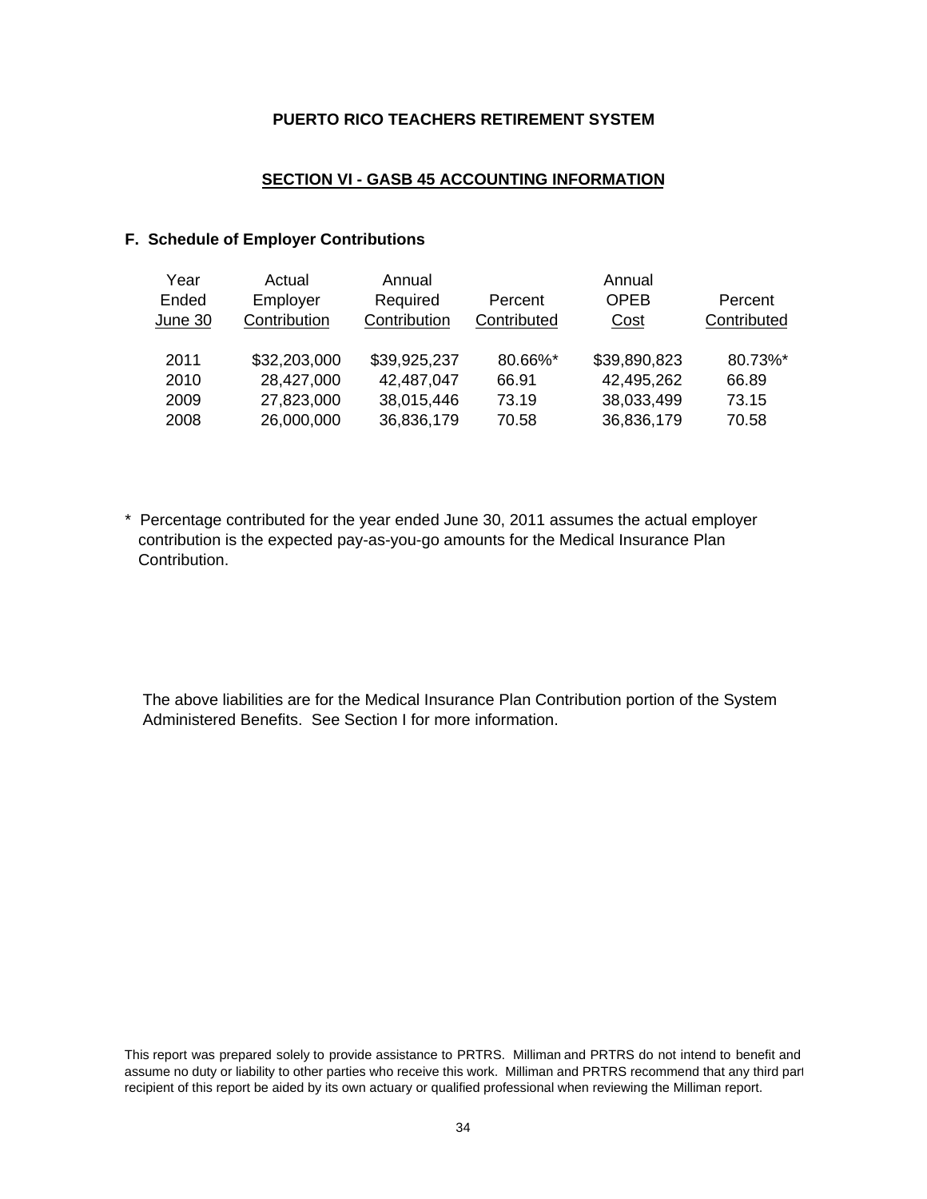# PUERTO RICO TEACHERS RETIREMENT SYSTEM

## SECTION VI - GASB 45 ACCOUNTING INFORMATION

### F. Schedule of Employer Contributions

| Year Ended June 30 | Actual Employer Contribution | Annual Required Contribution | Percent Contributed | Annual OPEB Cost | Percent Contributed |
|---|---|---|---|---|---|
| 2011 | $32,203,000 | $39,925,237 | 80.66%* | $39,890,823 | 80.73%* |
| 2010 | 28,427,000 | 42,487,047 | 66.91 | 42,495,262 | 66.89 |
| 2009 | 27,823,000 | 38,015,446 | 73.19 | 38,033,499 | 73.15 |
| 2008 | 26,000,000 | 36,836,179 | 70.58 | 36,836,179 | 70.58 |

\* Percentage contributed for the year ended June 30, 2011 assumes the actual employer contribution is the expected pay-as-you-go amounts for the Medical Insurance Plan Contribution.

The above liabilities are for the Medical Insurance Plan Contribution portion of the System Administered Benefits. See Section I for more information.

This report was prepared solely to provide assistance to PRTRS. Milliman and PRTRS do not intend to benefit and assume no duty or liability to other parties who receive this work. Milliman and PRTRS recommend that any third part recipient of this report be aided by its own actuary or qualified professional when reviewing the Milliman report.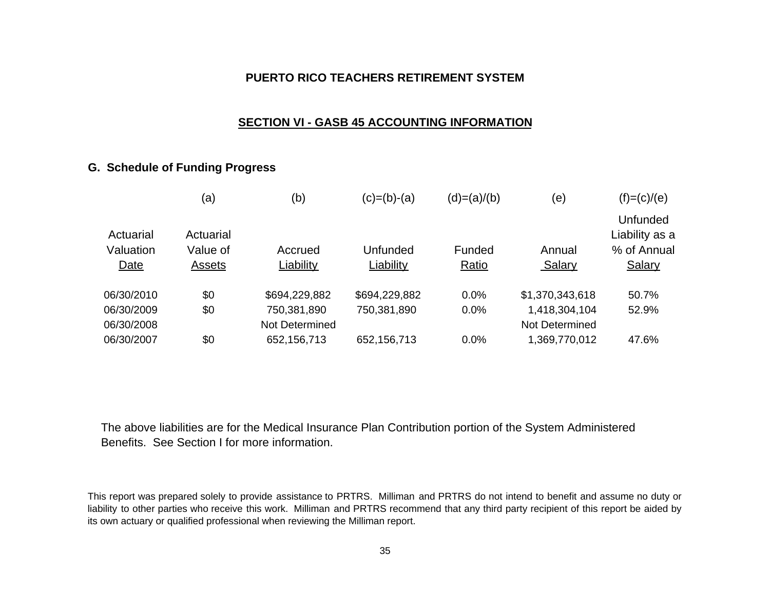**PUERTO RICO TEACHERS RETIREMENT SYSTEM**

## SECTION VI - GASB 45 ACCOUNTING INFORMATION

### G. Schedule of Funding Progress

| | (a) | (b) | (c)=(b)-(a) | (d)=(a)/(b) | (e) | (f)=(c)/(e) |
|---|---|---|---|---|---|---|
| Actuarial Valuation Date | Actuarial Value of Assets | Accrued Liability | Unfunded Liability | Funded Ratio | Annual Salary | Unfunded Liability as a % of Annual Salary |
| 06/30/2010 | $0 | $694,229,882 | $694,229,882 | 0.0% | $1,370,343,618 | 50.7% |
| 06/30/2009 | $0 | 750,381,890 | 750,381,890 | 0.0% | 1,418,304,104 | 52.9% |
| 06/30/2008 | | Not Determined | | | Not Determined | |
| 06/30/2007 | $0 | 652,156,713 | 652,156,713 | 0.0% | 1,369,770,012 | 47.6% |

The above liabilities are for the Medical Insurance Plan Contribution portion of the System Administered Benefits. See Section I for more information.

This report was prepared solely to provide assistance to PRTRS. Milliman and PRTRS do not intend to benefit and assume no duty or liability to other parties who receive this work. Milliman and PRTRS recommend that any third party recipient of this report be aided by its own actuary or qualified professional when reviewing the Milliman report.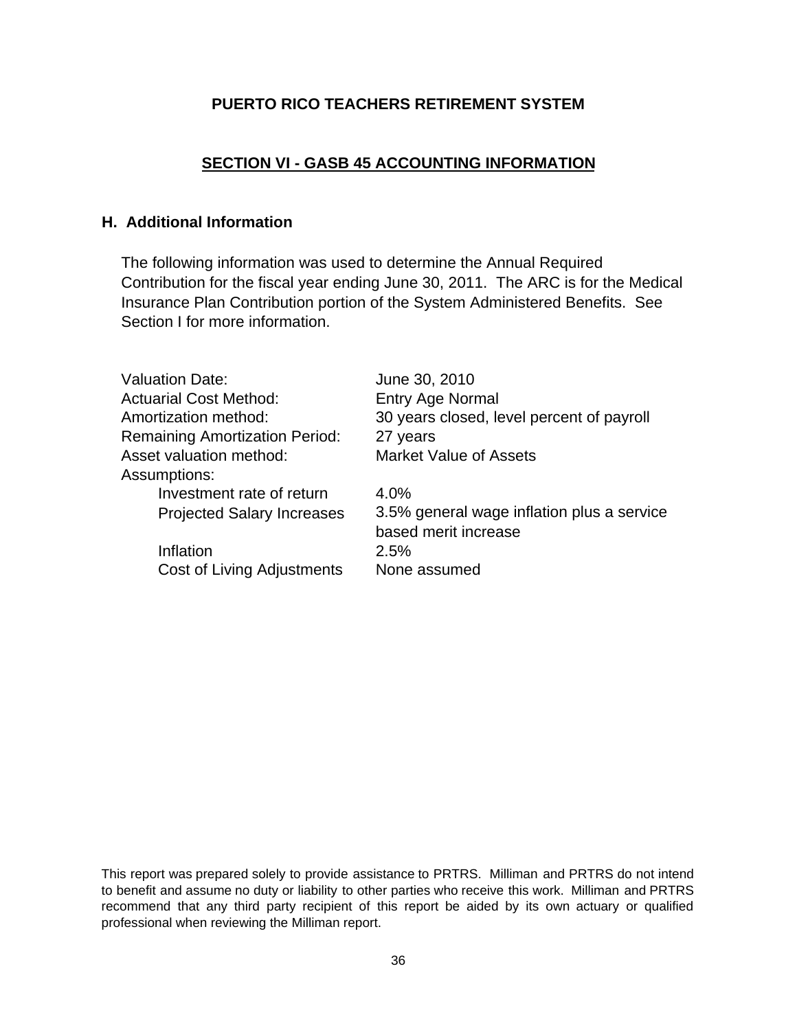# PUERTO RICO TEACHERS RETIREMENT SYSTEM

## SECTION VI - GASB 45 ACCOUNTING INFORMATION

### H. Additional Information

The following information was used to determine the Annual Required Contribution for the fiscal year ending June 30, 2011. The ARC is for the Medical Insurance Plan Contribution portion of the System Administered Benefits. See Section I for more information.

| | |
|---|---|
| Valuation Date: | June 30, 2010 |
| Actuarial Cost Method: | Entry Age Normal |
| Amortization method: | 30 years closed, level percent of payroll |
| Remaining Amortization Period: | 27 years |
| Asset valuation method: | Market Value of Assets |
| Assumptions: | |
| Investment rate of return | 4.0% |
| Projected Salary Increases | 3.5% general wage inflation plus a service based merit increase |
| Inflation | 2.5% |
| Cost of Living Adjustments | None assumed |

This report was prepared solely to provide assistance to PRTRS. Milliman and PRTRS do not intend to benefit and assume no duty or liability to other parties who receive this work. Milliman and PRTRS recommend that any third party recipient of this report be aided by its own actuary or qualified professional when reviewing the Milliman report.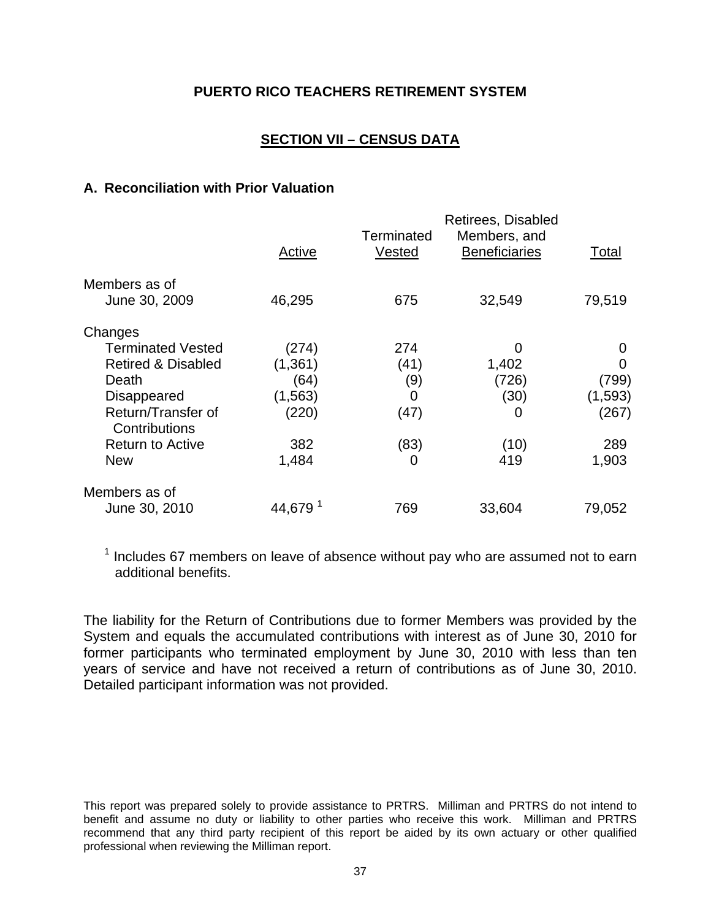**PUERTO RICO TEACHERS RETIREMENT SYSTEM**

## SECTION VII – CENSUS DATA

### A. Reconciliation with Prior Valuation

| | Active | Terminated Vested | Retirees, Disabled Members, and Beneficiaries | Total |
|---|---|---|---|---|
| Members as of June 30, 2009 | 46,295 | 675 | 32,549 | 79,519 |
| Changes | | | | |
| Terminated Vested | (274) | 274 | 0 | 0 |
| Retired & Disabled | (1,361) | (41) | 1,402 | 0 |
| Death | (64) | (9) | (726) | (799) |
| Disappeared | (1,563) | 0 | (30) | (1,593) |
| Return/Transfer of Contributions | (220) | (47) | 0 | (267) |
| Return to Active | 382 | (83) | (10) | 289 |
| New | 1,484 | 0 | 419 | 1,903 |
| Members as of June 30, 2010 | 44,679 [1] | 769 | 33,604 | 79,052 |

[1] Includes 67 members on leave of absence without pay who are assumed not to earn additional benefits.

The liability for the Return of Contributions due to former Members was provided by the System and equals the accumulated contributions with interest as of June 30, 2010 for former participants who terminated employment by June 30, 2010 with less than ten years of service and have not received a return of contributions as of June 30, 2010. Detailed participant information was not provided.

This report was prepared solely to provide assistance to PRTRS. Milliman and PRTRS do not intend to benefit and assume no duty or liability to other parties who receive this work. Milliman and PRTRS recommend that any third party recipient of this report be aided by its own actuary or other qualified professional when reviewing the Milliman report.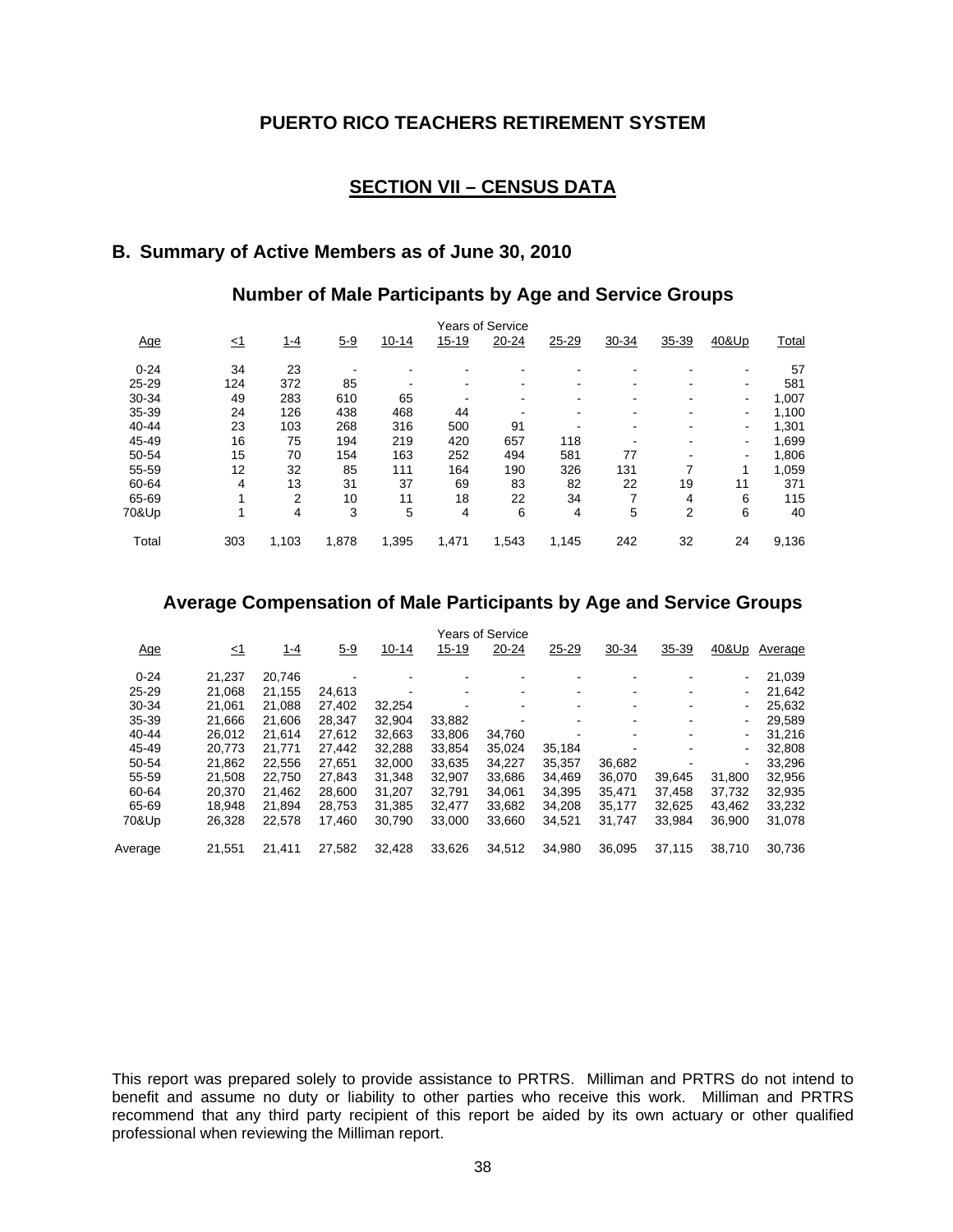# PUERTO RICO TEACHERS RETIREMENT SYSTEM

## SECTION VII – CENSUS DATA

### B. Summary of Active Members as of June 30, 2010

#### Number of Male Participants by Age and Service Groups

| | Years of Service | | | | | | | | | | |
|---|---|---|---|---|---|---|---|---|---|---|---|
| Age | ≤1 | 1-4 | 5-9 | 10-14 | 15-19 | 20-24 | 25-29 | 30-34 | 35-39 | 40&Up | Total |
| 0-24 | 34 | 23 | - | - | - | - | - | - | - | - | 57 |
| 25-29 | 124 | 372 | 85 | - | - | - | - | - | - | - | 581 |
| 30-34 | 49 | 283 | 610 | 65 | - | - | - | - | - | - | 1,007 |
| 35-39 | 24 | 126 | 438 | 468 | 44 | - | - | - | - | - | 1,100 |
| 40-44 | 23 | 103 | 268 | 316 | 500 | 91 | - | - | - | - | 1,301 |
| 45-49 | 16 | 75 | 194 | 219 | 420 | 657 | 118 | - | - | - | 1,699 |
| 50-54 | 15 | 70 | 154 | 163 | 252 | 494 | 581 | 77 | - | - | 1,806 |
| 55-59 | 12 | 32 | 85 | 111 | 164 | 190 | 326 | 131 | 7 | 1 | 1,059 |
| 60-64 | 4 | 13 | 31 | 37 | 69 | 83 | 82 | 22 | 19 | 11 | 371 |
| 65-69 | 1 | 2 | 10 | 11 | 18 | 22 | 34 | 7 | 4 | 6 | 115 |
| 70&Up | 1 | 4 | 3 | 5 | 4 | 6 | 4 | 5 | 2 | 6 | 40 |
| Total | 303 | 1,103 | 1,878 | 1,395 | 1,471 | 1,543 | 1,145 | 242 | 32 | 24 | 9,136 |

#### Average Compensation of Male Participants by Age and Service Groups

| | Years of Service | | | | | | | | | | |
|---|---|---|---|---|---|---|---|---|---|---|---|
| Age | ≤1 | 1-4 | 5-9 | 10-14 | 15-19 | 20-24 | 25-29 | 30-34 | 35-39 | 40&Up | Average |
| 0-24 | 21,237 | 20,746 | - | - | - | - | - | - | - | - | 21,039 |
| 25-29 | 21,068 | 21,155 | 24,613 | - | - | - | - | - | - | - | 21,642 |
| 30-34 | 21,061 | 21,088 | 27,402 | 32,254 | - | - | - | - | - | - | 25,632 |
| 35-39 | 21,666 | 21,606 | 28,347 | 32,904 | 33,882 | - | - | - | - | - | 29,589 |
| 40-44 | 26,012 | 21,614 | 27,612 | 32,663 | 33,806 | 34,760 | - | - | - | - | 31,216 |
| 45-49 | 20,773 | 21,771 | 27,442 | 32,288 | 33,854 | 35,024 | 35,184 | - | - | - | 32,808 |
| 50-54 | 21,862 | 22,556 | 27,651 | 32,000 | 33,635 | 34,227 | 35,357 | 36,682 | - | - | 33,296 |
| 55-59 | 21,508 | 22,750 | 27,843 | 31,348 | 32,907 | 33,686 | 34,469 | 36,070 | 39,645 | 31,800 | 32,956 |
| 60-64 | 20,370 | 21,462 | 28,600 | 31,207 | 32,791 | 34,061 | 34,395 | 35,471 | 37,458 | 37,732 | 32,935 |
| 65-69 | 18,948 | 21,894 | 28,753 | 31,385 | 32,477 | 33,682 | 34,208 | 35,177 | 32,625 | 43,462 | 33,232 |
| 70&Up | 26,328 | 22,578 | 17,460 | 30,790 | 33,000 | 33,660 | 34,521 | 31,747 | 33,984 | 36,900 | 31,078 |
| Average | 21,551 | 21,411 | 27,582 | 32,428 | 33,626 | 34,512 | 34,980 | 36,095 | 37,115 | 38,710 | 30,736 |

This report was prepared solely to provide assistance to PRTRS. Milliman and PRTRS do not intend to benefit and assume no duty or liability to other parties who receive this work. Milliman and PRTRS recommend that any third party recipient of this report be aided by its own actuary or other qualified professional when reviewing the Milliman report.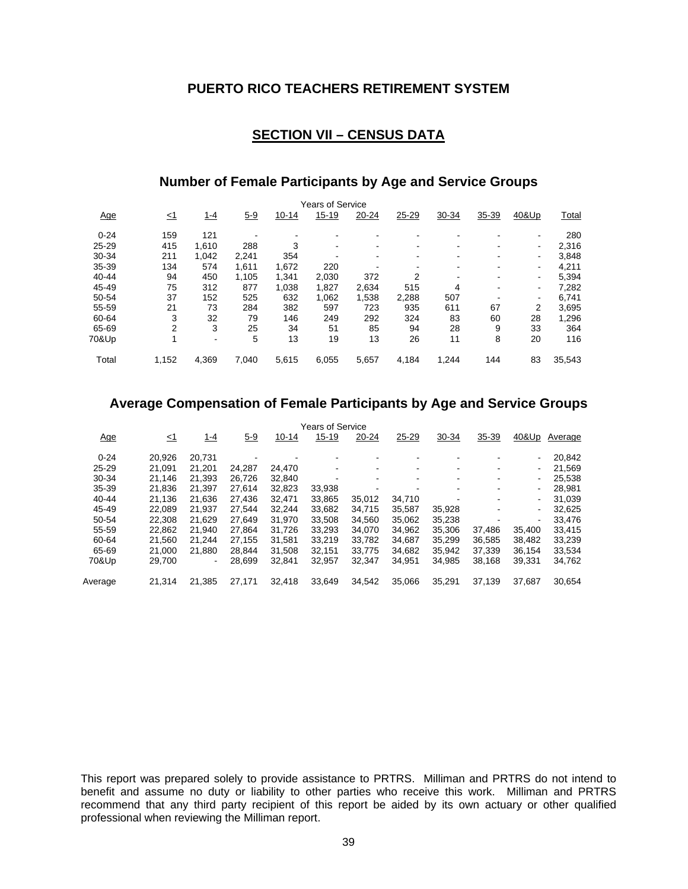## PUERTO RICO TEACHERS RETIREMENT SYSTEM

## SECTION VII – CENSUS DATA

### Number of Female Participants by Age and Service Groups

| | Years of Service | | | | | | | | | | |
|---|---|---|---|---|---|---|---|---|---|---|---|
| Age | ≤1 | 1-4 | 5-9 | 10-14 | 15-19 | 20-24 | 25-29 | 30-34 | 35-39 | 40&Up | Total |
| 0-24 | 159 | 121 | - | - | - | - | - | - | - | - | 280 |
| 25-29 | 415 | 1,610 | 288 | 3 | - | - | - | - | - | - | 2,316 |
| 30-34 | 211 | 1,042 | 2,241 | 354 | - | - | - | - | - | - | 3,848 |
| 35-39 | 134 | 574 | 1,611 | 1,672 | 220 | - | - | - | - | - | 4,211 |
| 40-44 | 94 | 450 | 1,105 | 1,341 | 2,030 | 372 | 2 | - | - | - | 5,394 |
| 45-49 | 75 | 312 | 877 | 1,038 | 1,827 | 2,634 | 515 | 4 | - | - | 7,282 |
| 50-54 | 37 | 152 | 525 | 632 | 1,062 | 1,538 | 2,288 | 507 | - | - | 6,741 |
| 55-59 | 21 | 73 | 284 | 382 | 597 | 723 | 935 | 611 | 67 | 2 | 3,695 |
| 60-64 | 3 | 32 | 79 | 146 | 249 | 292 | 324 | 83 | 60 | 28 | 1,296 |
| 65-69 | 2 | 3 | 25 | 34 | 51 | 85 | 94 | 28 | 9 | 33 | 364 |
| 70&Up | 1 | - | 5 | 13 | 19 | 13 | 26 | 11 | 8 | 20 | 116 |
| Total | 1,152 | 4,369 | 7,040 | 5,615 | 6,055 | 5,657 | 4,184 | 1,244 | 144 | 83 | 35,543 |

### Average Compensation of Female Participants by Age and Service Groups

| | Years of Service | | | | | | | | | | |
|---|---|---|---|---|---|---|---|---|---|---|---|
| Age | ≤1 | 1-4 | 5-9 | 10-14 | 15-19 | 20-24 | 25-29 | 30-34 | 35-39 | 40&Up | Average |
| 0-24 | 20,926 | 20,731 | - | - | - | - | - | - | - | - | 20,842 |
| 25-29 | 21,091 | 21,201 | 24,287 | 24,470 | - | - | - | - | - | - | 21,569 |
| 30-34 | 21,146 | 21,393 | 26,726 | 32,840 | - | - | - | - | - | - | 25,538 |
| 35-39 | 21,836 | 21,397 | 27,614 | 32,823 | 33,938 | - | - | - | - | - | 28,981 |
| 40-44 | 21,136 | 21,636 | 27,436 | 32,471 | 33,865 | 35,012 | 34,710 | - | - | - | 31,039 |
| 45-49 | 22,089 | 21,937 | 27,544 | 32,244 | 33,682 | 34,715 | 35,587 | 35,928 | - | - | 32,625 |
| 50-54 | 22,308 | 21,629 | 27,649 | 31,970 | 33,508 | 34,560 | 35,062 | 35,238 | - | - | 33,476 |
| 55-59 | 22,862 | 21,940 | 27,864 | 31,726 | 33,293 | 34,070 | 34,962 | 35,306 | 37,486 | 35,400 | 33,415 |
| 60-64 | 21,560 | 21,244 | 27,155 | 31,581 | 33,219 | 33,782 | 34,687 | 35,299 | 36,585 | 38,482 | 33,239 |
| 65-69 | 21,000 | 21,880 | 28,844 | 31,508 | 32,151 | 33,775 | 34,682 | 35,942 | 37,339 | 36,154 | 33,534 |
| 70&Up | 29,700 | - | 28,699 | 32,841 | 32,957 | 32,347 | 34,951 | 34,985 | 38,168 | 39,331 | 34,762 |
| Average | 21,314 | 21,385 | 27,171 | 32,418 | 33,649 | 34,542 | 35,066 | 35,291 | 37,139 | 37,687 | 30,654 |

This report was prepared solely to provide assistance to PRTRS. Milliman and PRTRS do not intend to benefit and assume no duty or liability to other parties who receive this work. Milliman and PRTRS recommend that any third party recipient of this report be aided by its own actuary or other qualified professional when reviewing the Milliman report.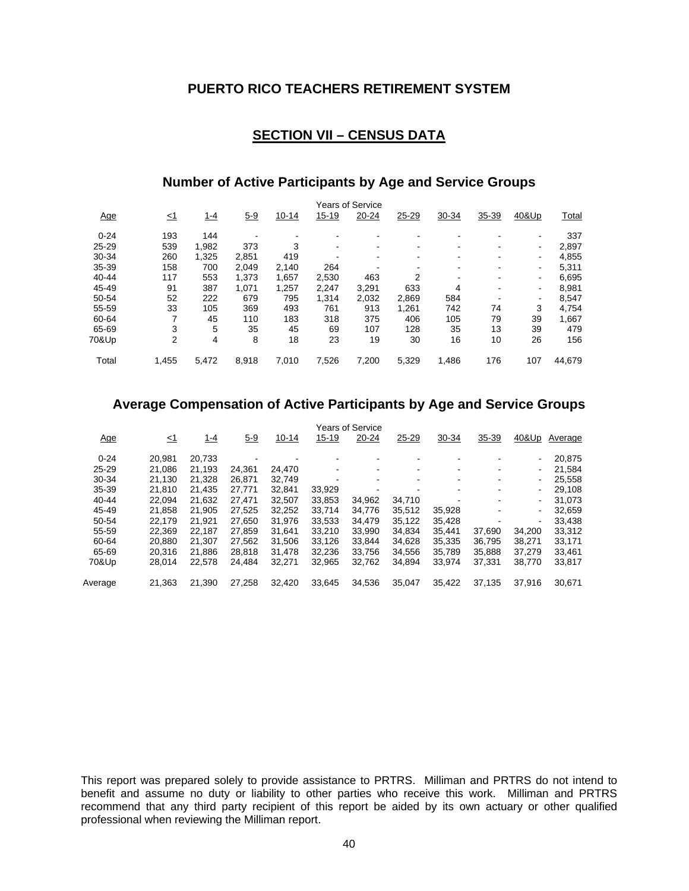# PUERTO RICO TEACHERS RETIREMENT SYSTEM

## SECTION VII – CENSUS DATA

### Number of Active Participants by Age and Service Groups

| | Years of Service | | | | | | | | | | |
|---|---|---|---|---|---|---|---|---|---|---|---|
| Age | ≤1 | 1-4 | 5-9 | 10-14 | 15-19 | 20-24 | 25-29 | 30-34 | 35-39 | 40&Up | Total |
| 0-24 | 193 | 144 | - | - | - | - | - | - | - | - | 337 |
| 25-29 | 539 | 1,982 | 373 | 3 | - | - | - | - | - | - | 2,897 |
| 30-34 | 260 | 1,325 | 2,851 | 419 | - | - | - | - | - | - | 4,855 |
| 35-39 | 158 | 700 | 2,049 | 2,140 | 264 | - | - | - | - | - | 5,311 |
| 40-44 | 117 | 553 | 1,373 | 1,657 | 2,530 | 463 | 2 | - | - | - | 6,695 |
| 45-49 | 91 | 387 | 1,071 | 1,257 | 2,247 | 3,291 | 633 | 4 | - | - | 8,981 |
| 50-54 | 52 | 222 | 679 | 795 | 1,314 | 2,032 | 2,869 | 584 | - | - | 8,547 |
| 55-59 | 33 | 105 | 369 | 493 | 761 | 913 | 1,261 | 742 | 74 | 3 | 4,754 |
| 60-64 | 7 | 45 | 110 | 183 | 318 | 375 | 406 | 105 | 79 | 39 | 1,667 |
| 65-69 | 3 | 5 | 35 | 45 | 69 | 107 | 128 | 35 | 13 | 39 | 479 |
| 70&Up | 2 | 4 | 8 | 18 | 23 | 19 | 30 | 16 | 10 | 26 | 156 |
| Total | 1,455 | 5,472 | 8,918 | 7,010 | 7,526 | 7,200 | 5,329 | 1,486 | 176 | 107 | 44,679 |

### Average Compensation of Active Participants by Age and Service Groups

| | Years of Service | | | | | | | | | | |
|---|---|---|---|---|---|---|---|---|---|---|---|
| Age | ≤1 | 1-4 | 5-9 | 10-14 | 15-19 | 20-24 | 25-29 | 30-34 | 35-39 | 40&Up | Average |
| 0-24 | 20,981 | 20,733 | - | - | - | - | - | - | - | - | 20,875 |
| 25-29 | 21,086 | 21,193 | 24,361 | 24,470 | - | - | - | - | - | - | 21,584 |
| 30-34 | 21,130 | 21,328 | 26,871 | 32,749 | - | - | - | - | - | - | 25,558 |
| 35-39 | 21,810 | 21,435 | 27,771 | 32,841 | 33,929 | - | - | - | - | - | 29,108 |
| 40-44 | 22,094 | 21,632 | 27,471 | 32,507 | 33,853 | 34,962 | 34,710 | - | - | - | 31,073 |
| 45-49 | 21,858 | 21,905 | 27,525 | 32,252 | 33,714 | 34,776 | 35,512 | 35,928 | - | - | 32,659 |
| 50-54 | 22,179 | 21,921 | 27,650 | 31,976 | 33,533 | 34,479 | 35,122 | 35,428 | - | - | 33,438 |
| 55-59 | 22,369 | 22,187 | 27,859 | 31,641 | 33,210 | 33,990 | 34,834 | 35,441 | 37,690 | 34,200 | 33,312 |
| 60-64 | 20,880 | 21,307 | 27,562 | 31,506 | 33,126 | 33,844 | 34,628 | 35,335 | 36,795 | 38,271 | 33,171 |
| 65-69 | 20,316 | 21,886 | 28,818 | 31,478 | 32,236 | 33,756 | 34,556 | 35,789 | 35,888 | 37,279 | 33,461 |
| 70&Up | 28,014 | 22,578 | 24,484 | 32,271 | 32,965 | 32,762 | 34,894 | 33,974 | 37,331 | 38,770 | 33,817 |
| Average | 21,363 | 21,390 | 27,258 | 32,420 | 33,645 | 34,536 | 35,047 | 35,422 | 37,135 | 37,916 | 30,671 |

This report was prepared solely to provide assistance to PRTRS. Milliman and PRTRS do not intend to benefit and assume no duty or liability to other parties who receive this work. Milliman and PRTRS recommend that any third party recipient of this report be aided by its own actuary or other qualified professional when reviewing the Milliman report.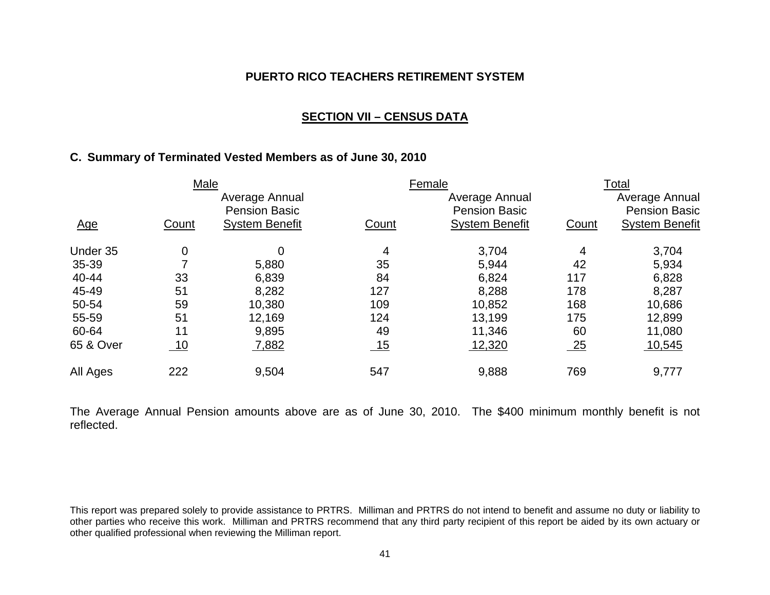**PUERTO RICO TEACHERS RETIREMENT SYSTEM**

**SECTION VII – CENSUS DATA**

**C. Summary of Terminated Vested Members as of June 30, 2010**

| | Male | | Female | | Total | |
|---|---|---|---|---|---|---|
| Age | Count | Average Annual Pension Basic System Benefit | Count | Average Annual Pension Basic System Benefit | Count | Average Annual Pension Basic System Benefit |
| Under 35 | 0 | 0 | 4 | 3,704 | 4 | 3,704 |
| 35-39 | 7 | 5,880 | 35 | 5,944 | 42 | 5,934 |
| 40-44 | 33 | 6,839 | 84 | 6,824 | 117 | 6,828 |
| 45-49 | 51 | 8,282 | 127 | 8,288 | 178 | 8,287 |
| 50-54 | 59 | 10,380 | 109 | 10,852 | 168 | 10,686 |
| 55-59 | 51 | 12,169 | 124 | 13,199 | 175 | 12,899 |
| 60-64 | 11 | 9,895 | 49 | 11,346 | 60 | 11,080 |
| 65 & Over | 10 | 7,882 | 15 | 12,320 | 25 | 10,545 |
| All Ages | 222 | 9,504 | 547 | 9,888 | 769 | 9,777 |

The Average Annual Pension amounts above are as of June 30, 2010. The $400 minimum monthly benefit is not reflected.

This report was prepared solely to provide assistance to PRTRS. Milliman and PRTRS do not intend to benefit and assume no duty or liability to other parties who receive this work. Milliman and PRTRS recommend that any third party recipient of this report be aided by its own actuary or other qualified professional when reviewing the Milliman report.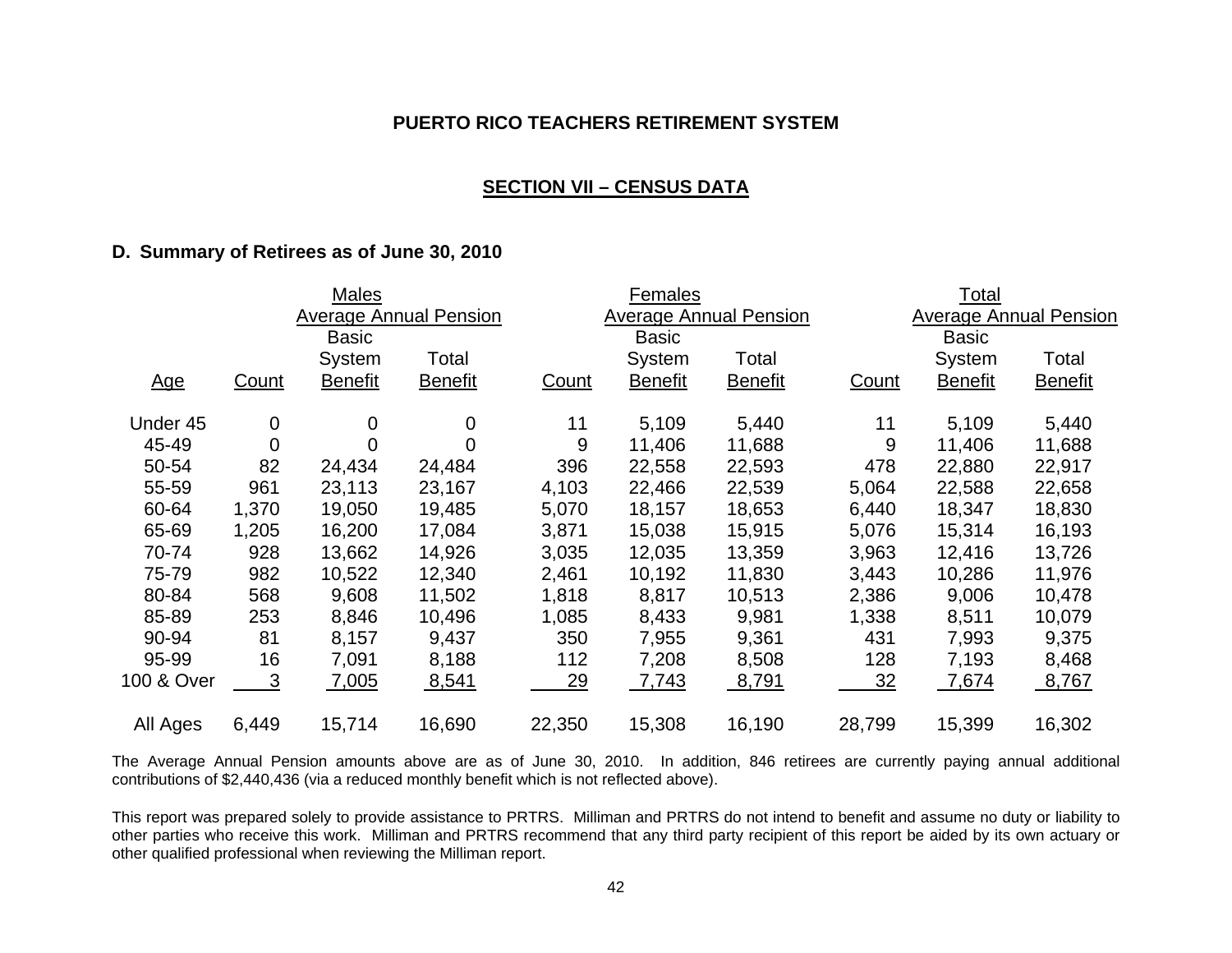**PUERTO RICO TEACHERS RETIREMENT SYSTEM**

**SECTION VII – CENSUS DATA**

### D. Summary of Retirees as of June 30, 2010

| | Males | | | Females | | | Total | | |
|---|---|---|---|---|---|---|---|---|---|
| | | Average Annual Pension | | | Average Annual Pension | | | Average Annual Pension | |
| Age | Count | Basic System Benefit | Total Benefit | Count | Basic System Benefit | Total Benefit | Count | Basic System Benefit | Total Benefit |
| Under 45 | 0 | 0 | 0 | 11 | 5,109 | 5,440 | 11 | 5,109 | 5,440 |
| 45-49 | 0 | 0 | 0 | 9 | 11,406 | 11,688 | 9 | 11,406 | 11,688 |
| 50-54 | 82 | 24,434 | 24,484 | 396 | 22,558 | 22,593 | 478 | 22,880 | 22,917 |
| 55-59 | 961 | 23,113 | 23,167 | 4,103 | 22,466 | 22,539 | 5,064 | 22,588 | 22,658 |
| 60-64 | 1,370 | 19,050 | 19,485 | 5,070 | 18,157 | 18,653 | 6,440 | 18,347 | 18,830 |
| 65-69 | 1,205 | 16,200 | 17,084 | 3,871 | 15,038 | 15,915 | 5,076 | 15,314 | 16,193 |
| 70-74 | 928 | 13,662 | 14,926 | 3,035 | 12,035 | 13,359 | 3,963 | 12,416 | 13,726 |
| 75-79 | 982 | 10,522 | 12,340 | 2,461 | 10,192 | 11,830 | 3,443 | 10,286 | 11,976 |
| 80-84 | 568 | 9,608 | 11,502 | 1,818 | 8,817 | 10,513 | 2,386 | 9,006 | 10,478 |
| 85-89 | 253 | 8,846 | 10,496 | 1,085 | 8,433 | 9,981 | 1,338 | 8,511 | 10,079 |
| 90-94 | 81 | 8,157 | 9,437 | 350 | 7,955 | 9,361 | 431 | 7,993 | 9,375 |
| 95-99 | 16 | 7,091 | 8,188 | 112 | 7,208 | 8,508 | 128 | 7,193 | 8,468 |
| 100 & Over | 3 | 7,005 | 8,541 | 29 | 7,743 | 8,791 | 32 | 7,674 | 8,767 |
| All Ages | 6,449 | 15,714 | 16,690 | 22,350 | 15,308 | 16,190 | 28,799 | 15,399 | 16,302 |

The Average Annual Pension amounts above are as of June 30, 2010. In addition, 846 retirees are currently paying annual additional contributions of $2,440,436 (via a reduced monthly benefit which is not reflected above).

This report was prepared solely to provide assistance to PRTRS. Milliman and PRTRS do not intend to benefit and assume no duty or liability to other parties who receive this work. Milliman and PRTRS recommend that any third party recipient of this report be aided by its own actuary or other qualified professional when reviewing the Milliman report.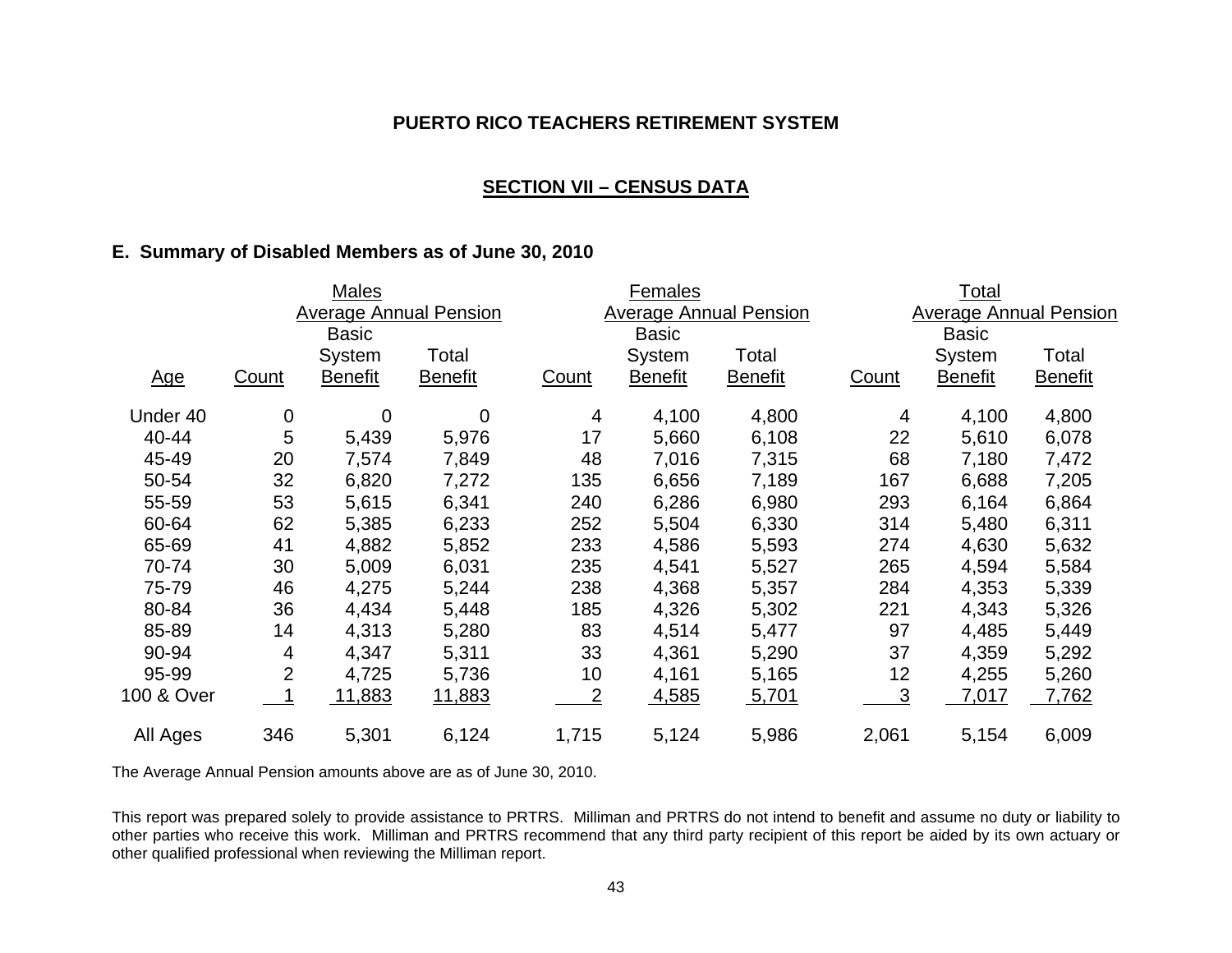# PUERTO RICO TEACHERS RETIREMENT SYSTEM

## SECTION VII – CENSUS DATA

### E. Summary of Disabled Members as of June 30, 2010

| | Males | | | Females | | | Total | | |
|---|---|---|---|---|---|---|---|---|---|
| | | Average Annual Pension | | | Average Annual Pension | | | Average Annual Pension | |
| Age | Count | Basic System Benefit | Total Benefit | Count | Basic System Benefit | Total Benefit | Count | Basic System Benefit | Total Benefit |
| Under 40 | 0 | 0 | 0 | 4 | 4,100 | 4,800 | 4 | 4,100 | 4,800 |
| 40-44 | 5 | 5,439 | 5,976 | 17 | 5,660 | 6,108 | 22 | 5,610 | 6,078 |
| 45-49 | 20 | 7,574 | 7,849 | 48 | 7,016 | 7,315 | 68 | 7,180 | 7,472 |
| 50-54 | 32 | 6,820 | 7,272 | 135 | 6,656 | 7,189 | 167 | 6,688 | 7,205 |
| 55-59 | 53 | 5,615 | 6,341 | 240 | 6,286 | 6,980 | 293 | 6,164 | 6,864 |
| 60-64 | 62 | 5,385 | 6,233 | 252 | 5,504 | 6,330 | 314 | 5,480 | 6,311 |
| 65-69 | 41 | 4,882 | 5,852 | 233 | 4,586 | 5,593 | 274 | 4,630 | 5,632 |
| 70-74 | 30 | 5,009 | 6,031 | 235 | 4,541 | 5,527 | 265 | 4,594 | 5,584 |
| 75-79 | 46 | 4,275 | 5,244 | 238 | 4,368 | 5,357 | 284 | 4,353 | 5,339 |
| 80-84 | 36 | 4,434 | 5,448 | 185 | 4,326 | 5,302 | 221 | 4,343 | 5,326 |
| 85-89 | 14 | 4,313 | 5,280 | 83 | 4,514 | 5,477 | 97 | 4,485 | 5,449 |
| 90-94 | 4 | 4,347 | 5,311 | 33 | 4,361 | 5,290 | 37 | 4,359 | 5,292 |
| 95-99 | 2 | 4,725 | 5,736 | 10 | 4,161 | 5,165 | 12 | 4,255 | 5,260 |
| 100 & Over | 1 | 11,883 | 11,883 | 2 | 4,585 | 5,701 | 3 | 7,017 | 7,762 |
| All Ages | 346 | 5,301 | 6,124 | 1,715 | 5,124 | 5,986 | 2,061 | 5,154 | 6,009 |

The Average Annual Pension amounts above are as of June 30, 2010.

This report was prepared solely to provide assistance to PRTRS. Milliman and PRTRS do not intend to benefit and assume no duty or liability to other parties who receive this work. Milliman and PRTRS recommend that any third party recipient of this report be aided by its own actuary or other qualified professional when reviewing the Milliman report.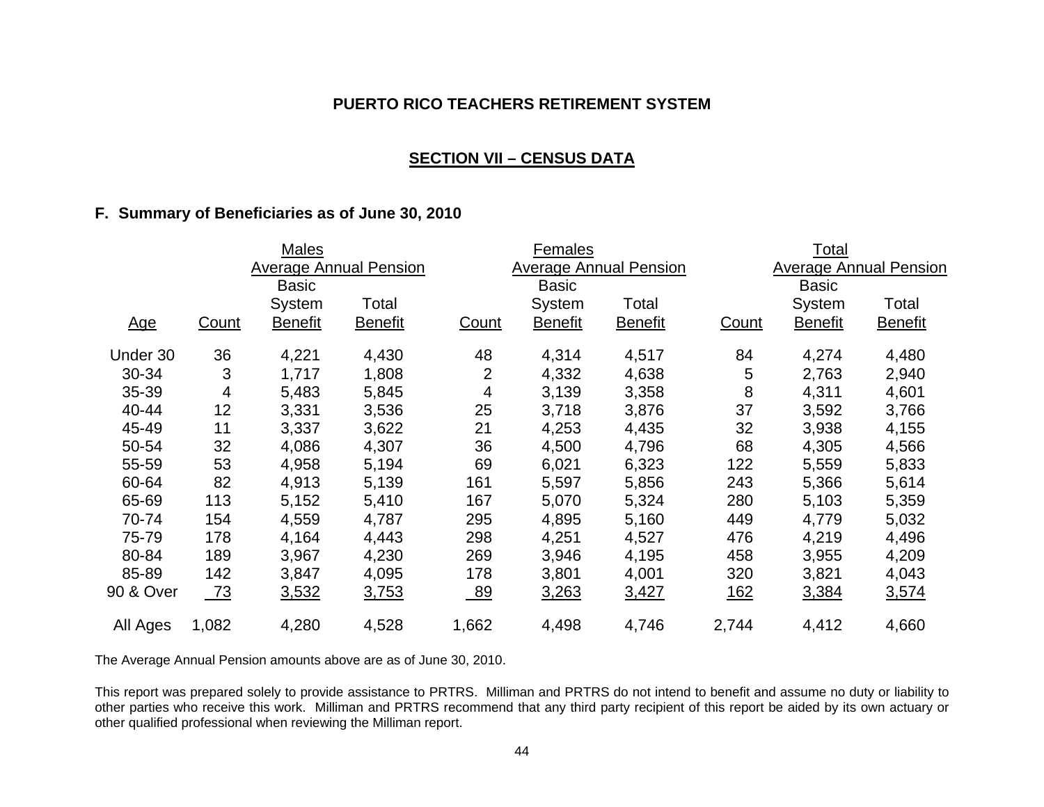**PUERTO RICO TEACHERS RETIREMENT SYSTEM**

**SECTION VII – CENSUS DATA**

**F. Summary of Beneficiaries as of June 30, 2010**

| | Males | | | Females | | | Total | | |
|---|---|---|---|---|---|---|---|---|---|
| | | Average Annual Pension | | | Average Annual Pension | | | Average Annual Pension | |
| Age | Count | Basic System Benefit | Total Benefit | Count | Basic System Benefit | Total Benefit | Count | Basic System Benefit | Total Benefit |
| Under 30 | 36 | 4,221 | 4,430 | 48 | 4,314 | 4,517 | 84 | 4,274 | 4,480 |
| 30-34 | 3 | 1,717 | 1,808 | 2 | 4,332 | 4,638 | 5 | 2,763 | 2,940 |
| 35-39 | 4 | 5,483 | 5,845 | 4 | 3,139 | 3,358 | 8 | 4,311 | 4,601 |
| 40-44 | 12 | 3,331 | 3,536 | 25 | 3,718 | 3,876 | 37 | 3,592 | 3,766 |
| 45-49 | 11 | 3,337 | 3,622 | 21 | 4,253 | 4,435 | 32 | 3,938 | 4,155 |
| 50-54 | 32 | 4,086 | 4,307 | 36 | 4,500 | 4,796 | 68 | 4,305 | 4,566 |
| 55-59 | 53 | 4,958 | 5,194 | 69 | 6,021 | 6,323 | 122 | 5,559 | 5,833 |
| 60-64 | 82 | 4,913 | 5,139 | 161 | 5,597 | 5,856 | 243 | 5,366 | 5,614 |
| 65-69 | 113 | 5,152 | 5,410 | 167 | 5,070 | 5,324 | 280 | 5,103 | 5,359 |
| 70-74 | 154 | 4,559 | 4,787 | 295 | 4,895 | 5,160 | 449 | 4,779 | 5,032 |
| 75-79 | 178 | 4,164 | 4,443 | 298 | 4,251 | 4,527 | 476 | 4,219 | 4,496 |
| 80-84 | 189 | 3,967 | 4,230 | 269 | 3,946 | 4,195 | 458 | 3,955 | 4,209 |
| 85-89 | 142 | 3,847 | 4,095 | 178 | 3,801 | 4,001 | 320 | 3,821 | 4,043 |
| 90 & Over | 73 | 3,532 | 3,753 | 89 | 3,263 | 3,427 | 162 | 3,384 | 3,574 |
| All Ages | 1,082 | 4,280 | 4,528 | 1,662 | 4,498 | 4,746 | 2,744 | 4,412 | 4,660 |

The Average Annual Pension amounts above are as of June 30, 2010.

This report was prepared solely to provide assistance to PRTRS. Milliman and PRTRS do not intend to benefit and assume no duty or liability to other parties who receive this work. Milliman and PRTRS recommend that any third party recipient of this report be aided by its own actuary or other qualified professional when reviewing the Milliman report.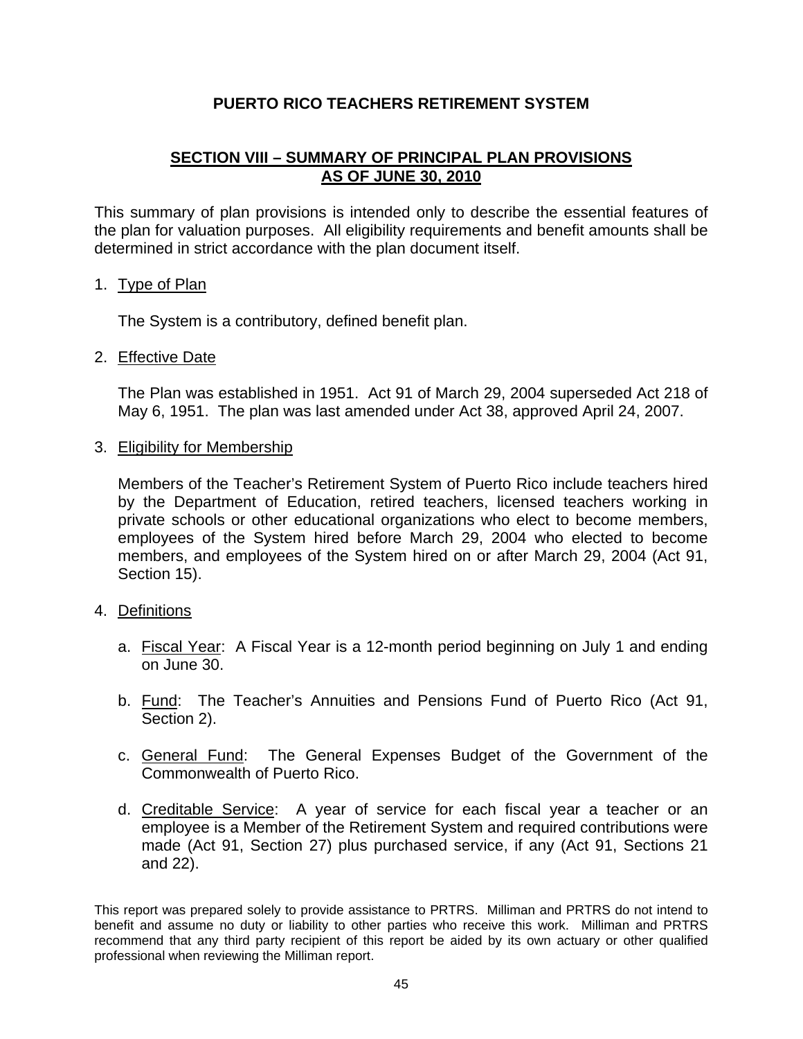## PUERTO RICO TEACHERS RETIREMENT SYSTEM

### SECTION VIII – SUMMARY OF PRINCIPAL PLAN PROVISIONS AS OF JUNE 30, 2010

This summary of plan provisions is intended only to describe the essential features of the plan for valuation purposes. All eligibility requirements and benefit amounts shall be determined in strict accordance with the plan document itself.

1. Type of Plan

   The System is a contributory, defined benefit plan.

2. Effective Date

   The Plan was established in 1951. Act 91 of March 29, 2004 superseded Act 218 of May 6, 1951. The plan was last amended under Act 38, approved April 24, 2007.

3. Eligibility for Membership

   Members of the Teacher's Retirement System of Puerto Rico include teachers hired by the Department of Education, retired teachers, licensed teachers working in private schools or other educational organizations who elect to become members, employees of the System hired before March 29, 2004 who elected to become members, and employees of the System hired on or after March 29, 2004 (Act 91, Section 15).

4. Definitions

   a. Fiscal Year: A Fiscal Year is a 12-month period beginning on July 1 and ending on June 30.

   b. Fund: The Teacher's Annuities and Pensions Fund of Puerto Rico (Act 91, Section 2).

   c. General Fund: The General Expenses Budget of the Government of the Commonwealth of Puerto Rico.

   d. Creditable Service: A year of service for each fiscal year a teacher or an employee is a Member of the Retirement System and required contributions were made (Act 91, Section 27) plus purchased service, if any (Act 91, Sections 21 and 22).

This report was prepared solely to provide assistance to PRTRS. Milliman and PRTRS do not intend to benefit and assume no duty or liability to other parties who receive this work. Milliman and PRTRS recommend that any third party recipient of this report be aided by its own actuary or other qualified professional when reviewing the Milliman report.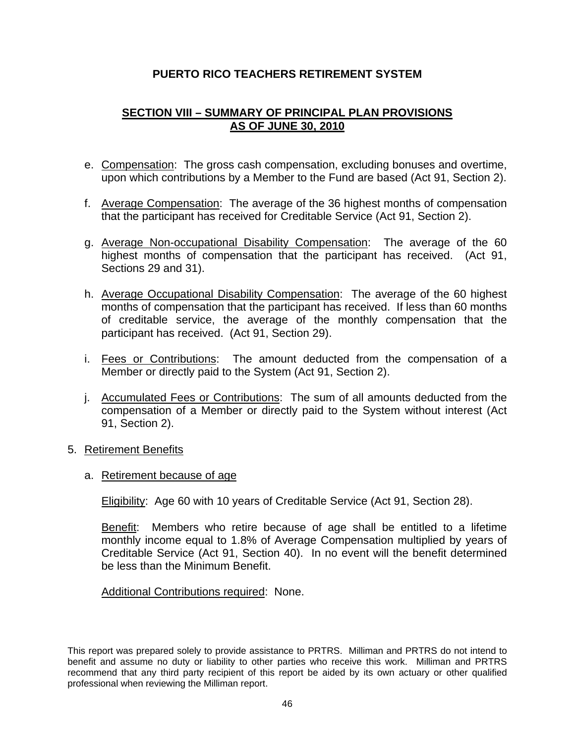**PUERTO RICO TEACHERS RETIREMENT SYSTEM**

**SECTION VIII – SUMMARY OF PRINCIPAL PLAN PROVISIONS AS OF JUNE 30, 2010**

e. Compensation: The gross cash compensation, excluding bonuses and overtime, upon which contributions by a Member to the Fund are based (Act 91, Section 2).

f. Average Compensation: The average of the 36 highest months of compensation that the participant has received for Creditable Service (Act 91, Section 2).

g. Average Non-occupational Disability Compensation: The average of the 60 highest months of compensation that the participant has received. (Act 91, Sections 29 and 31).

h. Average Occupational Disability Compensation: The average of the 60 highest months of compensation that the participant has received. If less than 60 months of creditable service, the average of the monthly compensation that the participant has received. (Act 91, Section 29).

i. Fees or Contributions: The amount deducted from the compensation of a Member or directly paid to the System (Act 91, Section 2).

j. Accumulated Fees or Contributions: The sum of all amounts deducted from the compensation of a Member or directly paid to the System without interest (Act 91, Section 2).

5. Retirement Benefits

   a. Retirement because of age

      Eligibility: Age 60 with 10 years of Creditable Service (Act 91, Section 28).

      Benefit: Members who retire because of age shall be entitled to a lifetime monthly income equal to 1.8% of Average Compensation multiplied by years of Creditable Service (Act 91, Section 40). In no event will the benefit determined be less than the Minimum Benefit.

      Additional Contributions required: None.

This report was prepared solely to provide assistance to PRTRS. Milliman and PRTRS do not intend to benefit and assume no duty or liability to other parties who receive this work. Milliman and PRTRS recommend that any third party recipient of this report be aided by its own actuary or other qualified professional when reviewing the Milliman report.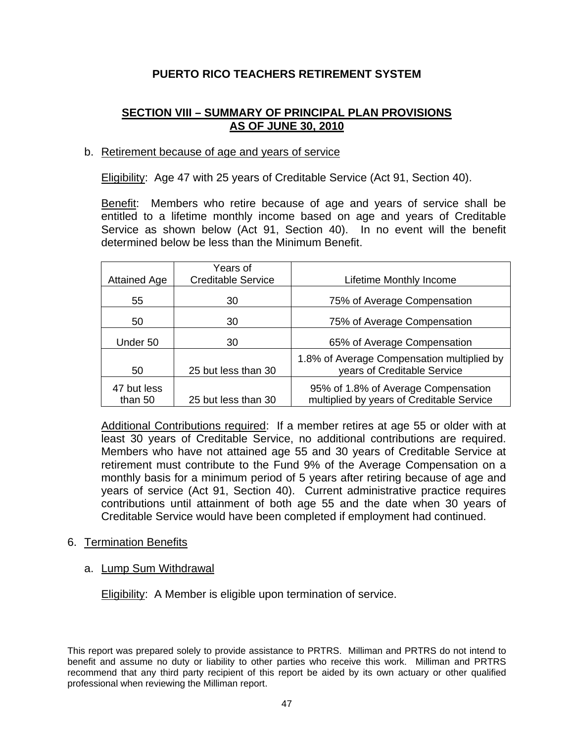## PUERTO RICO TEACHERS RETIREMENT SYSTEM

### SECTION VIII – SUMMARY OF PRINCIPAL PLAN PROVISIONS AS OF JUNE 30, 2010

b. Retirement because of age and years of service

Eligibility: Age 47 with 25 years of Creditable Service (Act 91, Section 40).

Benefit: Members who retire because of age and years of service shall be entitled to a lifetime monthly income based on age and years of Creditable Service as shown below (Act 91, Section 40). In no event will the benefit determined below be less than the Minimum Benefit.

| Attained Age | Years of Creditable Service | Lifetime Monthly Income |
|---|---|---|
| 55 | 30 | 75% of Average Compensation |
| 50 | 30 | 75% of Average Compensation |
| Under 50 | 30 | 65% of Average Compensation |
| 50 | 25 but less than 30 | 1.8% of Average Compensation multiplied by years of Creditable Service |
| 47 but less than 50 | 25 but less than 30 | 95% of 1.8% of Average Compensation multiplied by years of Creditable Service |

Additional Contributions required: If a member retires at age 55 or older with at least 30 years of Creditable Service, no additional contributions are required. Members who have not attained age 55 and 30 years of Creditable Service at retirement must contribute to the Fund 9% of the Average Compensation on a monthly basis for a minimum period of 5 years after retiring because of age and years of service (Act 91, Section 40). Current administrative practice requires contributions until attainment of both age 55 and the date when 30 years of Creditable Service would have been completed if employment had continued.

6. Termination Benefits

a. Lump Sum Withdrawal

Eligibility: A Member is eligible upon termination of service.

This report was prepared solely to provide assistance to PRTRS. Milliman and PRTRS do not intend to benefit and assume no duty or liability to other parties who receive this work. Milliman and PRTRS recommend that any third party recipient of this report be aided by its own actuary or other qualified professional when reviewing the Milliman report.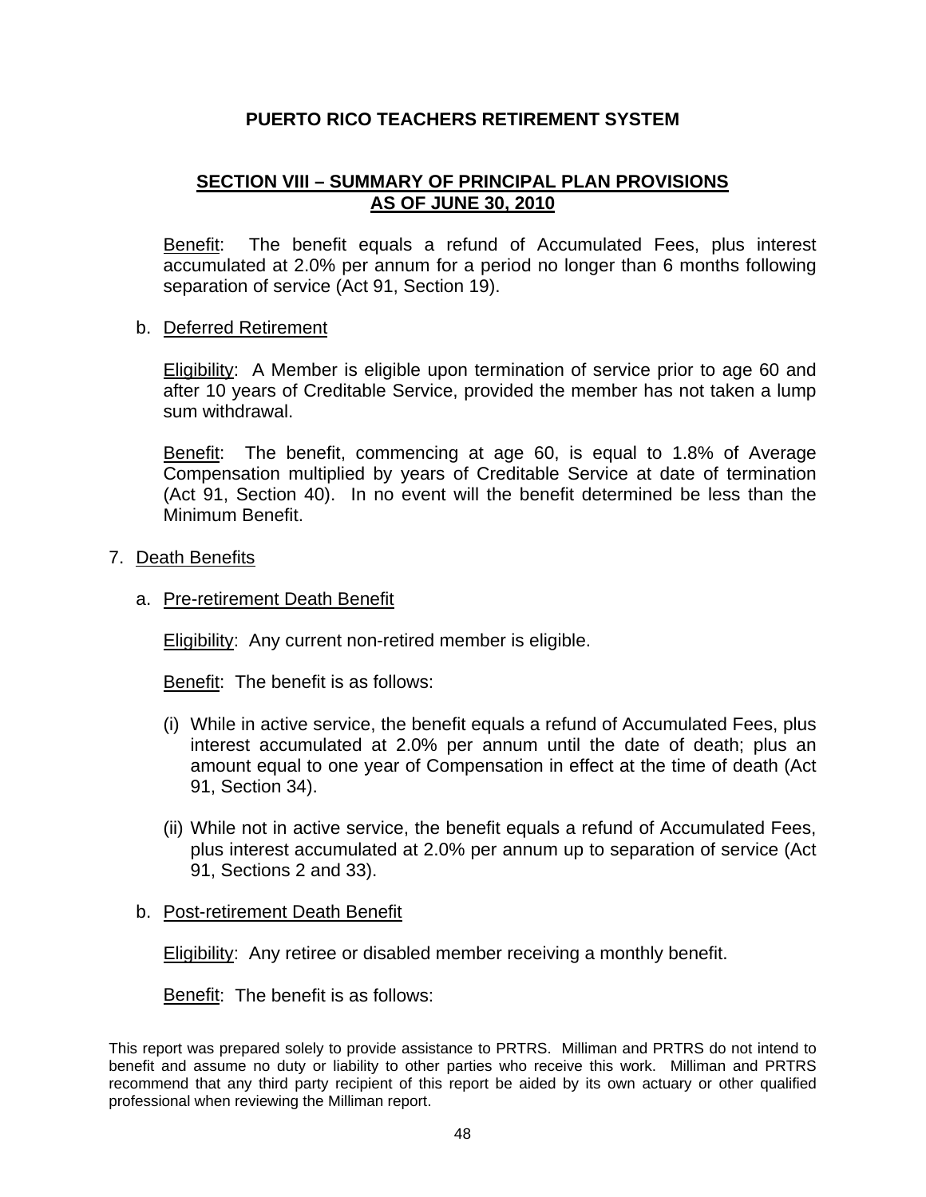# PUERTO RICO TEACHERS RETIREMENT SYSTEM

## SECTION VIII – SUMMARY OF PRINCIPAL PLAN PROVISIONS AS OF JUNE 30, 2010

Benefit: The benefit equals a refund of Accumulated Fees, plus interest accumulated at 2.0% per annum for a period no longer than 6 months following separation of service (Act 91, Section 19).

b. Deferred Retirement

Eligibility: A Member is eligible upon termination of service prior to age 60 and after 10 years of Creditable Service, provided the member has not taken a lump sum withdrawal.

Benefit: The benefit, commencing at age 60, is equal to 1.8% of Average Compensation multiplied by years of Creditable Service at date of termination (Act 91, Section 40). In no event will the benefit determined be less than the Minimum Benefit.

7. Death Benefits

a. Pre-retirement Death Benefit

Eligibility: Any current non-retired member is eligible.

Benefit: The benefit is as follows:

(i) While in active service, the benefit equals a refund of Accumulated Fees, plus interest accumulated at 2.0% per annum until the date of death; plus an amount equal to one year of Compensation in effect at the time of death (Act 91, Section 34).

(ii) While not in active service, the benefit equals a refund of Accumulated Fees, plus interest accumulated at 2.0% per annum up to separation of service (Act 91, Sections 2 and 33).

b. Post-retirement Death Benefit

Eligibility: Any retiree or disabled member receiving a monthly benefit.

Benefit: The benefit is as follows:

This report was prepared solely to provide assistance to PRTRS. Milliman and PRTRS do not intend to benefit and assume no duty or liability to other parties who receive this work. Milliman and PRTRS recommend that any third party recipient of this report be aided by its own actuary or other qualified professional when reviewing the Milliman report.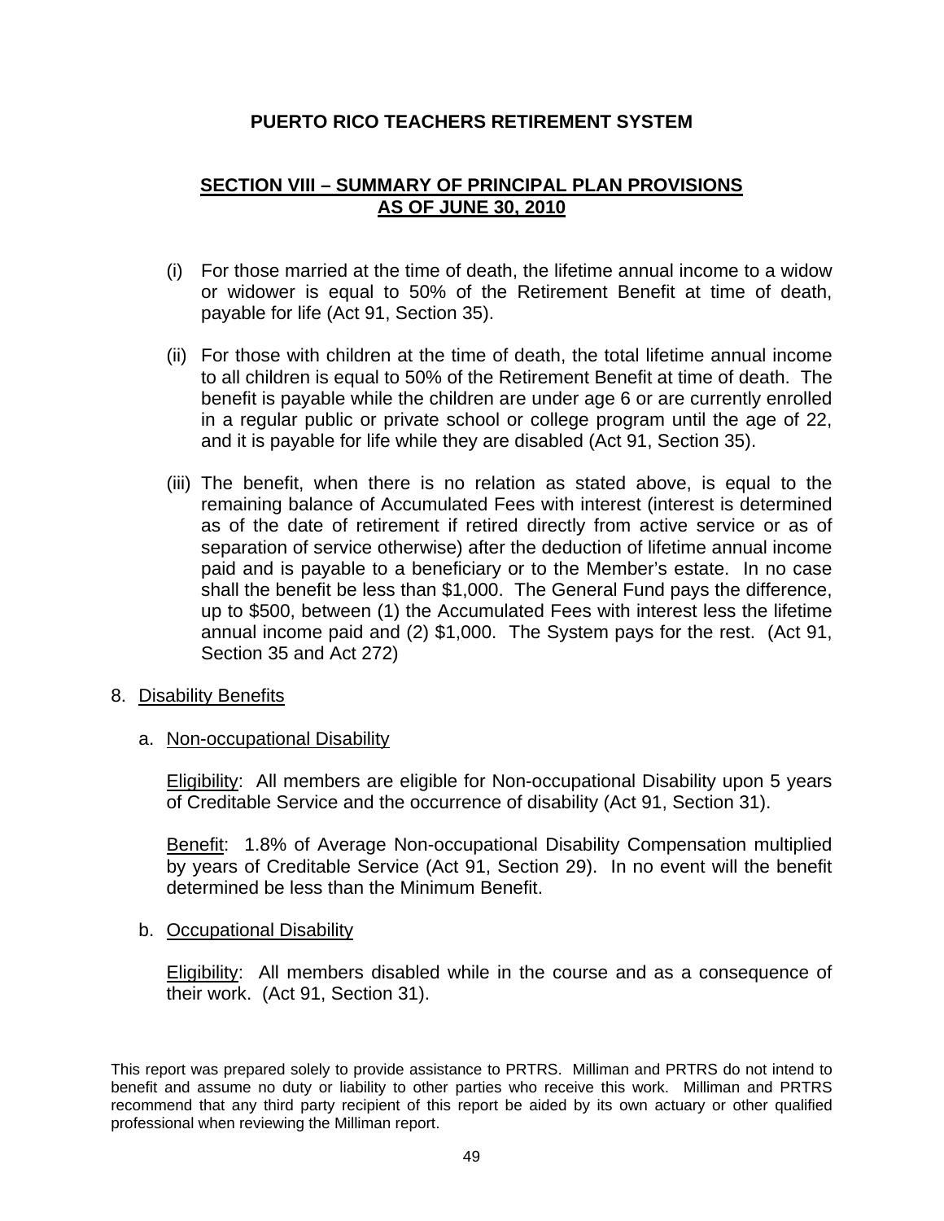**PUERTO RICO TEACHERS RETIREMENT SYSTEM**

**SECTION VIII – SUMMARY OF PRINCIPAL PLAN PROVISIONS AS OF JUNE 30, 2010**

(i) For those married at the time of death, the lifetime annual income to a widow or widower is equal to 50% of the Retirement Benefit at time of death, payable for life (Act 91, Section 35).

(ii) For those with children at the time of death, the total lifetime annual income to all children is equal to 50% of the Retirement Benefit at time of death. The benefit is payable while the children are under age 6 or are currently enrolled in a regular public or private school or college program until the age of 22, and it is payable for life while they are disabled (Act 91, Section 35).

(iii) The benefit, when there is no relation as stated above, is equal to the remaining balance of Accumulated Fees with interest (interest is determined as of the date of retirement if retired directly from active service or as of separation of service otherwise) after the deduction of lifetime annual income paid and is payable to a beneficiary or to the Member's estate. In no case shall the benefit be less than $1,000. The General Fund pays the difference, up to $500, between (1) the Accumulated Fees with interest less the lifetime annual income paid and (2) $1,000. The System pays for the rest. (Act 91, Section 35 and Act 272)

8. Disability Benefits

   a. Non-occupational Disability

      Eligibility: All members are eligible for Non-occupational Disability upon 5 years of Creditable Service and the occurrence of disability (Act 91, Section 31).

      Benefit: 1.8% of Average Non-occupational Disability Compensation multiplied by years of Creditable Service (Act 91, Section 29). In no event will the benefit determined be less than the Minimum Benefit.

   b. Occupational Disability

      Eligibility: All members disabled while in the course and as a consequence of their work. (Act 91, Section 31).

This report was prepared solely to provide assistance to PRTRS. Milliman and PRTRS do not intend to benefit and assume no duty or liability to other parties who receive this work. Milliman and PRTRS recommend that any third party recipient of this report be aided by its own actuary or other qualified professional when reviewing the Milliman report.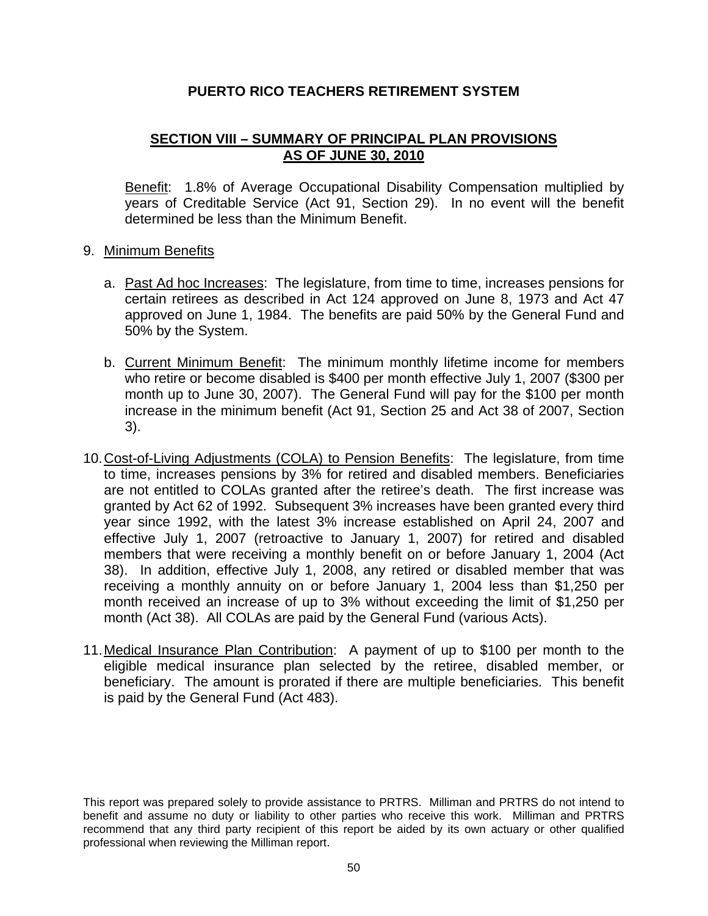# PUERTO RICO TEACHERS RETIREMENT SYSTEM

## SECTION VIII – SUMMARY OF PRINCIPAL PLAN PROVISIONS AS OF JUNE 30, 2010

Benefit: 1.8% of Average Occupational Disability Compensation multiplied by years of Creditable Service (Act 91, Section 29). In no event will the benefit determined be less than the Minimum Benefit.

9. Minimum Benefits

   a. Past Ad hoc Increases: The legislature, from time to time, increases pensions for certain retirees as described in Act 124 approved on June 8, 1973 and Act 47 approved on June 1, 1984. The benefits are paid 50% by the General Fund and 50% by the System.

   b. Current Minimum Benefit: The minimum monthly lifetime income for members who retire or become disabled is $400 per month effective July 1, 2007 ($300 per month up to June 30, 2007). The General Fund will pay for the $100 per month increase in the minimum benefit (Act 91, Section 25 and Act 38 of 2007, Section 3).

10. Cost-of-Living Adjustments (COLA) to Pension Benefits: The legislature, from time to time, increases pensions by 3% for retired and disabled members. Beneficiaries are not entitled to COLAs granted after the retiree's death. The first increase was granted by Act 62 of 1992. Subsequent 3% increases have been granted every third year since 1992, with the latest 3% increase established on April 24, 2007 and effective July 1, 2007 (retroactive to January 1, 2007) for retired and disabled members that were receiving a monthly benefit on or before January 1, 2004 (Act 38). In addition, effective July 1, 2008, any retired or disabled member that was receiving a monthly annuity on or before January 1, 2004 less than $1,250 per month received an increase of up to 3% without exceeding the limit of $1,250 per month (Act 38). All COLAs are paid by the General Fund (various Acts).

11. Medical Insurance Plan Contribution: A payment of up to $100 per month to the eligible medical insurance plan selected by the retiree, disabled member, or beneficiary. The amount is prorated if there are multiple beneficiaries. This benefit is paid by the General Fund (Act 483).

This report was prepared solely to provide assistance to PRTRS. Milliman and PRTRS do not intend to benefit and assume no duty or liability to other parties who receive this work. Milliman and PRTRS recommend that any third party recipient of this report be aided by its own actuary or other qualified professional when reviewing the Milliman report.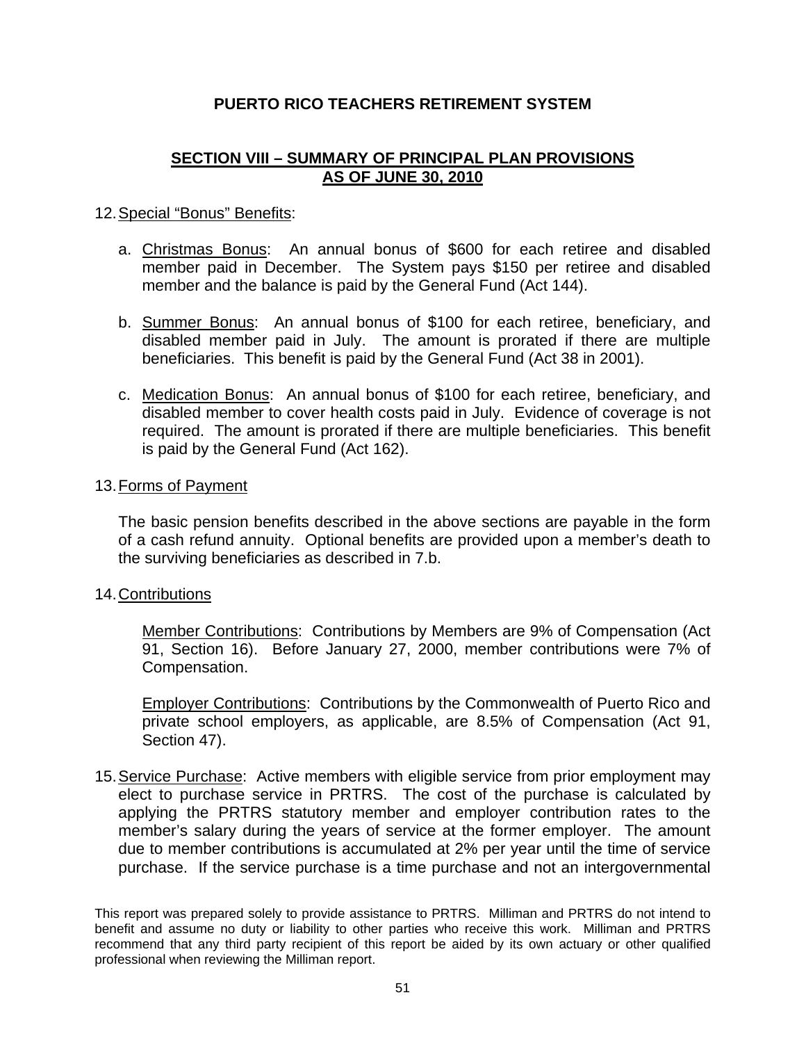**PUERTO RICO TEACHERS RETIREMENT SYSTEM**

**SECTION VIII – SUMMARY OF PRINCIPAL PLAN PROVISIONS AS OF JUNE 30, 2010**

12. Special "Bonus" Benefits:

    a. Christmas Bonus: An annual bonus of $600 for each retiree and disabled member paid in December. The System pays $150 per retiree and disabled member and the balance is paid by the General Fund (Act 144).

    b. Summer Bonus: An annual bonus of $100 for each retiree, beneficiary, and disabled member paid in July. The amount is prorated if there are multiple beneficiaries. This benefit is paid by the General Fund (Act 38 in 2001).

    c. Medication Bonus: An annual bonus of $100 for each retiree, beneficiary, and disabled member to cover health costs paid in July. Evidence of coverage is not required. The amount is prorated if there are multiple beneficiaries. This benefit is paid by the General Fund (Act 162).

13. Forms of Payment

    The basic pension benefits described in the above sections are payable in the form of a cash refund annuity. Optional benefits are provided upon a member's death to the surviving beneficiaries as described in 7.b.

14. Contributions

    Member Contributions: Contributions by Members are 9% of Compensation (Act 91, Section 16). Before January 27, 2000, member contributions were 7% of Compensation.

    Employer Contributions: Contributions by the Commonwealth of Puerto Rico and private school employers, as applicable, are 8.5% of Compensation (Act 91, Section 47).

15. Service Purchase: Active members with eligible service from prior employment may elect to purchase service in PRTRS. The cost of the purchase is calculated by applying the PRTRS statutory member and employer contribution rates to the member's salary during the years of service at the former employer. The amount due to member contributions is accumulated at 2% per year until the time of service purchase. If the service purchase is a time purchase and not an intergovernmental

This report was prepared solely to provide assistance to PRTRS. Milliman and PRTRS do not intend to benefit and assume no duty or liability to other parties who receive this work. Milliman and PRTRS recommend that any third party recipient of this report be aided by its own actuary or other qualified professional when reviewing the Milliman report.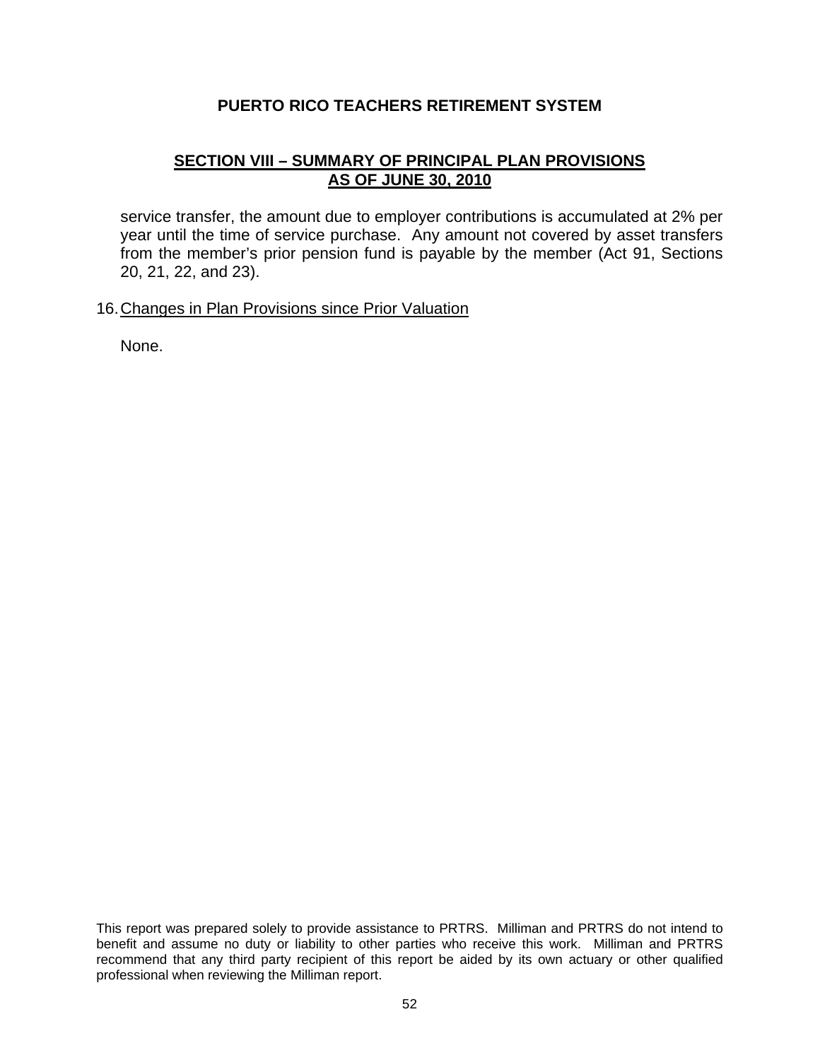service transfer, the amount due to employer contributions is accumulated at 2% per year until the time of service purchase. Any amount not covered by asset transfers from the member's prior pension fund is payable by the member (Act 91, Sections 20, 21, 22, and 23).

16. Changes in Plan Provisions since Prior Valuation

None.

This report was prepared solely to provide assistance to PRTRS. Milliman and PRTRS do not intend to benefit and assume no duty or liability to other parties who receive this work. Milliman and PRTRS recommend that any third party recipient of this report be aided by its own actuary or other qualified professional when reviewing the Milliman report.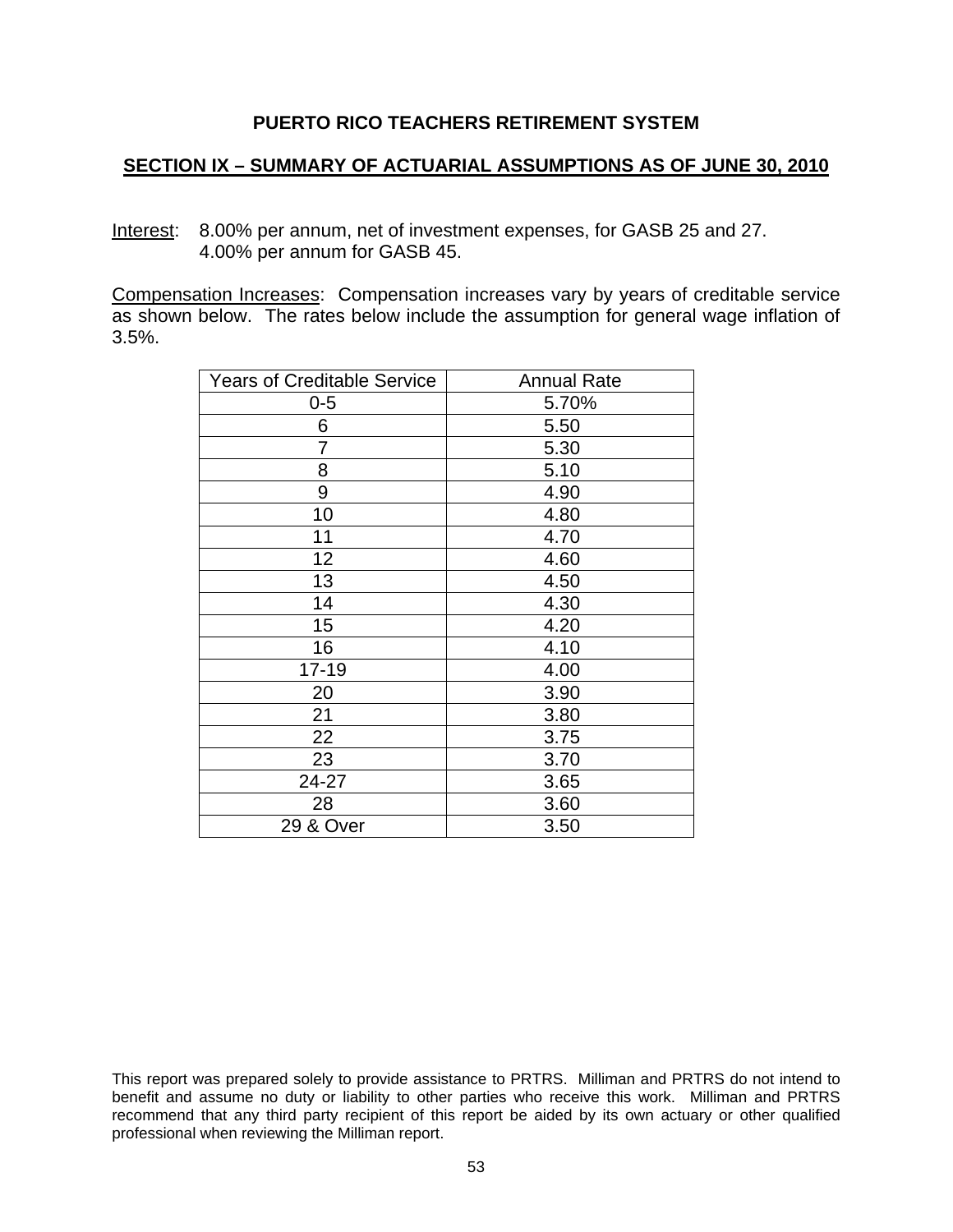**PUERTO RICO TEACHERS RETIREMENT SYSTEM**

**SECTION IX – SUMMARY OF ACTUARIAL ASSUMPTIONS AS OF JUNE 30, 2010**

Interest: 8.00% per annum, net of investment expenses, for GASB 25 and 27.
4.00% per annum for GASB 45.

Compensation Increases: Compensation increases vary by years of creditable service as shown below. The rates below include the assumption for general wage inflation of 3.5%.

| Years of Creditable Service | Annual Rate |
|---|---|
| 0-5 | 5.70% |
| 6 | 5.50 |
| 7 | 5.30 |
| 8 | 5.10 |
| 9 | 4.90 |
| 10 | 4.80 |
| 11 | 4.70 |
| 12 | 4.60 |
| 13 | 4.50 |
| 14 | 4.30 |
| 15 | 4.20 |
| 16 | 4.10 |
| 17-19 | 4.00 |
| 20 | 3.90 |
| 21 | 3.80 |
| 22 | 3.75 |
| 23 | 3.70 |
| 24-27 | 3.65 |
| 28 | 3.60 |
| 29 & Over | 3.50 |

This report was prepared solely to provide assistance to PRTRS. Milliman and PRTRS do not intend to benefit and assume no duty or liability to other parties who receive this work. Milliman and PRTRS recommend that any third party recipient of this report be aided by its own actuary or other qualified professional when reviewing the Milliman report.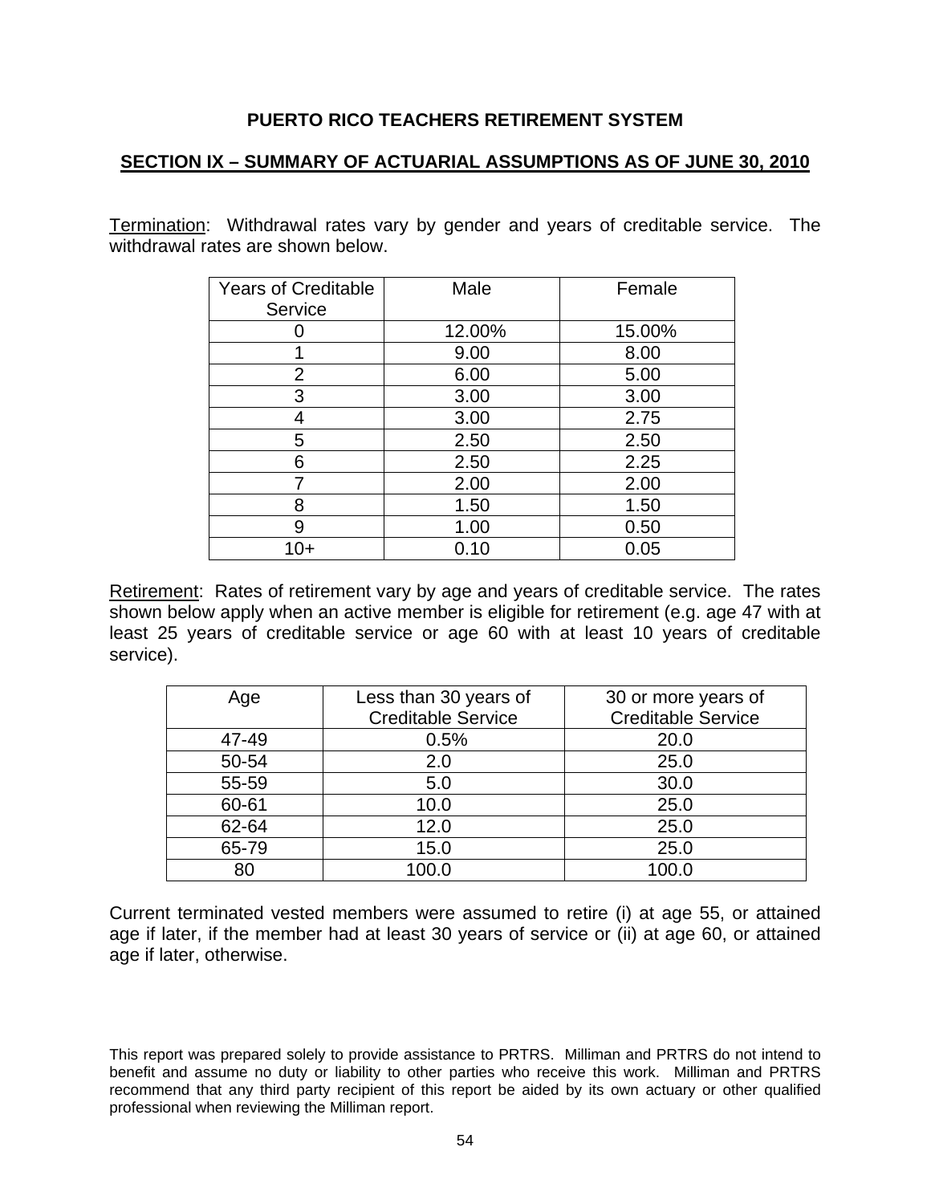**PUERTO RICO TEACHERS RETIREMENT SYSTEM**

**SECTION IX – SUMMARY OF ACTUARIAL ASSUMPTIONS AS OF JUNE 30, 2010**

Termination: Withdrawal rates vary by gender and years of creditable service. The withdrawal rates are shown below.

| Years of Creditable Service | Male | Female |
|---|---|---|
| 0 | 12.00% | 15.00% |
| 1 | 9.00 | 8.00 |
| 2 | 6.00 | 5.00 |
| 3 | 3.00 | 3.00 |
| 4 | 3.00 | 2.75 |
| 5 | 2.50 | 2.50 |
| 6 | 2.50 | 2.25 |
| 7 | 2.00 | 2.00 |
| 8 | 1.50 | 1.50 |
| 9 | 1.00 | 0.50 |
| 10+ | 0.10 | 0.05 |

Retirement: Rates of retirement vary by age and years of creditable service. The rates shown below apply when an active member is eligible for retirement (e.g. age 47 with at least 25 years of creditable service or age 60 with at least 10 years of creditable service).

| Age | Less than 30 years of Creditable Service | 30 or more years of Creditable Service |
|---|---|---|
| 47-49 | 0.5% | 20.0 |
| 50-54 | 2.0 | 25.0 |
| 55-59 | 5.0 | 30.0 |
| 60-61 | 10.0 | 25.0 |
| 62-64 | 12.0 | 25.0 |
| 65-79 | 15.0 | 25.0 |
| 80 | 100.0 | 100.0 |

Current terminated vested members were assumed to retire (i) at age 55, or attained age if later, if the member had at least 30 years of service or (ii) at age 60, or attained age if later, otherwise.

This report was prepared solely to provide assistance to PRTRS. Milliman and PRTRS do not intend to benefit and assume no duty or liability to other parties who receive this work. Milliman and PRTRS recommend that any third party recipient of this report be aided by its own actuary or other qualified professional when reviewing the Milliman report.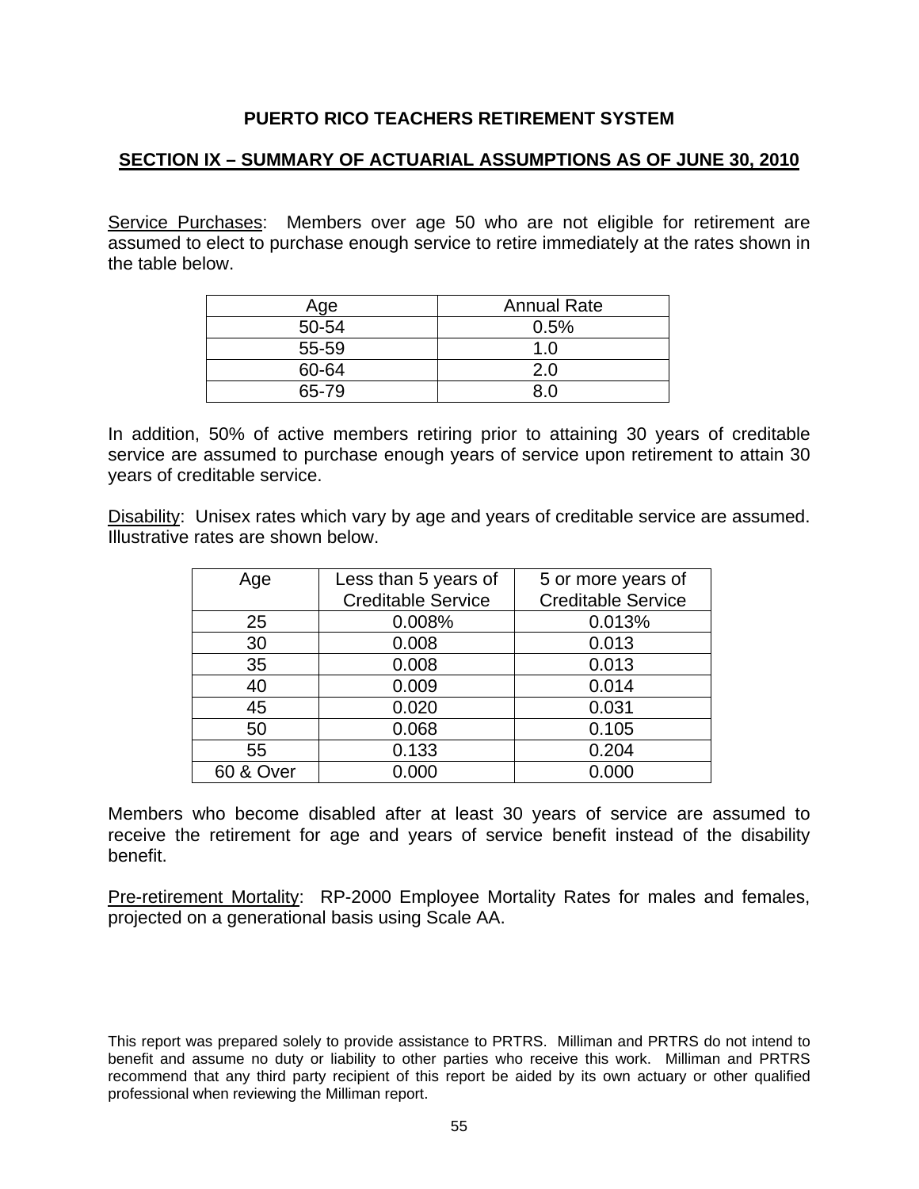**PUERTO RICO TEACHERS RETIREMENT SYSTEM**

**SECTION IX – SUMMARY OF ACTUARIAL ASSUMPTIONS AS OF JUNE 30, 2010**

Service Purchases: Members over age 50 who are not eligible for retirement are assumed to elect to purchase enough service to retire immediately at the rates shown in the table below.

| Age | Annual Rate |
|---|---|
| 50-54 | 0.5% |
| 55-59 | 1.0 |
| 60-64 | 2.0 |
| 65-79 | 8.0 |

In addition, 50% of active members retiring prior to attaining 30 years of creditable service are assumed to purchase enough years of service upon retirement to attain 30 years of creditable service.

Disability: Unisex rates which vary by age and years of creditable service are assumed. Illustrative rates are shown below.

| Age | Less than 5 years of Creditable Service | 5 or more years of Creditable Service |
|---|---|---|
| 25 | 0.008% | 0.013% |
| 30 | 0.008 | 0.013 |
| 35 | 0.008 | 0.013 |
| 40 | 0.009 | 0.014 |
| 45 | 0.020 | 0.031 |
| 50 | 0.068 | 0.105 |
| 55 | 0.133 | 0.204 |
| 60 & Over | 0.000 | 0.000 |

Members who become disabled after at least 30 years of service are assumed to receive the retirement for age and years of service benefit instead of the disability benefit.

Pre-retirement Mortality: RP-2000 Employee Mortality Rates for males and females, projected on a generational basis using Scale AA.

This report was prepared solely to provide assistance to PRTRS. Milliman and PRTRS do not intend to benefit and assume no duty or liability to other parties who receive this work. Milliman and PRTRS recommend that any third party recipient of this report be aided by its own actuary or other qualified professional when reviewing the Milliman report.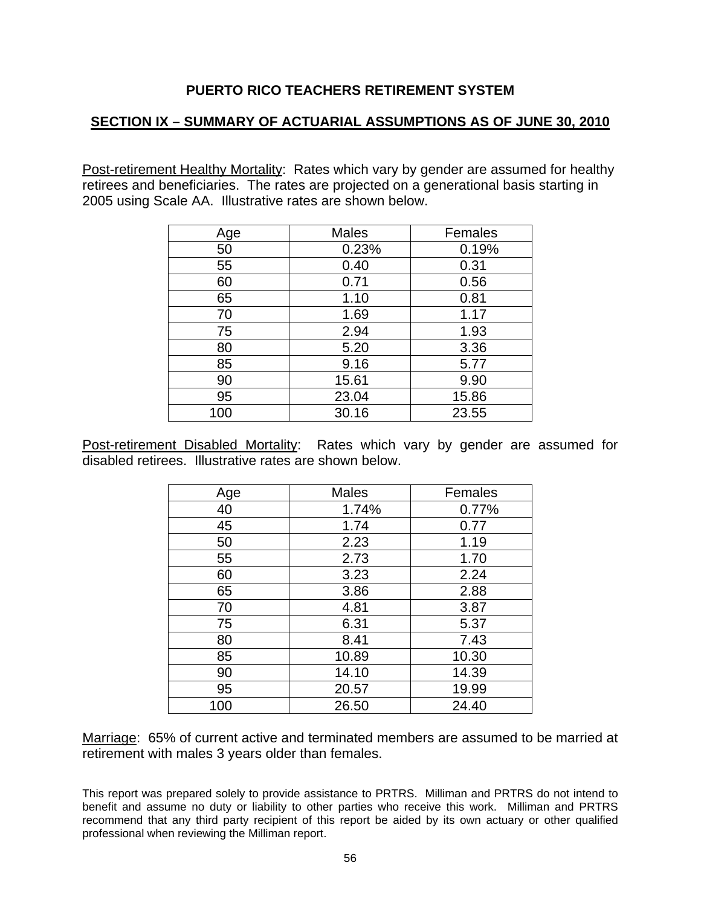**PUERTO RICO TEACHERS RETIREMENT SYSTEM**

**SECTION IX – SUMMARY OF ACTUARIAL ASSUMPTIONS AS OF JUNE 30, 2010**

Post-retirement Healthy Mortality: Rates which vary by gender are assumed for healthy retirees and beneficiaries. The rates are projected on a generational basis starting in 2005 using Scale AA. Illustrative rates are shown below.

| Age | Males | Females |
|---|---|---|
| 50 | 0.23% | 0.19% |
| 55 | 0.40 | 0.31 |
| 60 | 0.71 | 0.56 |
| 65 | 1.10 | 0.81 |
| 70 | 1.69 | 1.17 |
| 75 | 2.94 | 1.93 |
| 80 | 5.20 | 3.36 |
| 85 | 9.16 | 5.77 |
| 90 | 15.61 | 9.90 |
| 95 | 23.04 | 15.86 |
| 100 | 30.16 | 23.55 |

Post-retirement Disabled Mortality: Rates which vary by gender are assumed for disabled retirees. Illustrative rates are shown below.

| Age | Males | Females |
|---|---|---|
| 40 | 1.74% | 0.77% |
| 45 | 1.74 | 0.77 |
| 50 | 2.23 | 1.19 |
| 55 | 2.73 | 1.70 |
| 60 | 3.23 | 2.24 |
| 65 | 3.86 | 2.88 |
| 70 | 4.81 | 3.87 |
| 75 | 6.31 | 5.37 |
| 80 | 8.41 | 7.43 |
| 85 | 10.89 | 10.30 |
| 90 | 14.10 | 14.39 |
| 95 | 20.57 | 19.99 |
| 100 | 26.50 | 24.40 |

Marriage: 65% of current active and terminated members are assumed to be married at retirement with males 3 years older than females.

This report was prepared solely to provide assistance to PRTRS. Milliman and PRTRS do not intend to benefit and assume no duty or liability to other parties who receive this work. Milliman and PRTRS recommend that any third party recipient of this report be aided by its own actuary or other qualified professional when reviewing the Milliman report.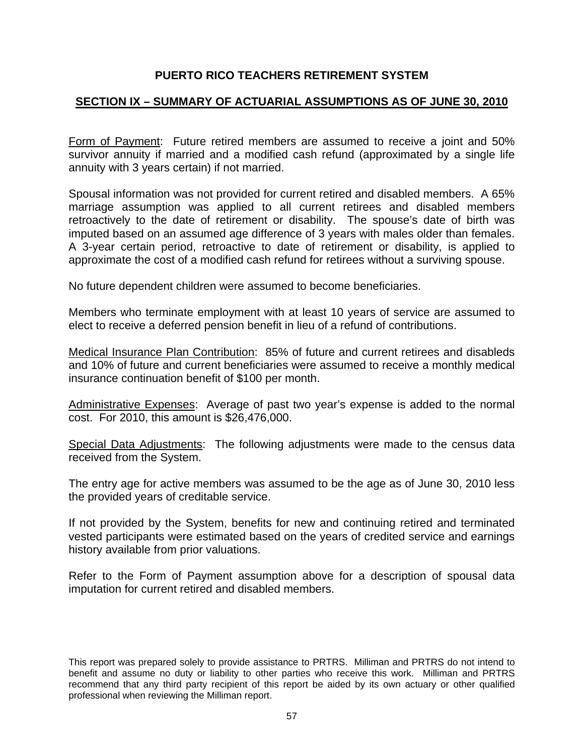# PUERTO RICO TEACHERS RETIREMENT SYSTEM

## SECTION IX – SUMMARY OF ACTUARIAL ASSUMPTIONS AS OF JUNE 30, 2010

Form of Payment: Future retired members are assumed to receive a joint and 50% survivor annuity if married and a modified cash refund (approximated by a single life annuity with 3 years certain) if not married.

Spousal information was not provided for current retired and disabled members. A 65% marriage assumption was applied to all current retirees and disabled members retroactively to the date of retirement or disability. The spouse's date of birth was imputed based on an assumed age difference of 3 years with males older than females. A 3-year certain period, retroactive to date of retirement or disability, is applied to approximate the cost of a modified cash refund for retirees without a surviving spouse.

No future dependent children were assumed to become beneficiaries.

Members who terminate employment with at least 10 years of service are assumed to elect to receive a deferred pension benefit in lieu of a refund of contributions.

Medical Insurance Plan Contribution: 85% of future and current retirees and disableds and 10% of future and current beneficiaries were assumed to receive a monthly medical insurance continuation benefit of $100 per month.

Administrative Expenses: Average of past two year's expense is added to the normal cost. For 2010, this amount is $26,476,000.

Special Data Adjustments: The following adjustments were made to the census data received from the System.

The entry age for active members was assumed to be the age as of June 30, 2010 less the provided years of creditable service.

If not provided by the System, benefits for new and continuing retired and terminated vested participants were estimated based on the years of credited service and earnings history available from prior valuations.

Refer to the Form of Payment assumption above for a description of spousal data imputation for current retired and disabled members.

This report was prepared solely to provide assistance to PRTRS. Milliman and PRTRS do not intend to benefit and assume no duty or liability to other parties who receive this work. Milliman and PRTRS recommend that any third party recipient of this report be aided by its own actuary or other qualified professional when reviewing the Milliman report.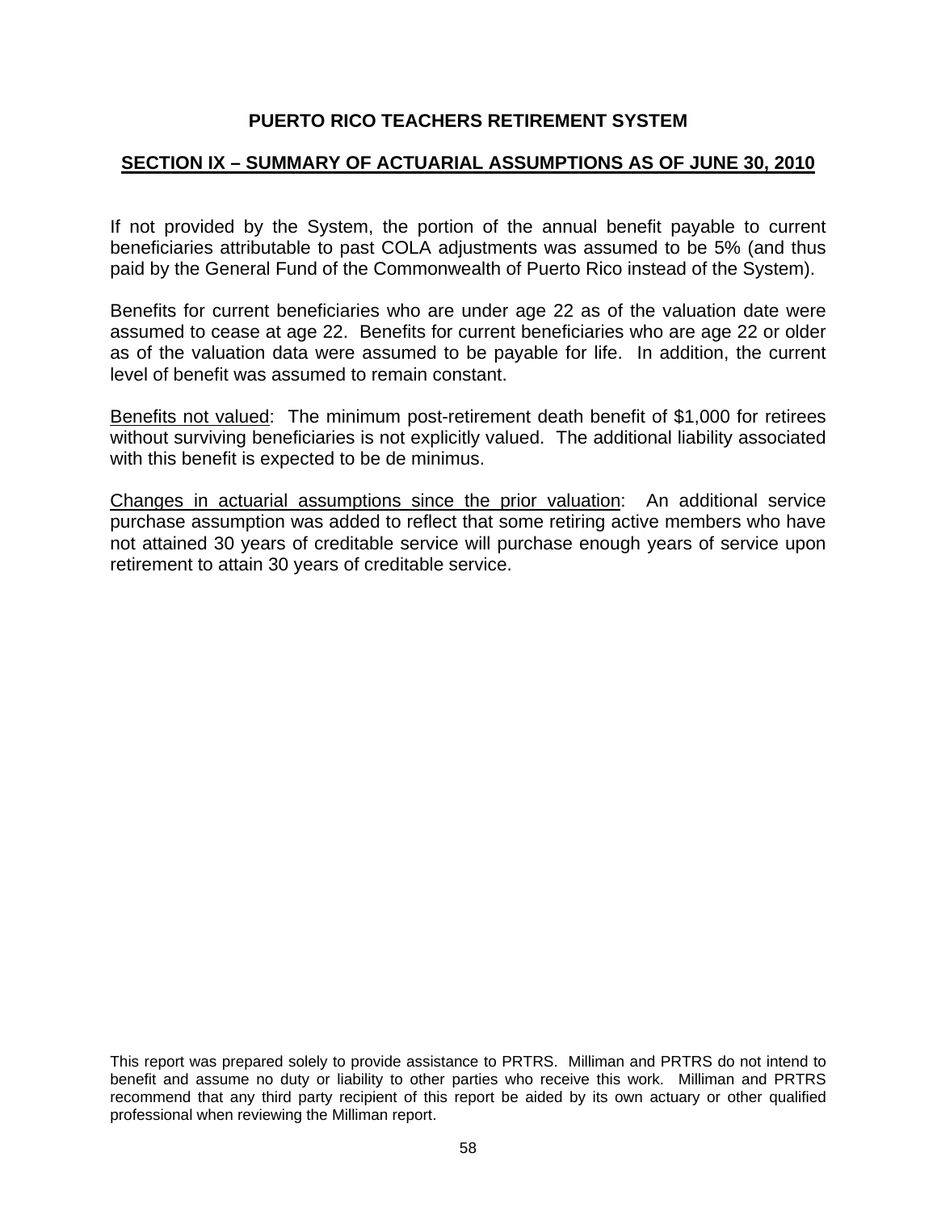**PUERTO RICO TEACHERS RETIREMENT SYSTEM**

**SECTION IX – SUMMARY OF ACTUARIAL ASSUMPTIONS AS OF JUNE 30, 2010**

If not provided by the System, the portion of the annual benefit payable to current beneficiaries attributable to past COLA adjustments was assumed to be 5% (and thus paid by the General Fund of the Commonwealth of Puerto Rico instead of the System).

Benefits for current beneficiaries who are under age 22 as of the valuation date were assumed to cease at age 22. Benefits for current beneficiaries who are age 22 or older as of the valuation data were assumed to be payable for life. In addition, the current level of benefit was assumed to remain constant.

Benefits not valued: The minimum post-retirement death benefit of $1,000 for retirees without surviving beneficiaries is not explicitly valued. The additional liability associated with this benefit is expected to be de minimus.

Changes in actuarial assumptions since the prior valuation: An additional service purchase assumption was added to reflect that some retiring active members who have not attained 30 years of creditable service will purchase enough years of service upon retirement to attain 30 years of creditable service.

This report was prepared solely to provide assistance to PRTRS. Milliman and PRTRS do not intend to benefit and assume no duty or liability to other parties who receive this work. Milliman and PRTRS recommend that any third party recipient of this report be aided by its own actuary or other qualified professional when reviewing the Milliman report.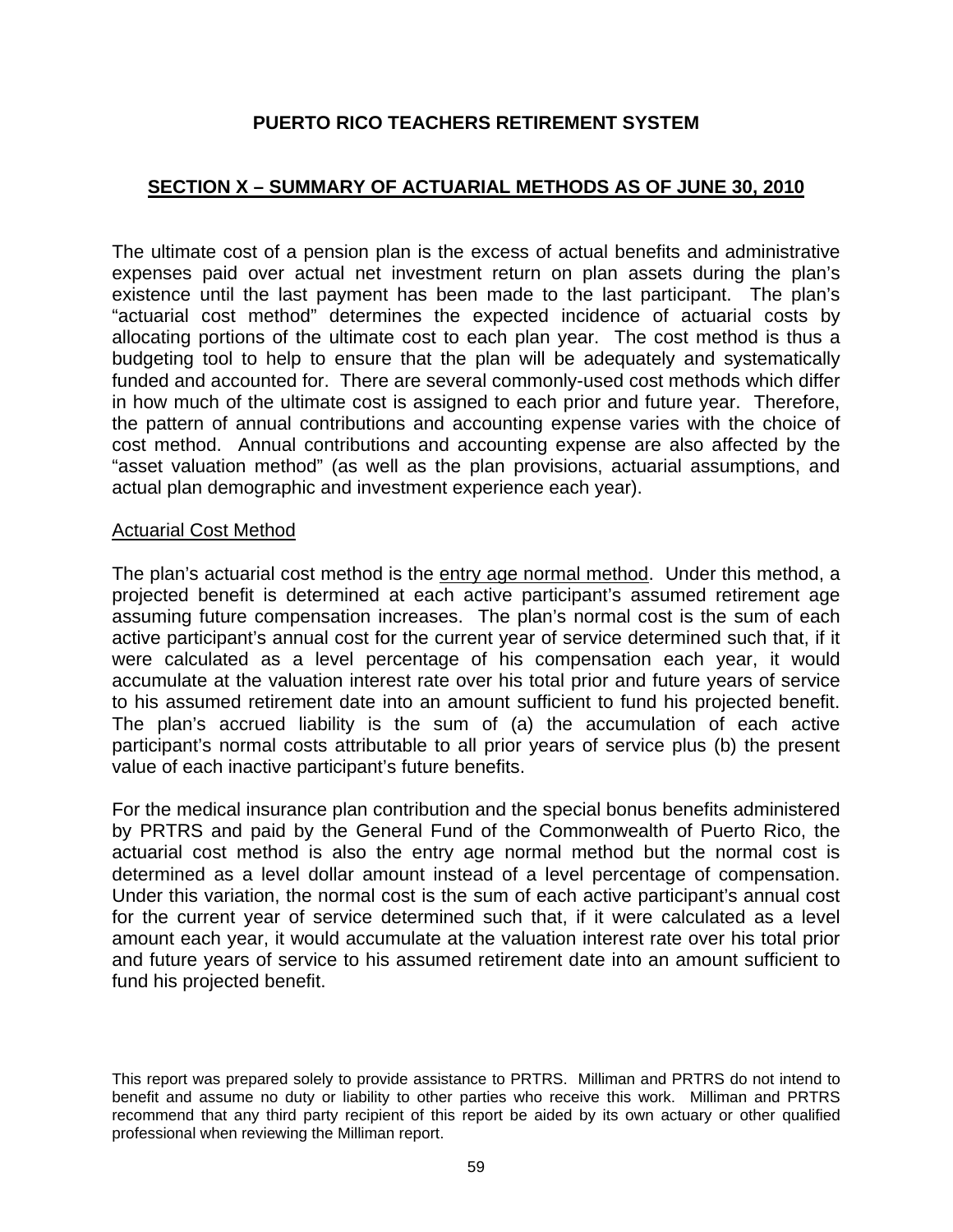# PUERTO RICO TEACHERS RETIREMENT SYSTEM

## SECTION X – SUMMARY OF ACTUARIAL METHODS AS OF JUNE 30, 2010

The ultimate cost of a pension plan is the excess of actual benefits and administrative expenses paid over actual net investment return on plan assets during the plan's existence until the last payment has been made to the last participant. The plan's "actuarial cost method" determines the expected incidence of actuarial costs by allocating portions of the ultimate cost to each plan year. The cost method is thus a budgeting tool to help to ensure that the plan will be adequately and systematically funded and accounted for. There are several commonly-used cost methods which differ in how much of the ultimate cost is assigned to each prior and future year. Therefore, the pattern of annual contributions and accounting expense varies with the choice of cost method. Annual contributions and accounting expense are also affected by the "asset valuation method" (as well as the plan provisions, actuarial assumptions, and actual plan demographic and investment experience each year).

### Actuarial Cost Method

The plan's actuarial cost method is the entry age normal method. Under this method, a projected benefit is determined at each active participant's assumed retirement age assuming future compensation increases. The plan's normal cost is the sum of each active participant's annual cost for the current year of service determined such that, if it were calculated as a level percentage of his compensation each year, it would accumulate at the valuation interest rate over his total prior and future years of service to his assumed retirement date into an amount sufficient to fund his projected benefit. The plan's accrued liability is the sum of (a) the accumulation of each active participant's normal costs attributable to all prior years of service plus (b) the present value of each inactive participant's future benefits.

For the medical insurance plan contribution and the special bonus benefits administered by PRTRS and paid by the General Fund of the Commonwealth of Puerto Rico, the actuarial cost method is also the entry age normal method but the normal cost is determined as a level dollar amount instead of a level percentage of compensation. Under this variation, the normal cost is the sum of each active participant's annual cost for the current year of service determined such that, if it were calculated as a level amount each year, it would accumulate at the valuation interest rate over his total prior and future years of service to his assumed retirement date into an amount sufficient to fund his projected benefit.

This report was prepared solely to provide assistance to PRTRS. Milliman and PRTRS do not intend to benefit and assume no duty or liability to other parties who receive this work. Milliman and PRTRS recommend that any third party recipient of this report be aided by its own actuary or other qualified professional when reviewing the Milliman report.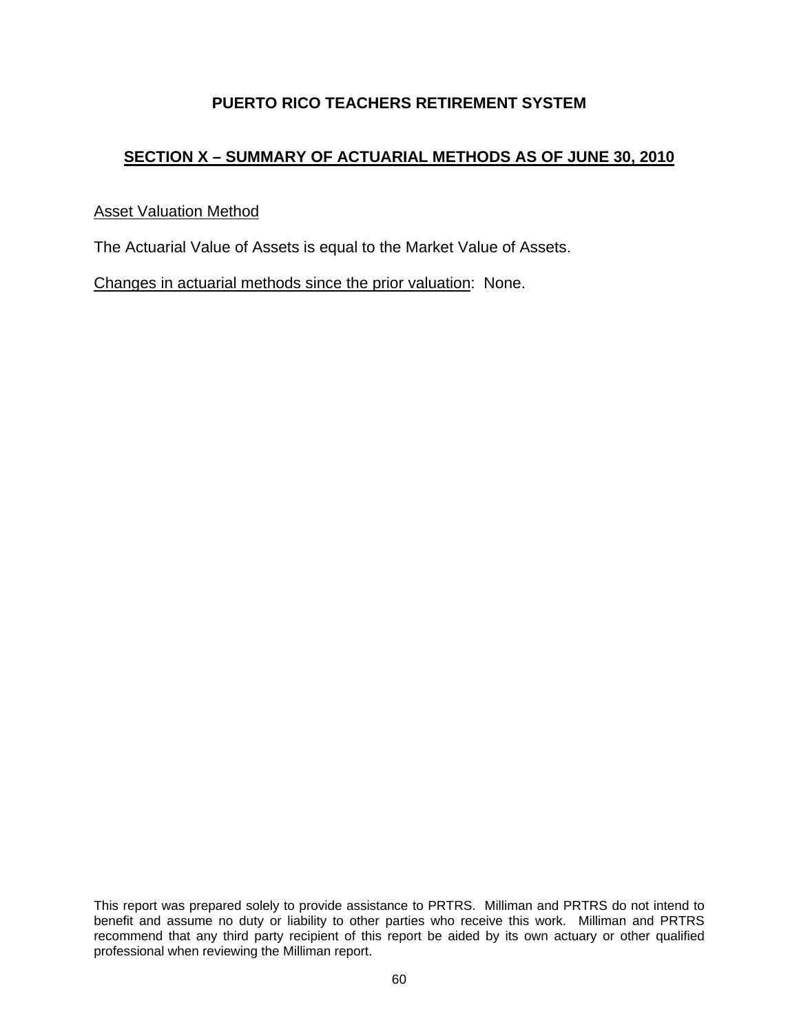## PUERTO RICO TEACHERS RETIREMENT SYSTEM

## SECTION X – SUMMARY OF ACTUARIAL METHODS AS OF JUNE 30, 2010

Asset Valuation Method

The Actuarial Value of Assets is equal to the Market Value of Assets.

Changes in actuarial methods since the prior valuation: None.

This report was prepared solely to provide assistance to PRTRS. Milliman and PRTRS do not intend to benefit and assume no duty or liability to other parties who receive this work. Milliman and PRTRS recommend that any third party recipient of this report be aided by its own actuary or other qualified professional when reviewing the Milliman report.